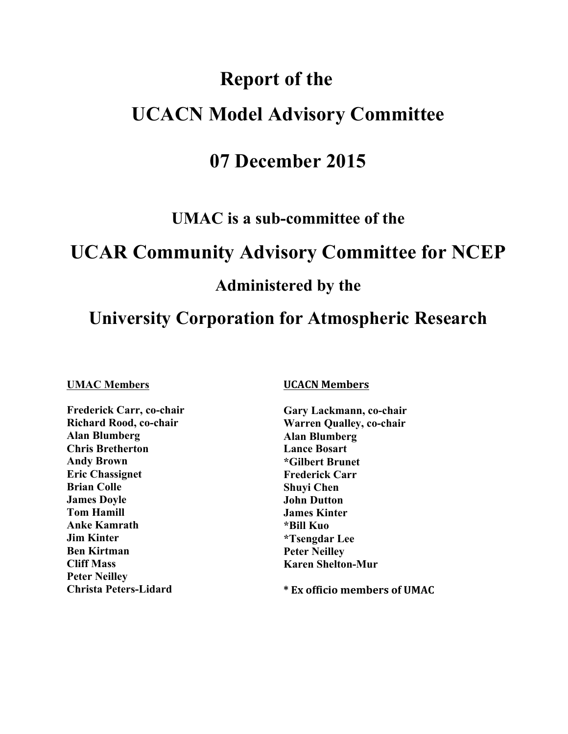# Report of the

# UCACN Model Advisory Committee

# 07 December 2015

### UMAC is a sub-committee of the

## UCAR Community Advisory Committee for NCEP

### Administered by the

## University Corporation for Atmospheric Research

**UMAC Members**

**Frederick Carr, co-chair**
**Richard Rood, co-chair**
**Alan Blumberg**
**Chris Bretherton**
**Andy Brown**
**Eric Chassignet**
**Brian Colle**
**James Doyle**
**Tom Hamill**
**Anke Kamrath**
**Jim Kinter**
**Ben Kirtman**
**Cliff Mass**
**Peter Neilley**
**Christa Peters-Lidard**

**UCACN Members**

**Gary Lackmann, co-chair**
**Warren Qualley, co-chair**
**Alan Blumberg**
**Lance Bosart**
**\*Gilbert Brunet**
**Frederick Carr**
**Shuyi Chen**
**John Dutton**
**James Kinter**
**\*Bill Kuo**
**\*Tsengdar Lee**
**Peter Neilley**
**Karen Shelton-Mur**

**\* Ex officio members of UMAC**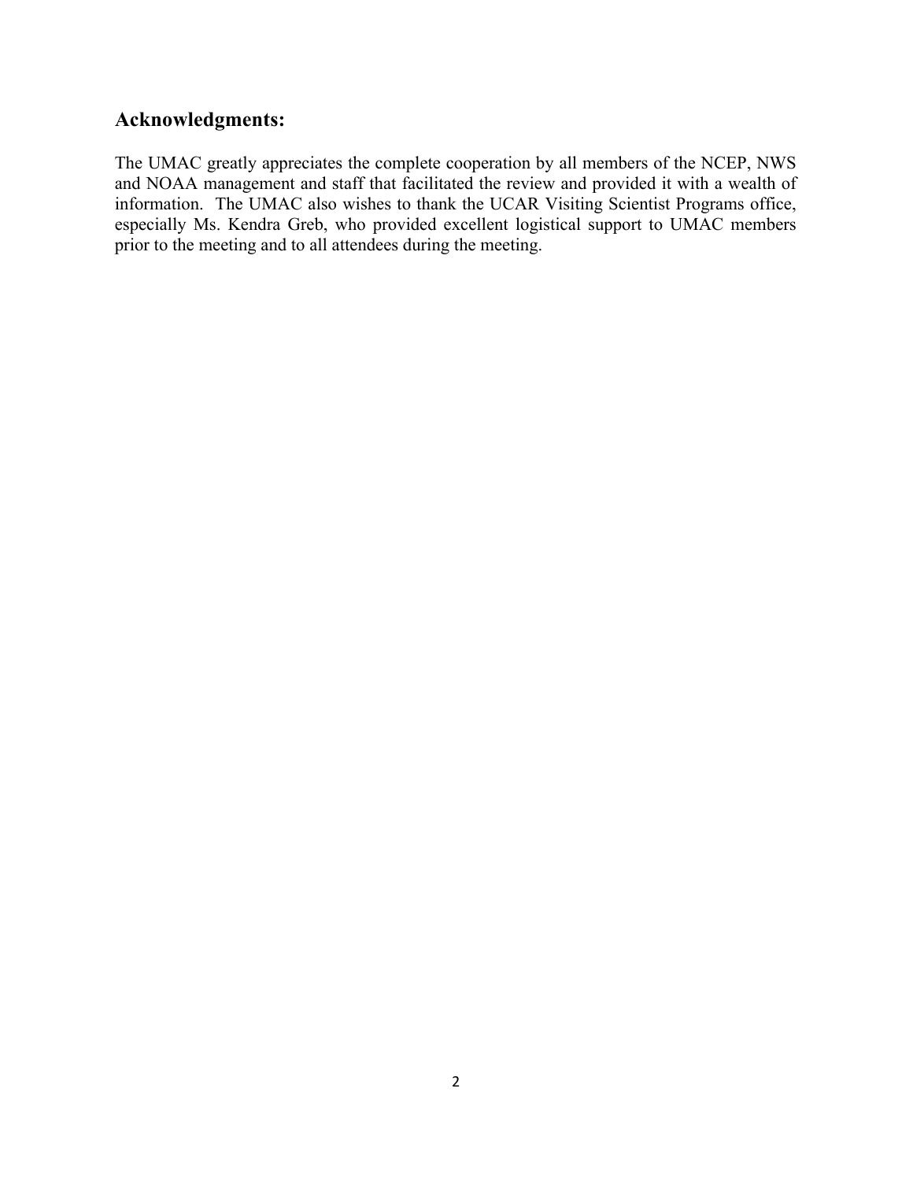## Acknowledgments:

The UMAC greatly appreciates the complete cooperation by all members of the NCEP, NWS and NOAA management and staff that facilitated the review and provided it with a wealth of information. The UMAC also wishes to thank the UCAR Visiting Scientist Programs office, especially Ms. Kendra Greb, who provided excellent logistical support to UMAC members prior to the meeting and to all attendees during the meeting.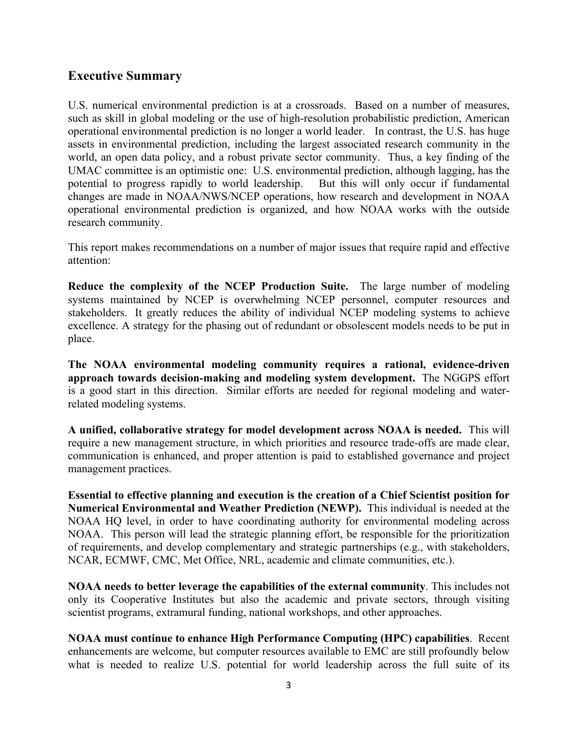## Executive Summary

U.S. numerical environmental prediction is at a crossroads. Based on a number of measures, such as skill in global modeling or the use of high-resolution probabilistic prediction, American operational environmental prediction is no longer a world leader. In contrast, the U.S. has huge assets in environmental prediction, including the largest associated research community in the world, an open data policy, and a robust private sector community. Thus, a key finding of the UMAC committee is an optimistic one: U.S. environmental prediction, although lagging, has the potential to progress rapidly to world leadership. But this will only occur if fundamental changes are made in NOAA/NWS/NCEP operations, how research and development in NOAA operational environmental prediction is organized, and how NOAA works with the outside research community.

This report makes recommendations on a number of major issues that require rapid and effective attention:

**Reduce the complexity of the NCEP Production Suite.** The large number of modeling systems maintained by NCEP is overwhelming NCEP personnel, computer resources and stakeholders. It greatly reduces the ability of individual NCEP modeling systems to achieve excellence. A strategy for the phasing out of redundant or obsolescent models needs to be put in place.

**The NOAA environmental modeling community requires a rational, evidence-driven approach towards decision-making and modeling system development.** The NGGPS effort is a good start in this direction. Similar efforts are needed for regional modeling and water-related modeling systems.

**A unified, collaborative strategy for model development across NOAA is needed.** This will require a new management structure, in which priorities and resource trade-offs are made clear, communication is enhanced, and proper attention is paid to established governance and project management practices.

**Essential to effective planning and execution is the creation of a Chief Scientist position for Numerical Environmental and Weather Prediction (NEWP).** This individual is needed at the NOAA HQ level, in order to have coordinating authority for environmental modeling across NOAA. This person will lead the strategic planning effort, be responsible for the prioritization of requirements, and develop complementary and strategic partnerships (e.g., with stakeholders, NCAR, ECMWF, CMC, Met Office, NRL, academic and climate communities, etc.).

**NOAA needs to better leverage the capabilities of the external community**. This includes not only its Cooperative Institutes but also the academic and private sectors, through visiting scientist programs, extramural funding, national workshops, and other approaches.

**NOAA must continue to enhance High Performance Computing (HPC) capabilities**. Recent enhancements are welcome, but computer resources available to EMC are still profoundly below what is needed to realize U.S. potential for world leadership across the full suite of its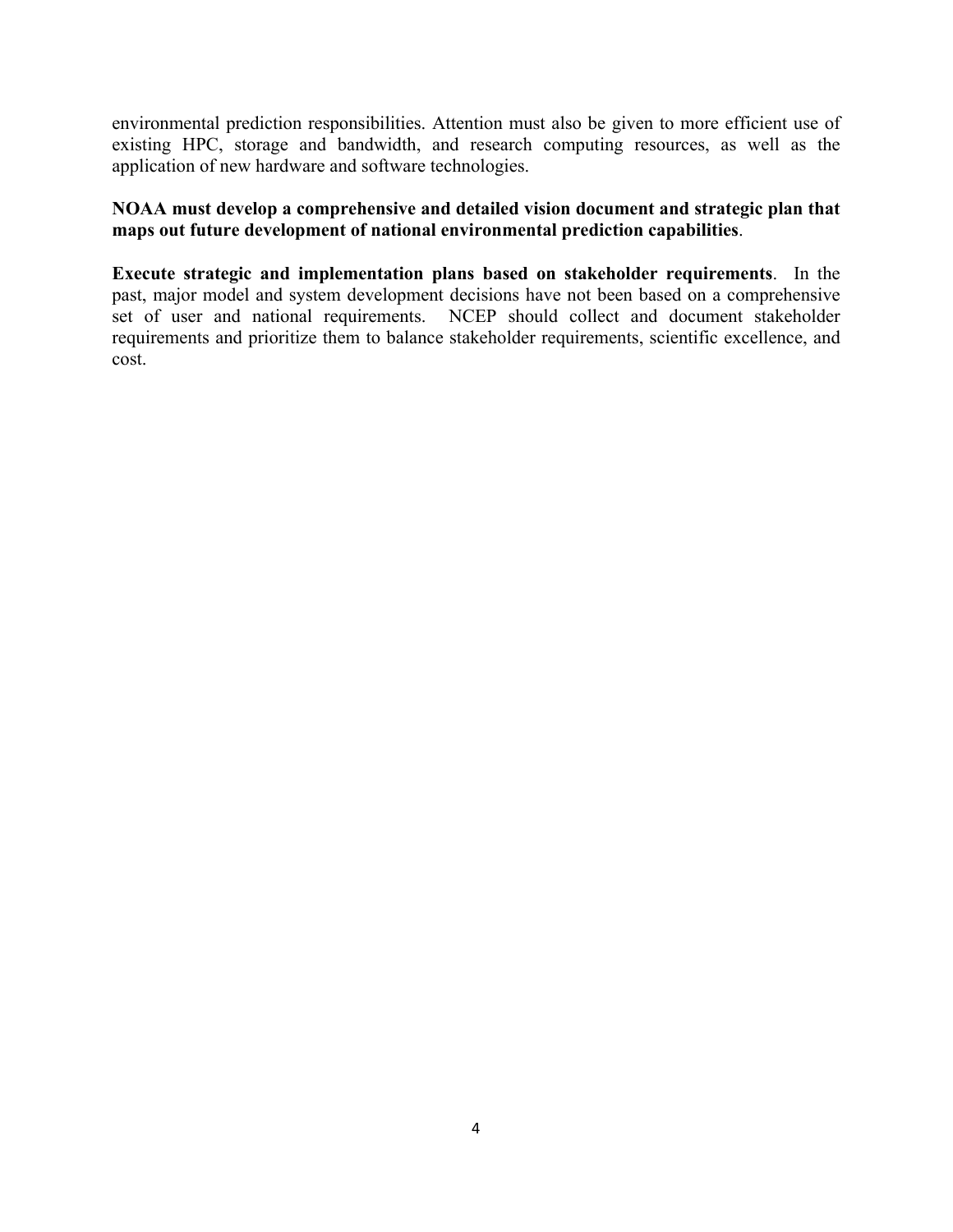environmental prediction responsibilities. Attention must also be given to more efficient use of existing HPC, storage and bandwidth, and research computing resources, as well as the application of new hardware and software technologies.

**NOAA must develop a comprehensive and detailed vision document and strategic plan that maps out future development of national environmental prediction capabilities**.

**Execute strategic and implementation plans based on stakeholder requirements**. In the past, major model and system development decisions have not been based on a comprehensive set of user and national requirements. NCEP should collect and document stakeholder requirements and prioritize them to balance stakeholder requirements, scientific excellence, and cost.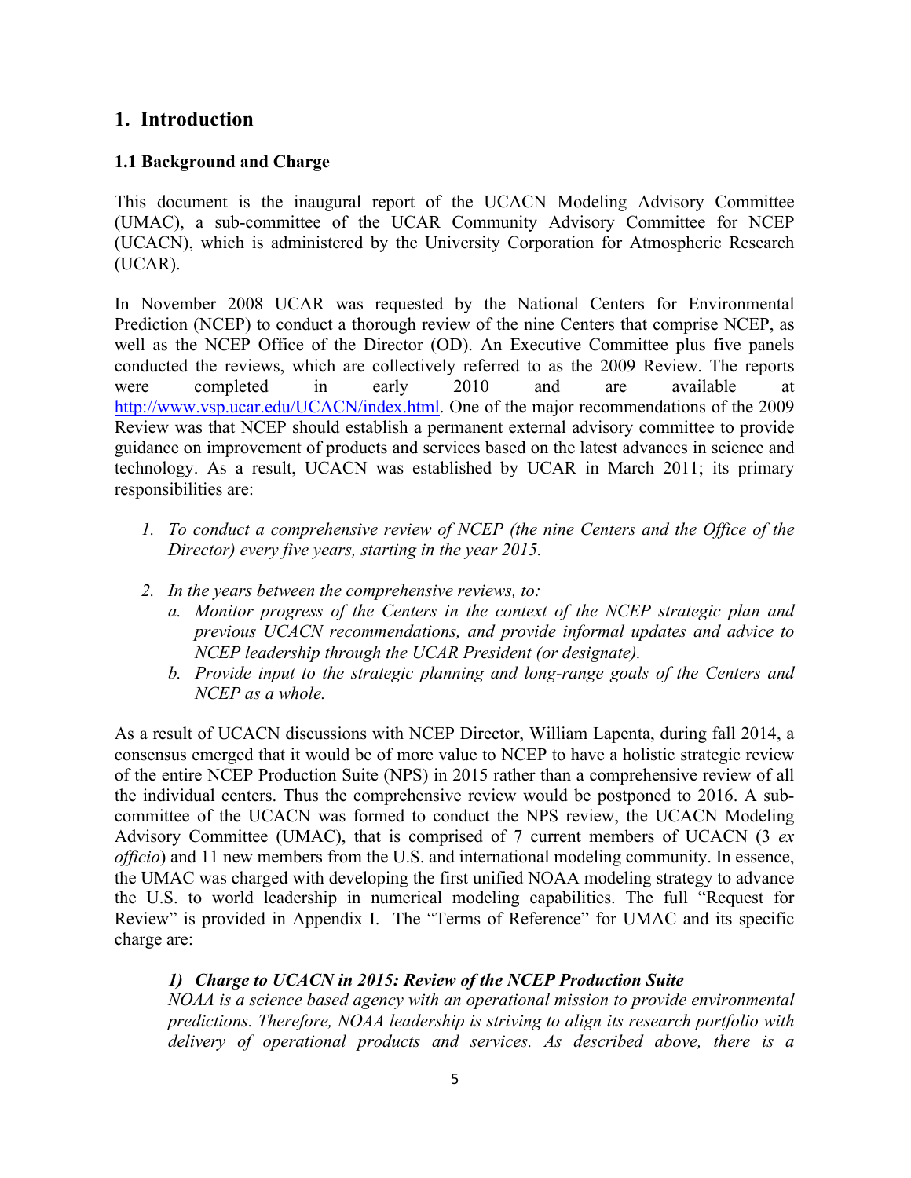## 1. Introduction

### 1.1 Background and Charge

This document is the inaugural report of the UCACN Modeling Advisory Committee (UMAC), a sub-committee of the UCAR Community Advisory Committee for NCEP (UCACN), which is administered by the University Corporation for Atmospheric Research (UCAR).

In November 2008 UCAR was requested by the National Centers for Environmental Prediction (NCEP) to conduct a thorough review of the nine Centers that comprise NCEP, as well as the NCEP Office of the Director (OD). An Executive Committee plus five panels conducted the reviews, which are collectively referred to as the 2009 Review. The reports were completed in early 2010 and are available at http://www.vsp.ucar.edu/UCACN/index.html. One of the major recommendations of the 2009 Review was that NCEP should establish a permanent external advisory committee to provide guidance on improvement of products and services based on the latest advances in science and technology. As a result, UCACN was established by UCAR in March 2011; its primary responsibilities are:

1. *To conduct a comprehensive review of NCEP (the nine Centers and the Office of the Director) every five years, starting in the year 2015.*
2. *In the years between the comprehensive reviews, to:*
   a. *Monitor progress of the Centers in the context of the NCEP strategic plan and previous UCACN recommendations, and provide informal updates and advice to NCEP leadership through the UCAR President (or designate).*
   b. *Provide input to the strategic planning and long-range goals of the Centers and NCEP as a whole.*

As a result of UCACN discussions with NCEP Director, William Lapenta, during fall 2014, a consensus emerged that it would be of more value to NCEP to have a holistic strategic review of the entire NCEP Production Suite (NPS) in 2015 rather than a comprehensive review of all the individual centers. Thus the comprehensive review would be postponed to 2016. A sub-committee of the UCACN was formed to conduct the NPS review, the UCACN Modeling Advisory Committee (UMAC), that is comprised of 7 current members of UCACN (3 *ex officio*) and 11 new members from the U.S. and international modeling community. In essence, the UMAC was charged with developing the first unified NOAA modeling strategy to advance the U.S. to world leadership in numerical modeling capabilities. The full "Request for Review" is provided in Appendix I. The "Terms of Reference" for UMAC and its specific charge are:

***1) Charge to UCACN in 2015: Review of the NCEP Production Suite***
*NOAA is a science based agency with an operational mission to provide environmental predictions. Therefore, NOAA leadership is striving to align its research portfolio with delivery of operational products and services. As described above, there is a*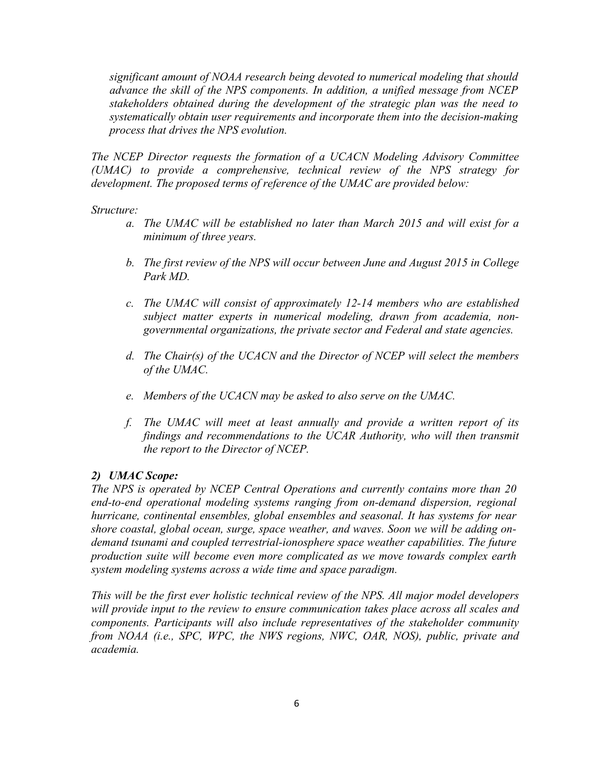*significant amount of NOAA research being devoted to numerical modeling that should advance the skill of the NPS components. In addition, a unified message from NCEP stakeholders obtained during the development of the strategic plan was the need to systematically obtain user requirements and incorporate them into the decision-making process that drives the NPS evolution.*

*The NCEP Director requests the formation of a UCACN Modeling Advisory Committee (UMAC) to provide a comprehensive, technical review of the NPS strategy for development. The proposed terms of reference of the UMAC are provided below:*

*Structure:*

a. *The UMAC will be established no later than March 2015 and will exist for a minimum of three years.*

b. *The first review of the NPS will occur between June and August 2015 in College Park MD.*

c. *The UMAC will consist of approximately 12-14 members who are established subject matter experts in numerical modeling, drawn from academia, non-governmental organizations, the private sector and Federal and state agencies.*

d. *The Chair(s) of the UCACN and the Director of NCEP will select the members of the UMAC.*

e. *Members of the UCACN may be asked to also serve on the UMAC.*

f. *The UMAC will meet at least annually and provide a written report of its findings and recommendations to the UCAR Authority, who will then transmit the report to the Director of NCEP.*

***2) UMAC Scope:***

*The NPS is operated by NCEP Central Operations and currently contains more than 20 end-to-end operational modeling systems ranging from on-demand dispersion, regional hurricane, continental ensembles, global ensembles and seasonal. It has systems for near shore coastal, global ocean, surge, space weather, and waves. Soon we will be adding on-demand tsunami and coupled terrestrial-ionosphere space weather capabilities. The future production suite will become even more complicated as we move towards complex earth system modeling systems across a wide time and space paradigm.*

*This will be the first ever holistic technical review of the NPS. All major model developers will provide input to the review to ensure communication takes place across all scales and components. Participants will also include representatives of the stakeholder community from NOAA (i.e., SPC, WPC, the NWS regions, NWC, OAR, NOS), public, private and academia.*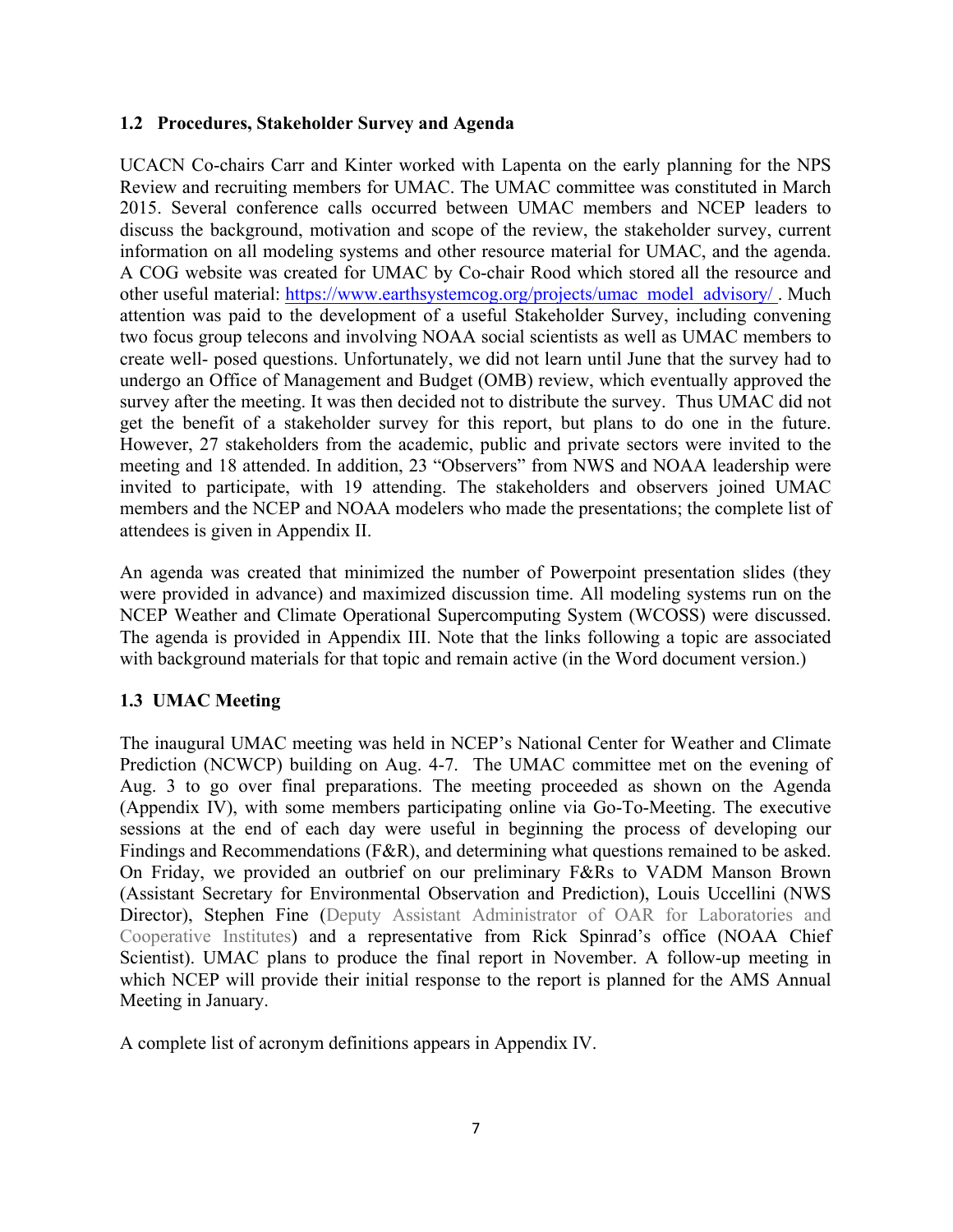### 1.2 Procedures, Stakeholder Survey and Agenda

UCACN Co-chairs Carr and Kinter worked with Lapenta on the early planning for the NPS Review and recruiting members for UMAC. The UMAC committee was constituted in March 2015. Several conference calls occurred between UMAC members and NCEP leaders to discuss the background, motivation and scope of the review, the stakeholder survey, current information on all modeling systems and other resource material for UMAC, and the agenda. A COG website was created for UMAC by Co-chair Rood which stored all the resource and other useful material: https://www.earthsystemcog.org/projects/umac_model_advisory/ . Much attention was paid to the development of a useful Stakeholder Survey, including convening two focus group telecons and involving NOAA social scientists as well as UMAC members to create well- posed questions. Unfortunately, we did not learn until June that the survey had to undergo an Office of Management and Budget (OMB) review, which eventually approved the survey after the meeting. It was then decided not to distribute the survey. Thus UMAC did not get the benefit of a stakeholder survey for this report, but plans to do one in the future. However, 27 stakeholders from the academic, public and private sectors were invited to the meeting and 18 attended. In addition, 23 "Observers" from NWS and NOAA leadership were invited to participate, with 19 attending. The stakeholders and observers joined UMAC members and the NCEP and NOAA modelers who made the presentations; the complete list of attendees is given in Appendix II.

An agenda was created that minimized the number of Powerpoint presentation slides (they were provided in advance) and maximized discussion time. All modeling systems run on the NCEP Weather and Climate Operational Supercomputing System (WCOSS) were discussed. The agenda is provided in Appendix III. Note that the links following a topic are associated with background materials for that topic and remain active (in the Word document version.)

### 1.3 UMAC Meeting

The inaugural UMAC meeting was held in NCEP's National Center for Weather and Climate Prediction (NCWCP) building on Aug. 4-7. The UMAC committee met on the evening of Aug. 3 to go over final preparations. The meeting proceeded as shown on the Agenda (Appendix IV), with some members participating online via Go-To-Meeting. The executive sessions at the end of each day were useful in beginning the process of developing our Findings and Recommendations (F&R), and determining what questions remained to be asked. On Friday, we provided an outbrief on our preliminary F&Rs to VADM Manson Brown (Assistant Secretary for Environmental Observation and Prediction), Louis Uccellini (NWS Director), Stephen Fine (Deputy Assistant Administrator of OAR for Laboratories and Cooperative Institutes) and a representative from Rick Spinrad's office (NOAA Chief Scientist). UMAC plans to produce the final report in November. A follow-up meeting in which NCEP will provide their initial response to the report is planned for the AMS Annual Meeting in January.

A complete list of acronym definitions appears in Appendix IV.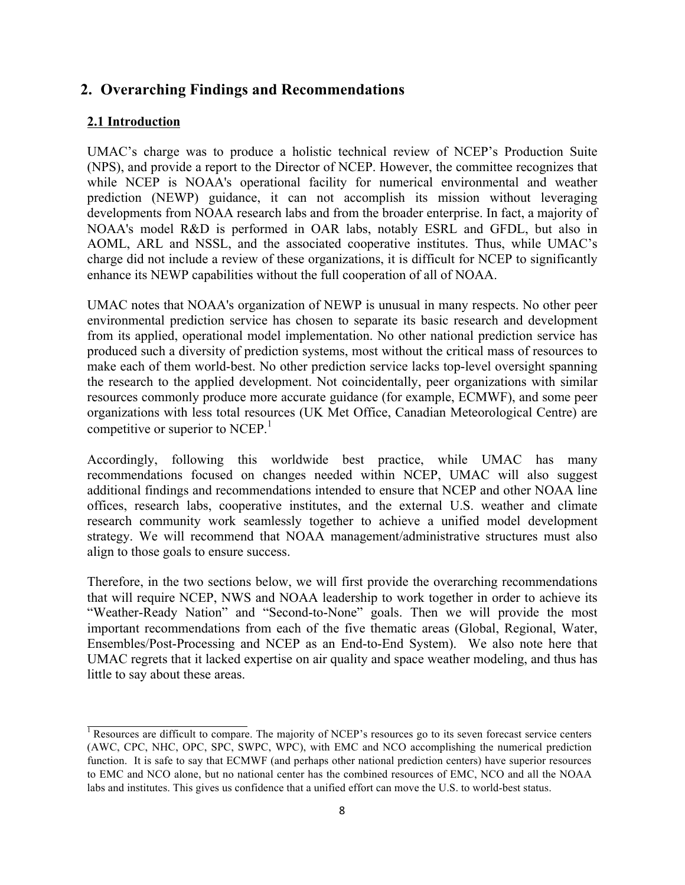## 2. Overarching Findings and Recommendations

### 2.1 Introduction

UMAC's charge was to produce a holistic technical review of NCEP's Production Suite (NPS), and provide a report to the Director of NCEP. However, the committee recognizes that while NCEP is NOAA's operational facility for numerical environmental and weather prediction (NEWP) guidance, it can not accomplish its mission without leveraging developments from NOAA research labs and from the broader enterprise. In fact, a majority of NOAA's model R&D is performed in OAR labs, notably ESRL and GFDL, but also in AOML, ARL and NSSL, and the associated cooperative institutes. Thus, while UMAC's charge did not include a review of these organizations, it is difficult for NCEP to significantly enhance its NEWP capabilities without the full cooperation of all of NOAA.

UMAC notes that NOAA's organization of NEWP is unusual in many respects. No other peer environmental prediction service has chosen to separate its basic research and development from its applied, operational model implementation. No other national prediction service has produced such a diversity of prediction systems, most without the critical mass of resources to make each of them world-best. No other prediction service lacks top-level oversight spanning the research to the applied development. Not coincidentally, peer organizations with similar resources commonly produce more accurate guidance (for example, ECMWF), and some peer organizations with less total resources (UK Met Office, Canadian Meteorological Centre) are competitive or superior to NCEP.[1]

Accordingly, following this worldwide best practice, while UMAC has many recommendations focused on changes needed within NCEP, UMAC will also suggest additional findings and recommendations intended to ensure that NCEP and other NOAA line offices, research labs, cooperative institutes, and the external U.S. weather and climate research community work seamlessly together to achieve a unified model development strategy. We will recommend that NOAA management/administrative structures must also align to those goals to ensure success.

Therefore, in the two sections below, we will first provide the overarching recommendations that will require NCEP, NWS and NOAA leadership to work together in order to achieve its "Weather-Ready Nation" and "Second-to-None" goals. Then we will provide the most important recommendations from each of the five thematic areas (Global, Regional, Water, Ensembles/Post-Processing and NCEP as an End-to-End System). We also note here that UMAC regrets that it lacked expertise on air quality and space weather modeling, and thus has little to say about these areas.

---

[1] Resources are difficult to compare. The majority of NCEP's resources go to its seven forecast service centers (AWC, CPC, NHC, OPC, SPC, SWPC, WPC), with EMC and NCO accomplishing the numerical prediction function. It is safe to say that ECMWF (and perhaps other national prediction centers) have superior resources to EMC and NCO alone, but no national center has the combined resources of EMC, NCO and all the NOAA labs and institutes. This gives us confidence that a unified effort can move the U.S. to world-best status.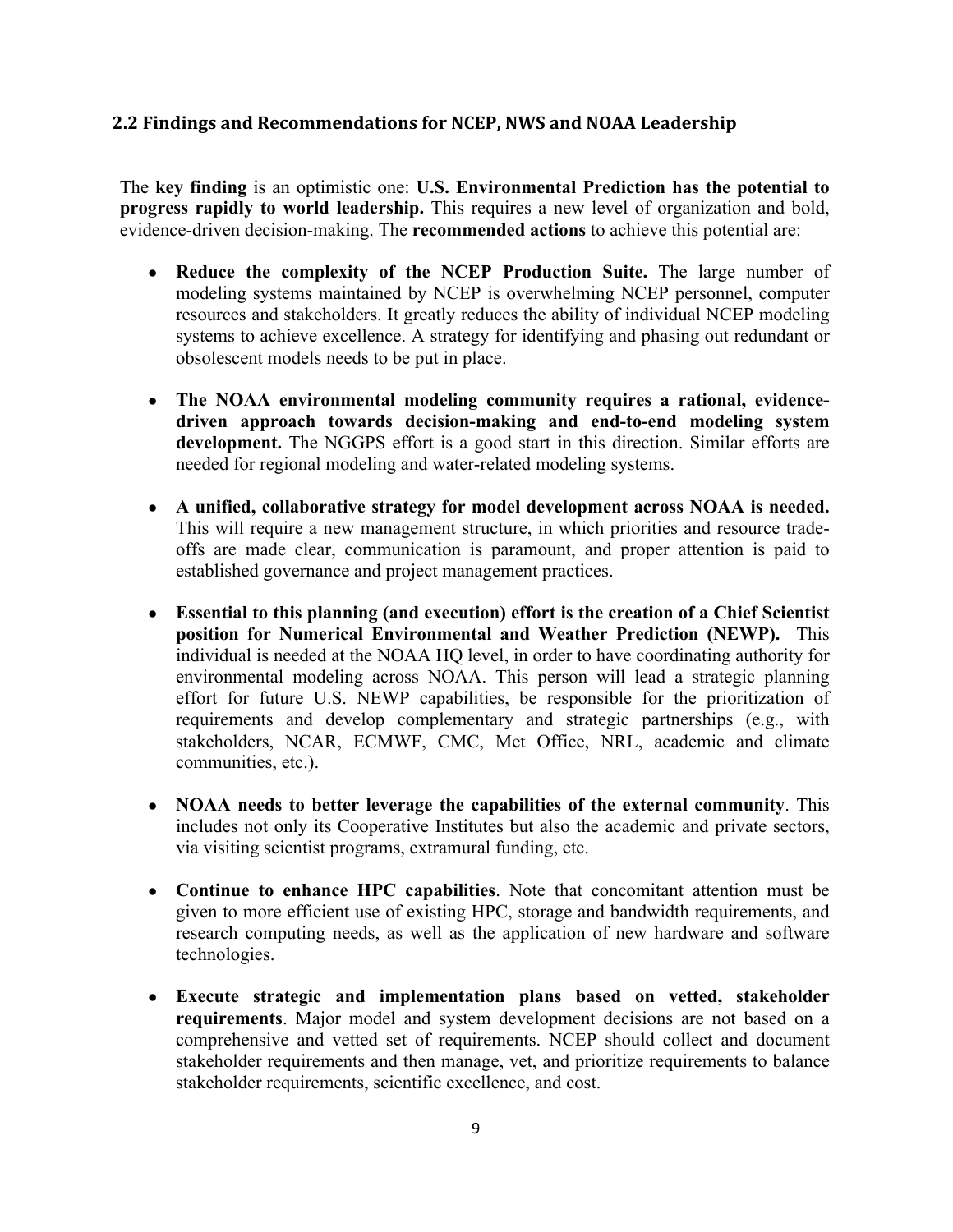## 2.2 Findings and Recommendations for NCEP, NWS and NOAA Leadership

The **key finding** is an optimistic one: **U.S. Environmental Prediction has the potential to progress rapidly to world leadership.** This requires a new level of organization and bold, evidence-driven decision-making. The **recommended actions** to achieve this potential are:

- **Reduce the complexity of the NCEP Production Suite.** The large number of modeling systems maintained by NCEP is overwhelming NCEP personnel, computer resources and stakeholders. It greatly reduces the ability of individual NCEP modeling systems to achieve excellence. A strategy for identifying and phasing out redundant or obsolescent models needs to be put in place.

- **The NOAA environmental modeling community requires a rational, evidence-driven approach towards decision-making and end-to-end modeling system development.** The NGGPS effort is a good start in this direction. Similar efforts are needed for regional modeling and water-related modeling systems.

- **A unified, collaborative strategy for model development across NOAA is needed.** This will require a new management structure, in which priorities and resource trade-offs are made clear, communication is paramount, and proper attention is paid to established governance and project management practices.

- **Essential to this planning (and execution) effort is the creation of a Chief Scientist position for Numerical Environmental and Weather Prediction (NEWP).** This individual is needed at the NOAA HQ level, in order to have coordinating authority for environmental modeling across NOAA. This person will lead a strategic planning effort for future U.S. NEWP capabilities, be responsible for the prioritization of requirements and develop complementary and strategic partnerships (e.g., with stakeholders, NCAR, ECMWF, CMC, Met Office, NRL, academic and climate communities, etc.).

- **NOAA needs to better leverage the capabilities of the external community**. This includes not only its Cooperative Institutes but also the academic and private sectors, via visiting scientist programs, extramural funding, etc.

- **Continue to enhance HPC capabilities**. Note that concomitant attention must be given to more efficient use of existing HPC, storage and bandwidth requirements, and research computing needs, as well as the application of new hardware and software technologies.

- **Execute strategic and implementation plans based on vetted, stakeholder requirements**. Major model and system development decisions are not based on a comprehensive and vetted set of requirements. NCEP should collect and document stakeholder requirements and then manage, vet, and prioritize requirements to balance stakeholder requirements, scientific excellence, and cost.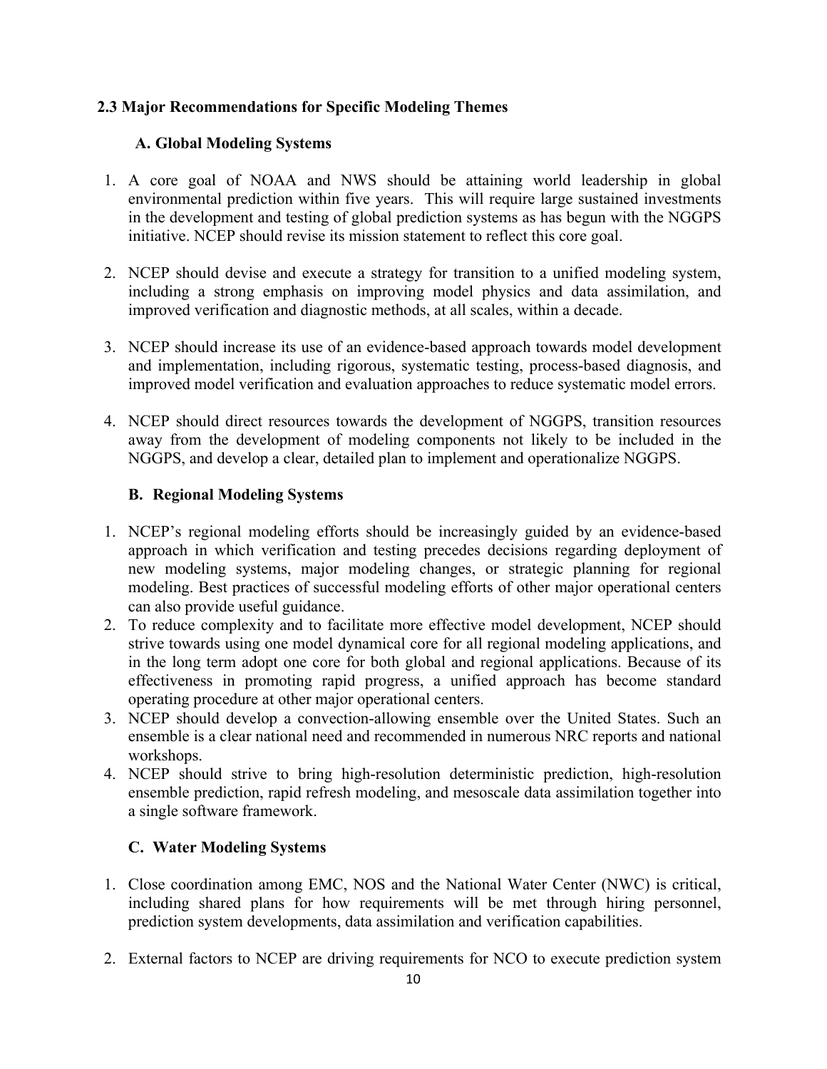## 2.3 Major Recommendations for Specific Modeling Themes

### A. Global Modeling Systems

1. A core goal of NOAA and NWS should be attaining world leadership in global environmental prediction within five years. This will require large sustained investments in the development and testing of global prediction systems as has begun with the NGGPS initiative. NCEP should revise its mission statement to reflect this core goal.

2. NCEP should devise and execute a strategy for transition to a unified modeling system, including a strong emphasis on improving model physics and data assimilation, and improved verification and diagnostic methods, at all scales, within a decade.

3. NCEP should increase its use of an evidence-based approach towards model development and implementation, including rigorous, systematic testing, process-based diagnosis, and improved model verification and evaluation approaches to reduce systematic model errors.

4. NCEP should direct resources towards the development of NGGPS, transition resources away from the development of modeling components not likely to be included in the NGGPS, and develop a clear, detailed plan to implement and operationalize NGGPS.

### B. Regional Modeling Systems

1. NCEP's regional modeling efforts should be increasingly guided by an evidence-based approach in which verification and testing precedes decisions regarding deployment of new modeling systems, major modeling changes, or strategic planning for regional modeling. Best practices of successful modeling efforts of other major operational centers can also provide useful guidance.
2. To reduce complexity and to facilitate more effective model development, NCEP should strive towards using one model dynamical core for all regional modeling applications, and in the long term adopt one core for both global and regional applications. Because of its effectiveness in promoting rapid progress, a unified approach has become standard operating procedure at other major operational centers.
3. NCEP should develop a convection-allowing ensemble over the United States. Such an ensemble is a clear national need and recommended in numerous NRC reports and national workshops.
4. NCEP should strive to bring high-resolution deterministic prediction, high-resolution ensemble prediction, rapid refresh modeling, and mesoscale data assimilation together into a single software framework.

### C. Water Modeling Systems

1. Close coordination among EMC, NOS and the National Water Center (NWC) is critical, including shared plans for how requirements will be met through hiring personnel, prediction system developments, data assimilation and verification capabilities.

2. External factors to NCEP are driving requirements for NCO to execute prediction system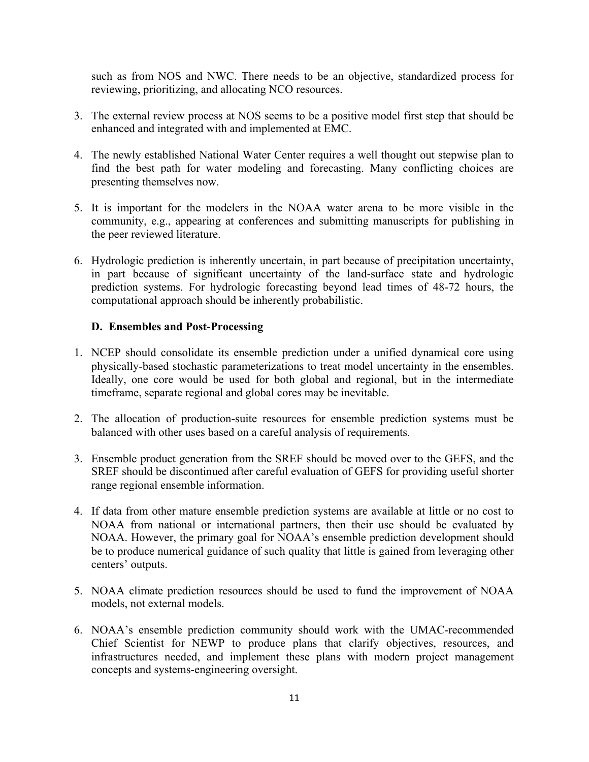such as from NOS and NWC. There needs to be an objective, standardized process for reviewing, prioritizing, and allocating NCO resources.

3. The external review process at NOS seems to be a positive model first step that should be enhanced and integrated with and implemented at EMC.

4. The newly established National Water Center requires a well thought out stepwise plan to find the best path for water modeling and forecasting. Many conflicting choices are presenting themselves now.

5. It is important for the modelers in the NOAA water arena to be more visible in the community, e.g., appearing at conferences and submitting manuscripts for publishing in the peer reviewed literature.

6. Hydrologic prediction is inherently uncertain, in part because of precipitation uncertainty, in part because of significant uncertainty of the land-surface state and hydrologic prediction systems. For hydrologic forecasting beyond lead times of 48-72 hours, the computational approach should be inherently probabilistic.

### D. Ensembles and Post-Processing

1. NCEP should consolidate its ensemble prediction under a unified dynamical core using physically-based stochastic parameterizations to treat model uncertainty in the ensembles. Ideally, one core would be used for both global and regional, but in the intermediate timeframe, separate regional and global cores may be inevitable.

2. The allocation of production-suite resources for ensemble prediction systems must be balanced with other uses based on a careful analysis of requirements.

3. Ensemble product generation from the SREF should be moved over to the GEFS, and the SREF should be discontinued after careful evaluation of GEFS for providing useful shorter range regional ensemble information.

4. If data from other mature ensemble prediction systems are available at little or no cost to NOAA from national or international partners, then their use should be evaluated by NOAA. However, the primary goal for NOAA's ensemble prediction development should be to produce numerical guidance of such quality that little is gained from leveraging other centers' outputs.

5. NOAA climate prediction resources should be used to fund the improvement of NOAA models, not external models.

6. NOAA's ensemble prediction community should work with the UMAC-recommended Chief Scientist for NEWP to produce plans that clarify objectives, resources, and infrastructures needed, and implement these plans with modern project management concepts and systems-engineering oversight.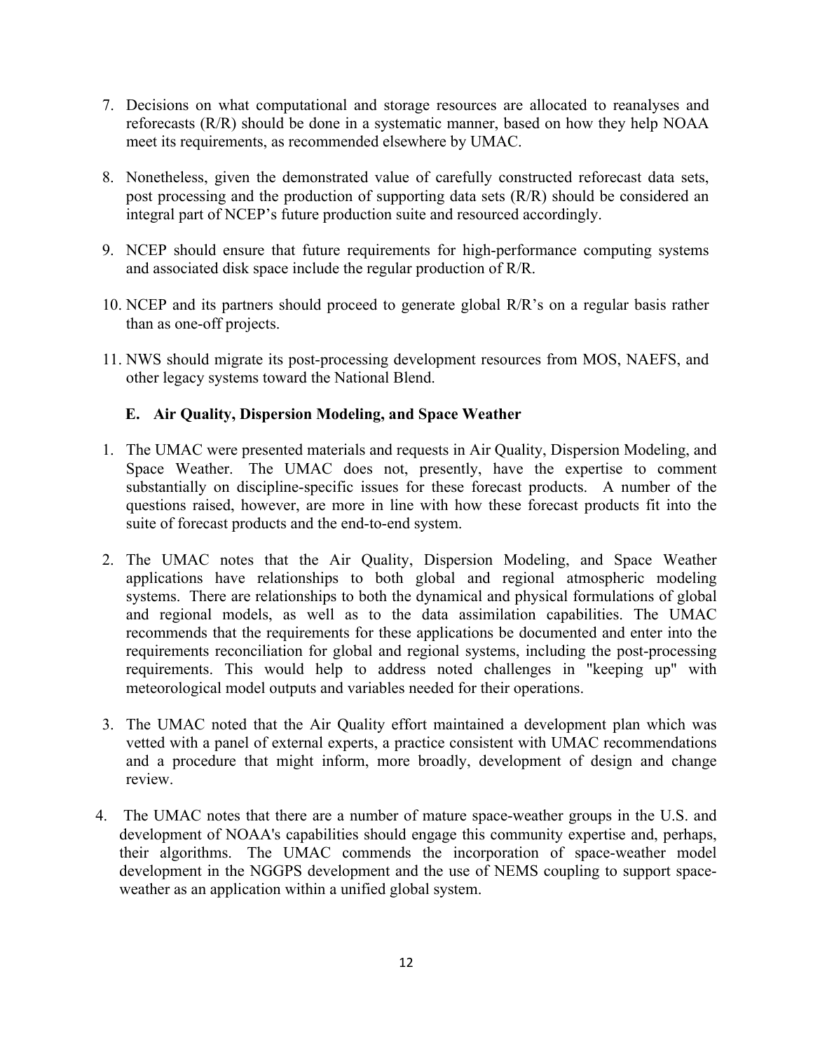7. Decisions on what computational and storage resources are allocated to reanalyses and reforecasts (R/R) should be done in a systematic manner, based on how they help NOAA meet its requirements, as recommended elsewhere by UMAC.

8. Nonetheless, given the demonstrated value of carefully constructed reforecast data sets, post processing and the production of supporting data sets (R/R) should be considered an integral part of NCEP's future production suite and resourced accordingly.

9. NCEP should ensure that future requirements for high-performance computing systems and associated disk space include the regular production of R/R.

10. NCEP and its partners should proceed to generate global R/R's on a regular basis rather than as one-off projects.

11. NWS should migrate its post-processing development resources from MOS, NAEFS, and other legacy systems toward the National Blend.

### E. Air Quality, Dispersion Modeling, and Space Weather

1. The UMAC were presented materials and requests in Air Quality, Dispersion Modeling, and Space Weather. The UMAC does not, presently, have the expertise to comment substantially on discipline-specific issues for these forecast products. A number of the questions raised, however, are more in line with how these forecast products fit into the suite of forecast products and the end-to-end system.

2. The UMAC notes that the Air Quality, Dispersion Modeling, and Space Weather applications have relationships to both global and regional atmospheric modeling systems. There are relationships to both the dynamical and physical formulations of global and regional models, as well as to the data assimilation capabilities. The UMAC recommends that the requirements for these applications be documented and enter into the requirements reconciliation for global and regional systems, including the post-processing requirements. This would help to address noted challenges in "keeping up" with meteorological model outputs and variables needed for their operations.

3. The UMAC noted that the Air Quality effort maintained a development plan which was vetted with a panel of external experts, a practice consistent with UMAC recommendations and a procedure that might inform, more broadly, development of design and change review.

4. The UMAC notes that there are a number of mature space-weather groups in the U.S. and development of NOAA's capabilities should engage this community expertise and, perhaps, their algorithms. The UMAC commends the incorporation of space-weather model development in the NGGPS development and the use of NEMS coupling to support space-weather as an application within a unified global system.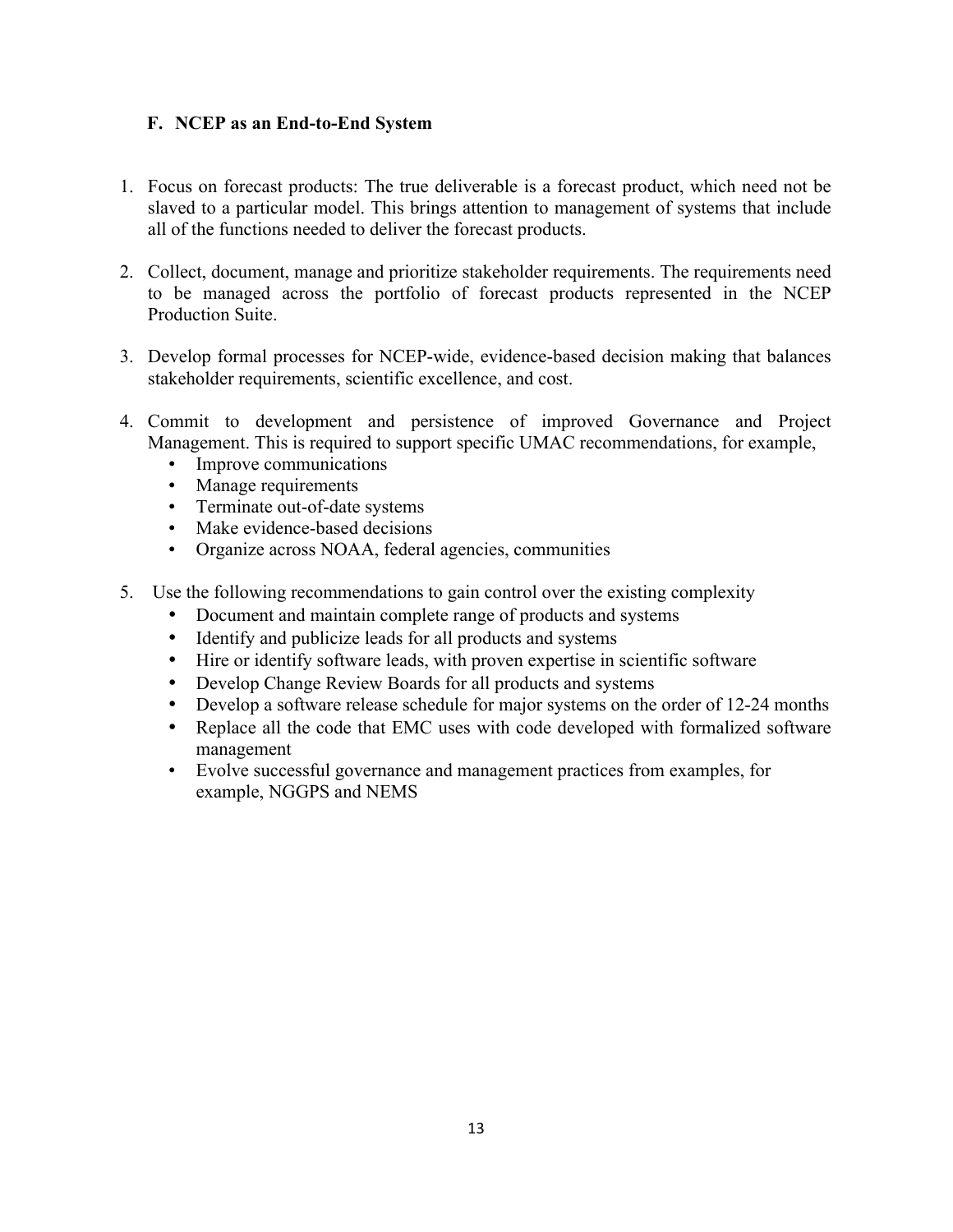### F. NCEP as an End-to-End System

1. Focus on forecast products: The true deliverable is a forecast product, which need not be slaved to a particular model. This brings attention to management of systems that include all of the functions needed to deliver the forecast products.

2. Collect, document, manage and prioritize stakeholder requirements. The requirements need to be managed across the portfolio of forecast products represented in the NCEP Production Suite.

3. Develop formal processes for NCEP-wide, evidence-based decision making that balances stakeholder requirements, scientific excellence, and cost.

4. Commit to development and persistence of improved Governance and Project Management. This is required to support specific UMAC recommendations, for example,
   - Improve communications
   - Manage requirements
   - Terminate out-of-date systems
   - Make evidence-based decisions
   - Organize across NOAA, federal agencies, communities

5. Use the following recommendations to gain control over the existing complexity
   - Document and maintain complete range of products and systems
   - Identify and publicize leads for all products and systems
   - Hire or identify software leads, with proven expertise in scientific software
   - Develop Change Review Boards for all products and systems
   - Develop a software release schedule for major systems on the order of 12-24 months
   - Replace all the code that EMC uses with code developed with formalized software management
   - Evolve successful governance and management practices from examples, for example, NGGPS and NEMS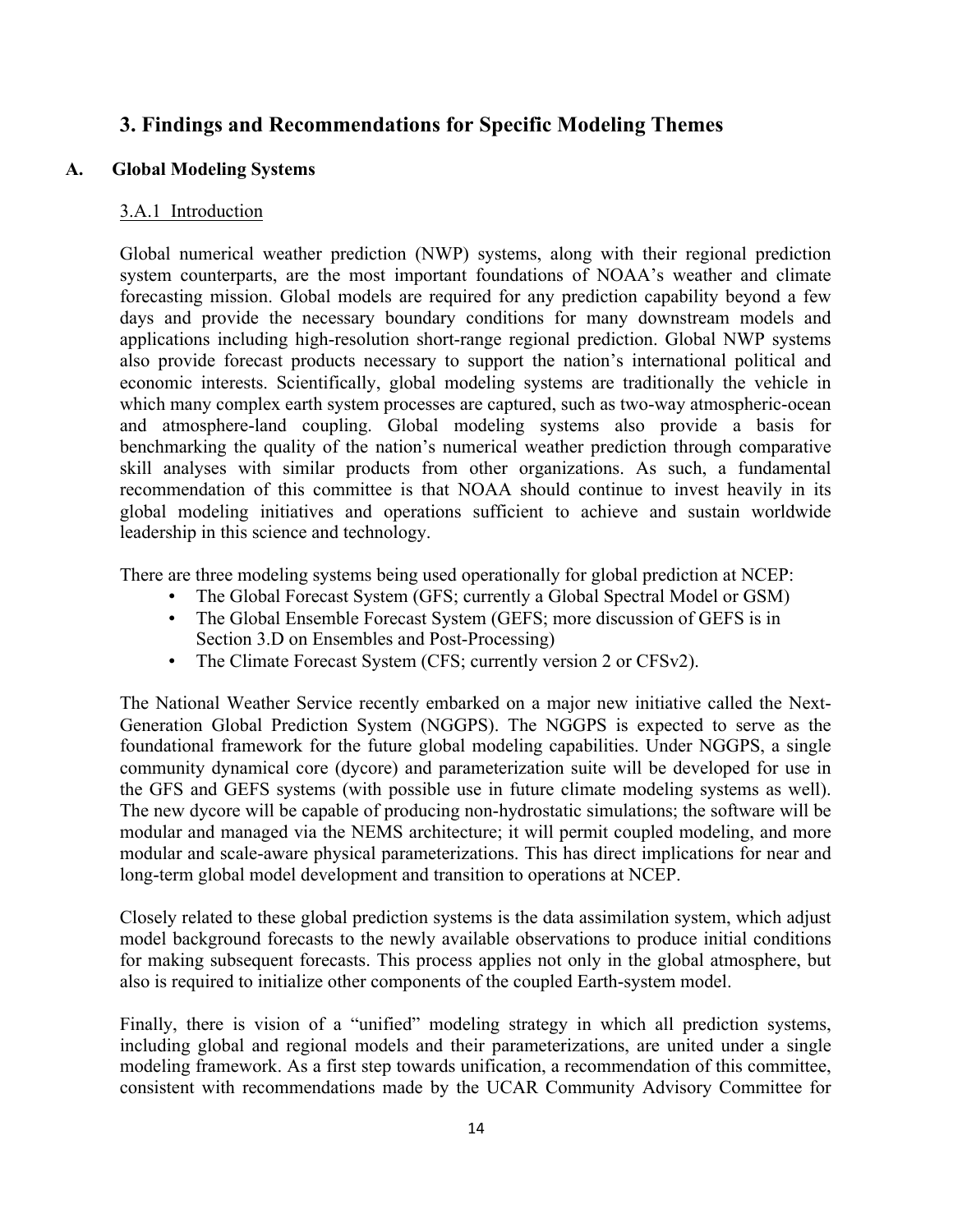## 3. Findings and Recommendations for Specific Modeling Themes

### A. Global Modeling Systems

#### 3.A.1 Introduction

Global numerical weather prediction (NWP) systems, along with their regional prediction system counterparts, are the most important foundations of NOAA's weather and climate forecasting mission. Global models are required for any prediction capability beyond a few days and provide the necessary boundary conditions for many downstream models and applications including high-resolution short-range regional prediction. Global NWP systems also provide forecast products necessary to support the nation's international political and economic interests. Scientifically, global modeling systems are traditionally the vehicle in which many complex earth system processes are captured, such as two-way atmospheric-ocean and atmosphere-land coupling. Global modeling systems also provide a basis for benchmarking the quality of the nation's numerical weather prediction through comparative skill analyses with similar products from other organizations. As such, a fundamental recommendation of this committee is that NOAA should continue to invest heavily in its global modeling initiatives and operations sufficient to achieve and sustain worldwide leadership in this science and technology.

There are three modeling systems being used operationally for global prediction at NCEP:

- The Global Forecast System (GFS; currently a Global Spectral Model or GSM)
- The Global Ensemble Forecast System (GEFS; more discussion of GEFS is in Section 3.D on Ensembles and Post-Processing)
- The Climate Forecast System (CFS; currently version 2 or CFSv2).

The National Weather Service recently embarked on a major new initiative called the Next-Generation Global Prediction System (NGGPS). The NGGPS is expected to serve as the foundational framework for the future global modeling capabilities. Under NGGPS, a single community dynamical core (dycore) and parameterization suite will be developed for use in the GFS and GEFS systems (with possible use in future climate modeling systems as well). The new dycore will be capable of producing non-hydrostatic simulations; the software will be modular and managed via the NEMS architecture; it will permit coupled modeling, and more modular and scale-aware physical parameterizations. This has direct implications for near and long-term global model development and transition to operations at NCEP.

Closely related to these global prediction systems is the data assimilation system, which adjust model background forecasts to the newly available observations to produce initial conditions for making subsequent forecasts. This process applies not only in the global atmosphere, but also is required to initialize other components of the coupled Earth-system model.

Finally, there is vision of a "unified" modeling strategy in which all prediction systems, including global and regional models and their parameterizations, are united under a single modeling framework. As a first step towards unification, a recommendation of this committee, consistent with recommendations made by the UCAR Community Advisory Committee for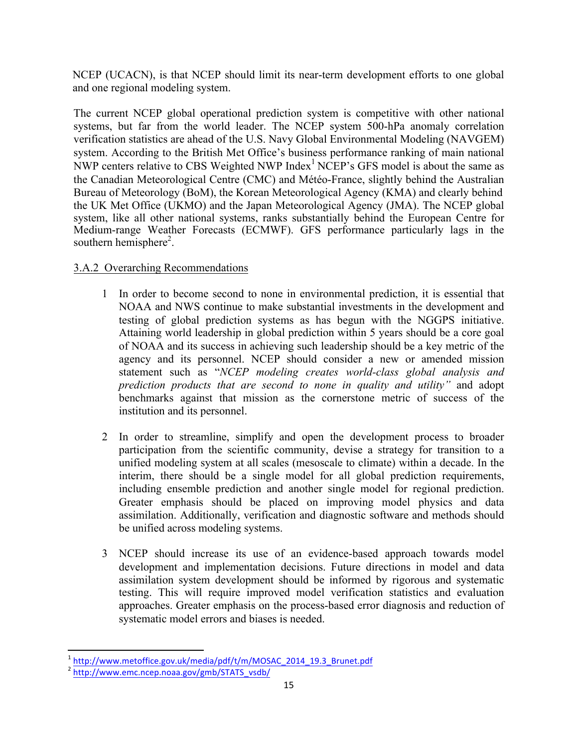NCEP (UCACN), is that NCEP should limit its near-term development efforts to one global and one regional modeling system.

The current NCEP global operational prediction system is competitive with other national systems, but far from the world leader. The NCEP system 500-hPa anomaly correlation verification statistics are ahead of the U.S. Navy Global Environmental Modeling (NAVGEM) system. According to the British Met Office's business performance ranking of main national NWP centers relative to CBS Weighted NWP Index[1] NCEP's GFS model is about the same as the Canadian Meteorological Centre (CMC) and Météo-France, slightly behind the Australian Bureau of Meteorology (BoM), the Korean Meteorological Agency (KMA) and clearly behind the UK Met Office (UKMO) and the Japan Meteorological Agency (JMA). The NCEP global system, like all other national systems, ranks substantially behind the European Centre for Medium-range Weather Forecasts (ECMWF). GFS performance particularly lags in the southern hemisphere[2].

### 3.A.2 Overarching Recommendations

1. In order to become second to none in environmental prediction, it is essential that NOAA and NWS continue to make substantial investments in the development and testing of global prediction systems as has begun with the NGGPS initiative. Attaining world leadership in global prediction within 5 years should be a core goal of NOAA and its success in achieving such leadership should be a key metric of the agency and its personnel. NCEP should consider a new or amended mission statement such as "*NCEP modeling creates world-class global analysis and prediction products that are second to none in quality and utility"* and adopt benchmarks against that mission as the cornerstone metric of success of the institution and its personnel.

2. In order to streamline, simplify and open the development process to broader participation from the scientific community, devise a strategy for transition to a unified modeling system at all scales (mesoscale to climate) within a decade. In the interim, there should be a single model for all global prediction requirements, including ensemble prediction and another single model for regional prediction. Greater emphasis should be placed on improving model physics and data assimilation. Additionally, verification and diagnostic software and methods should be unified across modeling systems.

3. NCEP should increase its use of an evidence-based approach towards model development and implementation decisions. Future directions in model and data assimilation system development should be informed by rigorous and systematic testing. This will require improved model verification statistics and evaluation approaches. Greater emphasis on the process-based error diagnosis and reduction of systematic model errors and biases is needed.

---

[1] http://www.metoffice.gov.uk/media/pdf/t/m/MOSAC_2014_19.3_Brunet.pdf

[2] http://www.emc.ncep.noaa.gov/gmb/STATS_vsdb/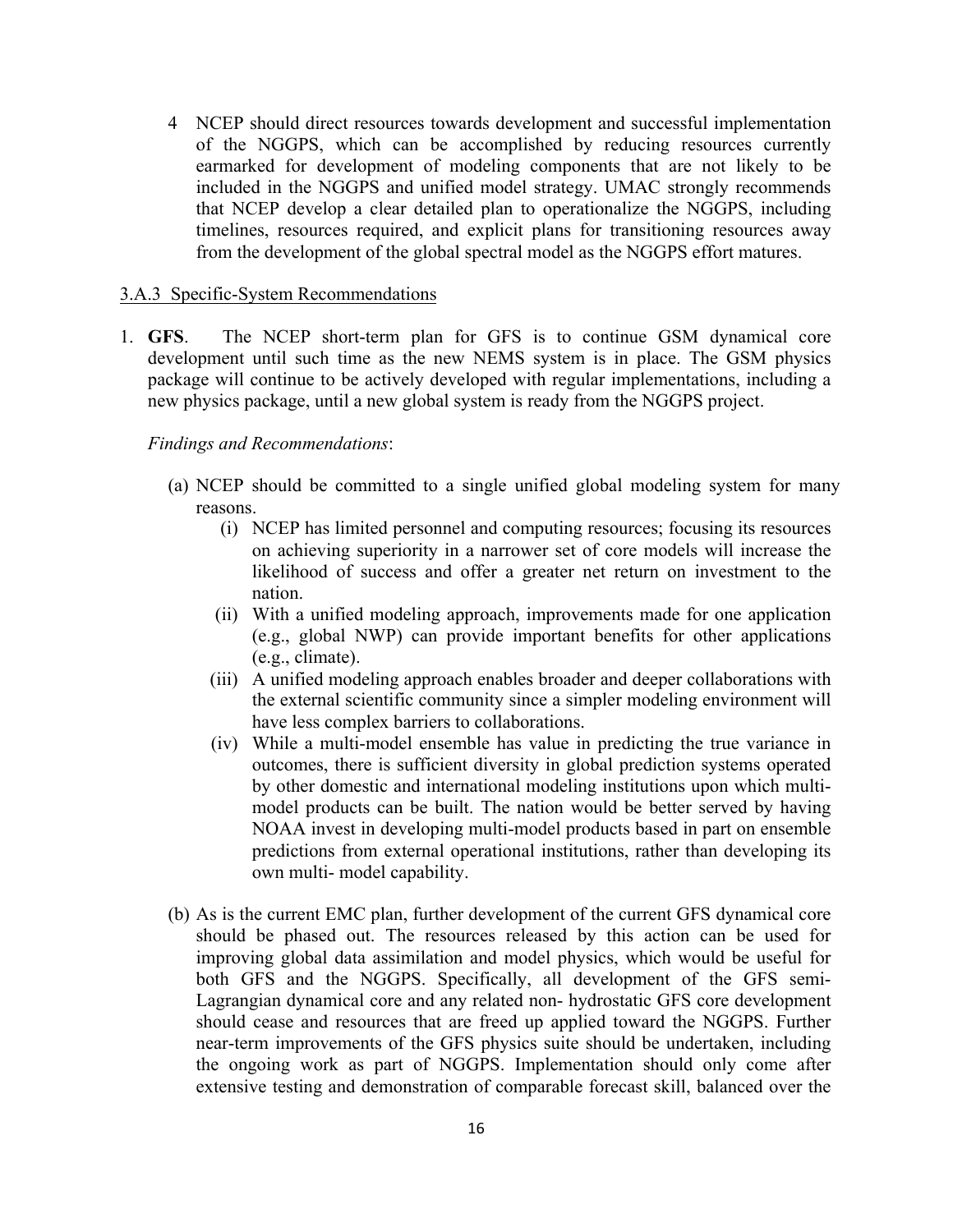4. NCEP should direct resources towards development and successful implementation of the NGGPS, which can be accomplished by reducing resources currently earmarked for development of modeling components that are not likely to be included in the NGGPS and unified model strategy. UMAC strongly recommends that NCEP develop a clear detailed plan to operationalize the NGGPS, including timelines, resources required, and explicit plans for transitioning resources away from the development of the global spectral model as the NGGPS effort matures.

### 3.A.3 Specific-System Recommendations

1. **GFS**. The NCEP short-term plan for GFS is to continue GSM dynamical core development until such time as the new NEMS system is in place. The GSM physics package will continue to be actively developed with regular implementations, including a new physics package, until a new global system is ready from the NGGPS project.

   *Findings and Recommendations*:

   (a) NCEP should be committed to a single unified global modeling system for many reasons.

   (i) NCEP has limited personnel and computing resources; focusing its resources on achieving superiority in a narrower set of core models will increase the likelihood of success and offer a greater net return on investment to the nation.

   (ii) With a unified modeling approach, improvements made for one application (e.g., global NWP) can provide important benefits for other applications (e.g., climate).

   (iii) A unified modeling approach enables broader and deeper collaborations with the external scientific community since a simpler modeling environment will have less complex barriers to collaborations.

   (iv) While a multi-model ensemble has value in predicting the true variance in outcomes, there is sufficient diversity in global prediction systems operated by other domestic and international modeling institutions upon which multi-model products can be built. The nation would be better served by having NOAA invest in developing multi-model products based in part on ensemble predictions from external operational institutions, rather than developing its own multi- model capability.

   (b) As is the current EMC plan, further development of the current GFS dynamical core should be phased out. The resources released by this action can be used for improving global data assimilation and model physics, which would be useful for both GFS and the NGGPS. Specifically, all development of the GFS semi-Lagrangian dynamical core and any related non- hydrostatic GFS core development should cease and resources that are freed up applied toward the NGGPS. Further near-term improvements of the GFS physics suite should be undertaken, including the ongoing work as part of NGGPS. Implementation should only come after extensive testing and demonstration of comparable forecast skill, balanced over the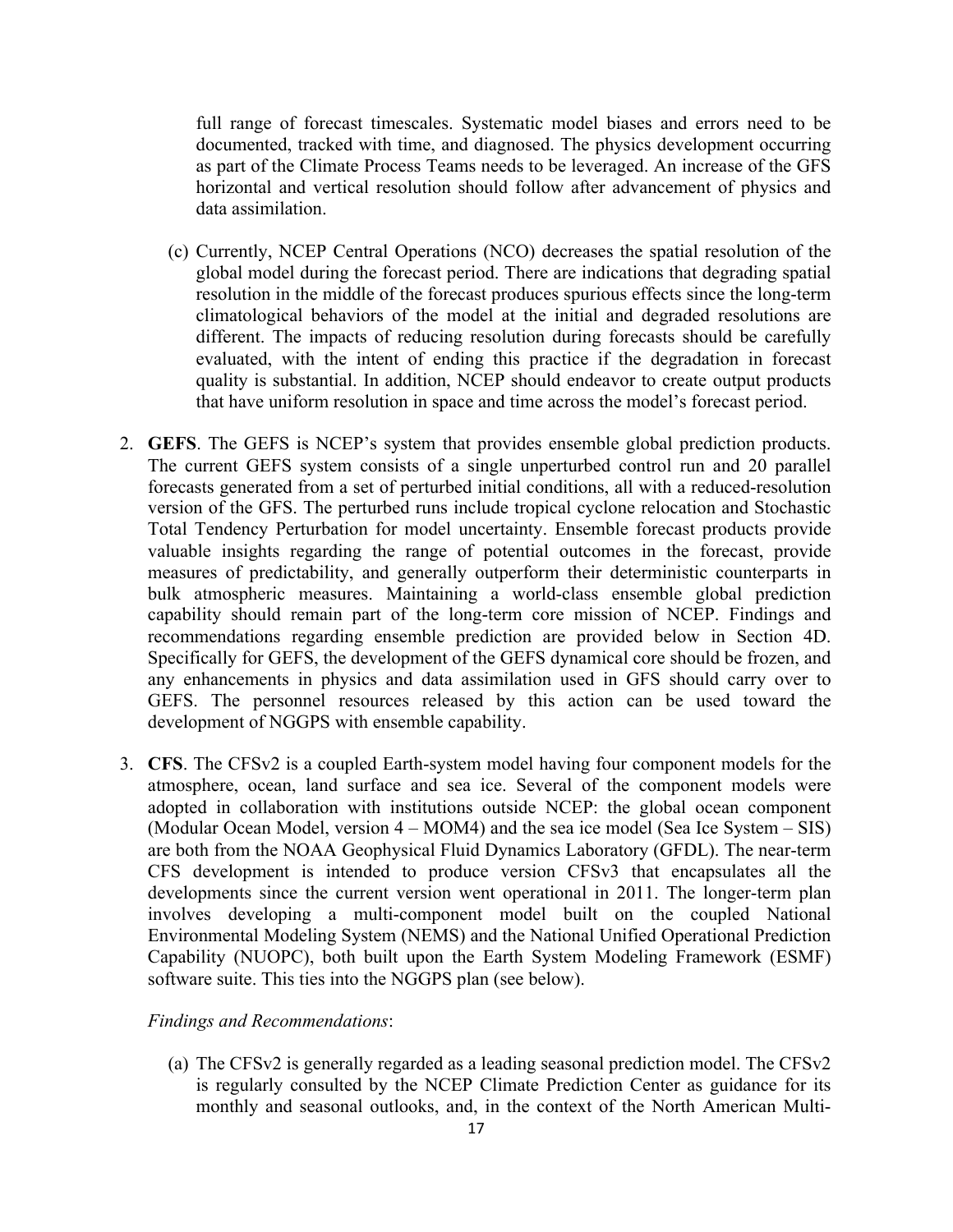full range of forecast timescales. Systematic model biases and errors need to be documented, tracked with time, and diagnosed. The physics development occurring as part of the Climate Process Teams needs to be leveraged. An increase of the GFS horizontal and vertical resolution should follow after advancement of physics and data assimilation.

(c) Currently, NCEP Central Operations (NCO) decreases the spatial resolution of the global model during the forecast period. There are indications that degrading spatial resolution in the middle of the forecast produces spurious effects since the long-term climatological behaviors of the model at the initial and degraded resolutions are different. The impacts of reducing resolution during forecasts should be carefully evaluated, with the intent of ending this practice if the degradation in forecast quality is substantial. In addition, NCEP should endeavor to create output products that have uniform resolution in space and time across the model's forecast period.

2. **GEFS**. The GEFS is NCEP's system that provides ensemble global prediction products. The current GEFS system consists of a single unperturbed control run and 20 parallel forecasts generated from a set of perturbed initial conditions, all with a reduced-resolution version of the GFS. The perturbed runs include tropical cyclone relocation and Stochastic Total Tendency Perturbation for model uncertainty. Ensemble forecast products provide valuable insights regarding the range of potential outcomes in the forecast, provide measures of predictability, and generally outperform their deterministic counterparts in bulk atmospheric measures. Maintaining a world-class ensemble global prediction capability should remain part of the long-term core mission of NCEP. Findings and recommendations regarding ensemble prediction are provided below in Section 4D. Specifically for GEFS, the development of the GEFS dynamical core should be frozen, and any enhancements in physics and data assimilation used in GFS should carry over to GEFS. The personnel resources released by this action can be used toward the development of NGGPS with ensemble capability.

3. **CFS**. The CFSv2 is a coupled Earth-system model having four component models for the atmosphere, ocean, land surface and sea ice. Several of the component models were adopted in collaboration with institutions outside NCEP: the global ocean component (Modular Ocean Model, version 4 – MOM4) and the sea ice model (Sea Ice System – SIS) are both from the NOAA Geophysical Fluid Dynamics Laboratory (GFDL). The near-term CFS development is intended to produce version CFSv3 that encapsulates all the developments since the current version went operational in 2011. The longer-term plan involves developing a multi-component model built on the coupled National Environmental Modeling System (NEMS) and the National Unified Operational Prediction Capability (NUOPC), both built upon the Earth System Modeling Framework (ESMF) software suite. This ties into the NGGPS plan (see below).

   *Findings and Recommendations*:

   (a) The CFSv2 is generally regarded as a leading seasonal prediction model. The CFSv2 is regularly consulted by the NCEP Climate Prediction Center as guidance for its monthly and seasonal outlooks, and, in the context of the North American Multi-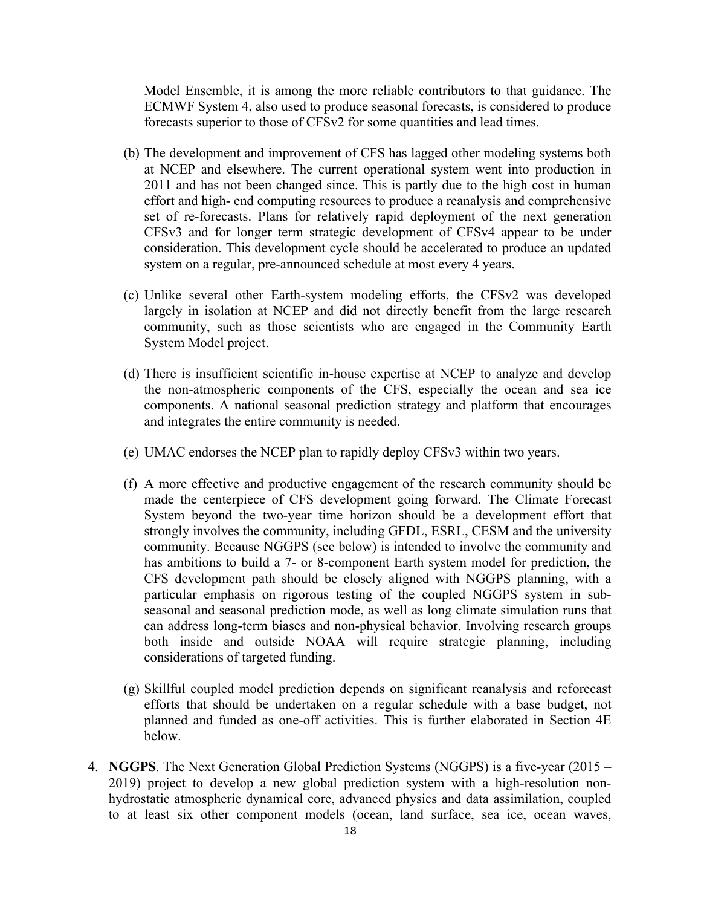Model Ensemble, it is among the more reliable contributors to that guidance. The ECMWF System 4, also used to produce seasonal forecasts, is considered to produce forecasts superior to those of CFSv2 for some quantities and lead times.

(b) The development and improvement of CFS has lagged other modeling systems both at NCEP and elsewhere. The current operational system went into production in 2011 and has not been changed since. This is partly due to the high cost in human effort and high- end computing resources to produce a reanalysis and comprehensive set of re-forecasts. Plans for relatively rapid deployment of the next generation CFSv3 and for longer term strategic development of CFSv4 appear to be under consideration. This development cycle should be accelerated to produce an updated system on a regular, pre-announced schedule at most every 4 years.

(c) Unlike several other Earth-system modeling efforts, the CFSv2 was developed largely in isolation at NCEP and did not directly benefit from the large research community, such as those scientists who are engaged in the Community Earth System Model project.

(d) There is insufficient scientific in-house expertise at NCEP to analyze and develop the non-atmospheric components of the CFS, especially the ocean and sea ice components. A national seasonal prediction strategy and platform that encourages and integrates the entire community is needed.

(e) UMAC endorses the NCEP plan to rapidly deploy CFSv3 within two years.

(f) A more effective and productive engagement of the research community should be made the centerpiece of CFS development going forward. The Climate Forecast System beyond the two-year time horizon should be a development effort that strongly involves the community, including GFDL, ESRL, CESM and the university community. Because NGGPS (see below) is intended to involve the community and has ambitions to build a 7- or 8-component Earth system model for prediction, the CFS development path should be closely aligned with NGGPS planning, with a particular emphasis on rigorous testing of the coupled NGGPS system in sub-seasonal and seasonal prediction mode, as well as long climate simulation runs that can address long-term biases and non-physical behavior. Involving research groups both inside and outside NOAA will require strategic planning, including considerations of targeted funding.

(g) Skillful coupled model prediction depends on significant reanalysis and reforecast efforts that should be undertaken on a regular schedule with a base budget, not planned and funded as one-off activities. This is further elaborated in Section 4E below.

4. **NGGPS**. The Next Generation Global Prediction Systems (NGGPS) is a five-year (2015 – 2019) project to develop a new global prediction system with a high-resolution non-hydrostatic atmospheric dynamical core, advanced physics and data assimilation, coupled to at least six other component models (ocean, land surface, sea ice, ocean waves,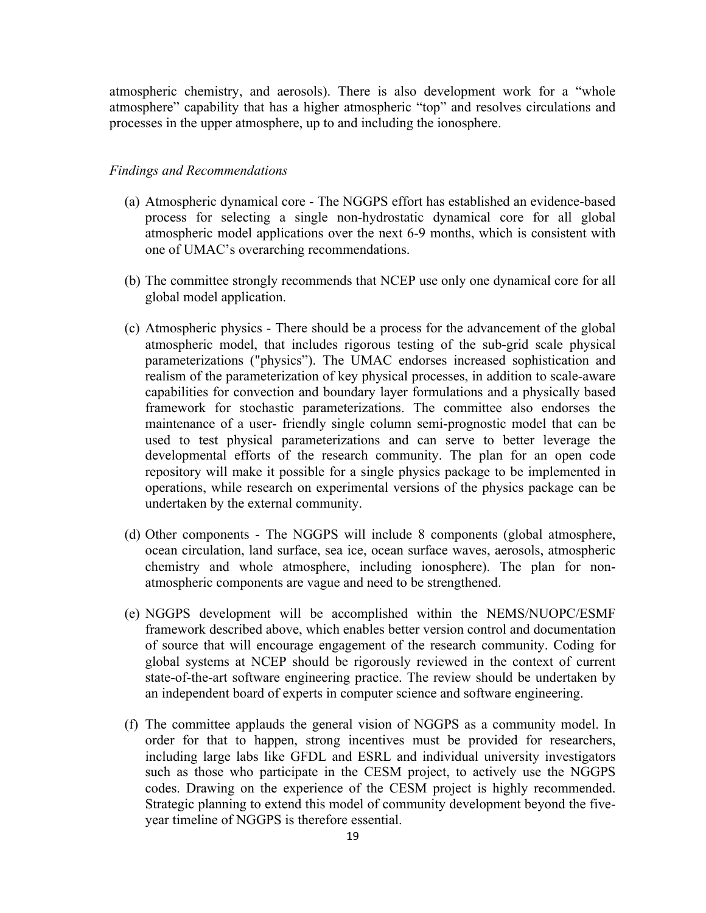atmospheric chemistry, and aerosols). There is also development work for a "whole atmosphere" capability that has a higher atmospheric "top" and resolves circulations and processes in the upper atmosphere, up to and including the ionosphere.

*Findings and Recommendations*

(a) Atmospheric dynamical core - The NGGPS effort has established an evidence-based process for selecting a single non-hydrostatic dynamical core for all global atmospheric model applications over the next 6-9 months, which is consistent with one of UMAC's overarching recommendations.

(b) The committee strongly recommends that NCEP use only one dynamical core for all global model application.

(c) Atmospheric physics - There should be a process for the advancement of the global atmospheric model, that includes rigorous testing of the sub-grid scale physical parameterizations ("physics"). The UMAC endorses increased sophistication and realism of the parameterization of key physical processes, in addition to scale-aware capabilities for convection and boundary layer formulations and a physically based framework for stochastic parameterizations. The committee also endorses the maintenance of a user- friendly single column semi-prognostic model that can be used to test physical parameterizations and can serve to better leverage the developmental efforts of the research community. The plan for an open code repository will make it possible for a single physics package to be implemented in operations, while research on experimental versions of the physics package can be undertaken by the external community.

(d) Other components - The NGGPS will include 8 components (global atmosphere, ocean circulation, land surface, sea ice, ocean surface waves, aerosols, atmospheric chemistry and whole atmosphere, including ionosphere). The plan for non-atmospheric components are vague and need to be strengthened.

(e) NGGPS development will be accomplished within the NEMS/NUOPC/ESMF framework described above, which enables better version control and documentation of source that will encourage engagement of the research community. Coding for global systems at NCEP should be rigorously reviewed in the context of current state-of-the-art software engineering practice. The review should be undertaken by an independent board of experts in computer science and software engineering.

(f) The committee applauds the general vision of NGGPS as a community model. In order for that to happen, strong incentives must be provided for researchers, including large labs like GFDL and ESRL and individual university investigators such as those who participate in the CESM project, to actively use the NGGPS codes. Drawing on the experience of the CESM project is highly recommended. Strategic planning to extend this model of community development beyond the five-year timeline of NGGPS is therefore essential.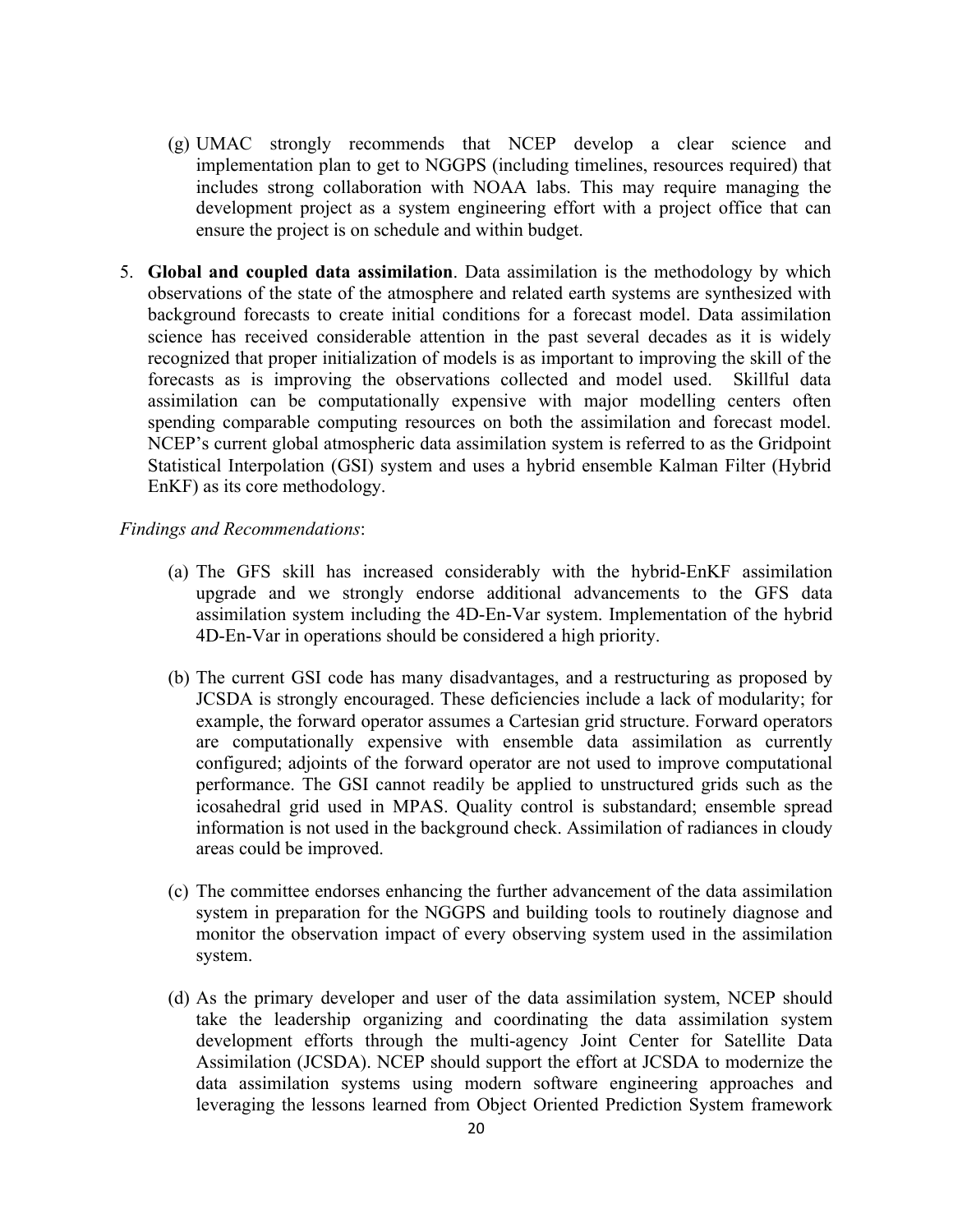(g) UMAC strongly recommends that NCEP develop a clear science and implementation plan to get to NGGPS (including timelines, resources required) that includes strong collaboration with NOAA labs. This may require managing the development project as a system engineering effort with a project office that can ensure the project is on schedule and within budget.

5. **Global and coupled data assimilation**. Data assimilation is the methodology by which observations of the state of the atmosphere and related earth systems are synthesized with background forecasts to create initial conditions for a forecast model. Data assimilation science has received considerable attention in the past several decades as it is widely recognized that proper initialization of models is as important to improving the skill of the forecasts as is improving the observations collected and model used. Skillful data assimilation can be computationally expensive with major modelling centers often spending comparable computing resources on both the assimilation and forecast model. NCEP's current global atmospheric data assimilation system is referred to as the Gridpoint Statistical Interpolation (GSI) system and uses a hybrid ensemble Kalman Filter (Hybrid EnKF) as its core methodology.

*Findings and Recommendations*:

(a) The GFS skill has increased considerably with the hybrid-EnKF assimilation upgrade and we strongly endorse additional advancements to the GFS data assimilation system including the 4D-En-Var system. Implementation of the hybrid 4D-En-Var in operations should be considered a high priority.

(b) The current GSI code has many disadvantages, and a restructuring as proposed by JCSDA is strongly encouraged. These deficiencies include a lack of modularity; for example, the forward operator assumes a Cartesian grid structure. Forward operators are computationally expensive with ensemble data assimilation as currently configured; adjoints of the forward operator are not used to improve computational performance. The GSI cannot readily be applied to unstructured grids such as the icosahedral grid used in MPAS. Quality control is substandard; ensemble spread information is not used in the background check. Assimilation of radiances in cloudy areas could be improved.

(c) The committee endorses enhancing the further advancement of the data assimilation system in preparation for the NGGPS and building tools to routinely diagnose and monitor the observation impact of every observing system used in the assimilation system.

(d) As the primary developer and user of the data assimilation system, NCEP should take the leadership organizing and coordinating the data assimilation system development efforts through the multi-agency Joint Center for Satellite Data Assimilation (JCSDA). NCEP should support the effort at JCSDA to modernize the data assimilation systems using modern software engineering approaches and leveraging the lessons learned from Object Oriented Prediction System framework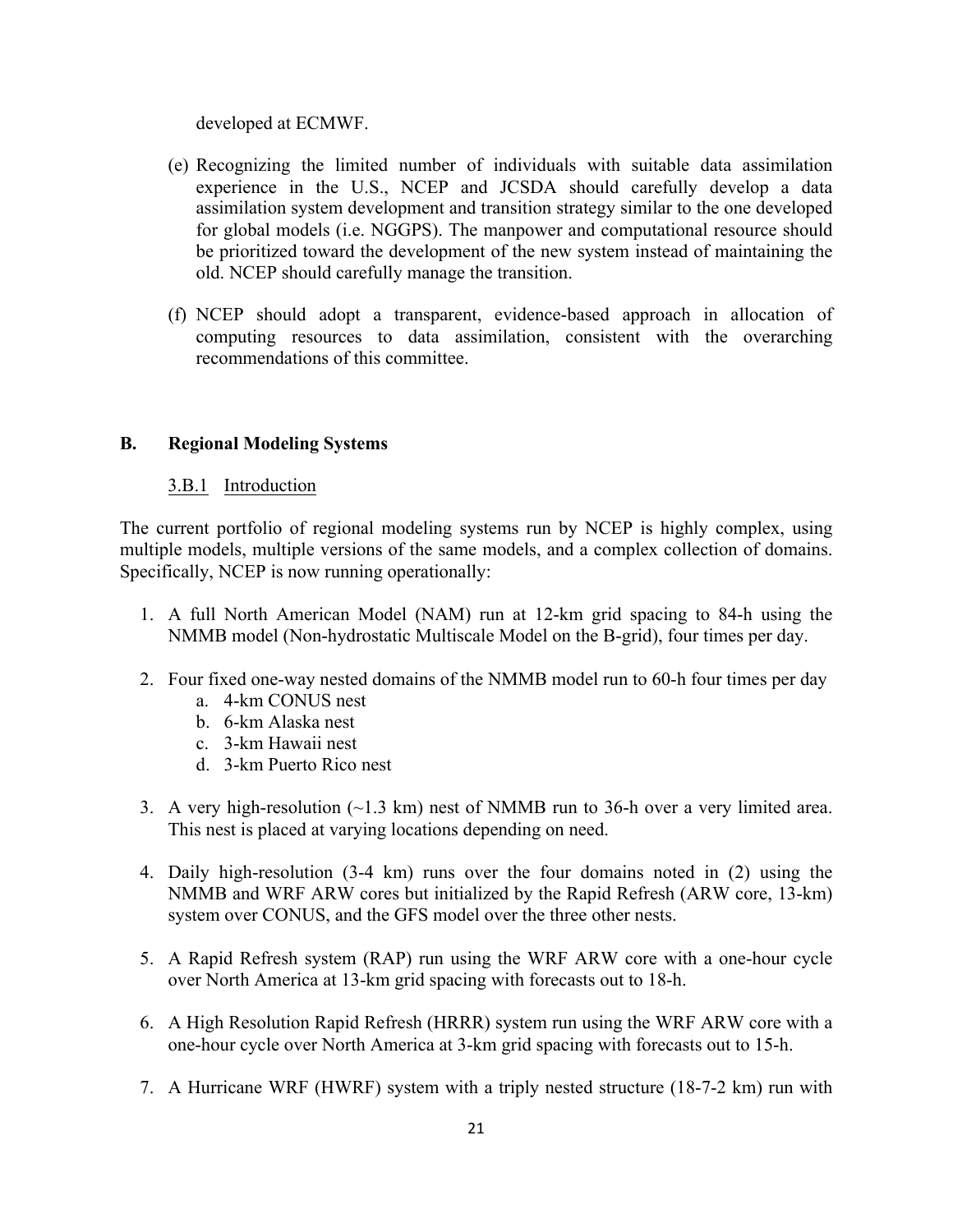developed at ECMWF.

(e) Recognizing the limited number of individuals with suitable data assimilation experience in the U.S., NCEP and JCSDA should carefully develop a data assimilation system development and transition strategy similar to the one developed for global models (i.e. NGGPS). The manpower and computational resource should be prioritized toward the development of the new system instead of maintaining the old. NCEP should carefully manage the transition.

(f) NCEP should adopt a transparent, evidence-based approach in allocation of computing resources to data assimilation, consistent with the overarching recommendations of this committee.

## B. Regional Modeling Systems

### 3.B.1 Introduction

The current portfolio of regional modeling systems run by NCEP is highly complex, using multiple models, multiple versions of the same models, and a complex collection of domains. Specifically, NCEP is now running operationally:

1. A full North American Model (NAM) run at 12-km grid spacing to 84-h using the NMMB model (Non-hydrostatic Multiscale Model on the B-grid), four times per day.

2. Four fixed one-way nested domains of the NMMB model run to 60-h four times per day
   a. 4-km CONUS nest
   b. 6-km Alaska nest
   c. 3-km Hawaii nest
   d. 3-km Puerto Rico nest

3. A very high-resolution (~1.3 km) nest of NMMB run to 36-h over a very limited area. This nest is placed at varying locations depending on need.

4. Daily high-resolution (3-4 km) runs over the four domains noted in (2) using the NMMB and WRF ARW cores but initialized by the Rapid Refresh (ARW core, 13-km) system over CONUS, and the GFS model over the three other nests.

5. A Rapid Refresh system (RAP) run using the WRF ARW core with a one-hour cycle over North America at 13-km grid spacing with forecasts out to 18-h.

6. A High Resolution Rapid Refresh (HRRR) system run using the WRF ARW core with a one-hour cycle over North America at 3-km grid spacing with forecasts out to 15-h.

7. A Hurricane WRF (HWRF) system with a triply nested structure (18-7-2 km) run with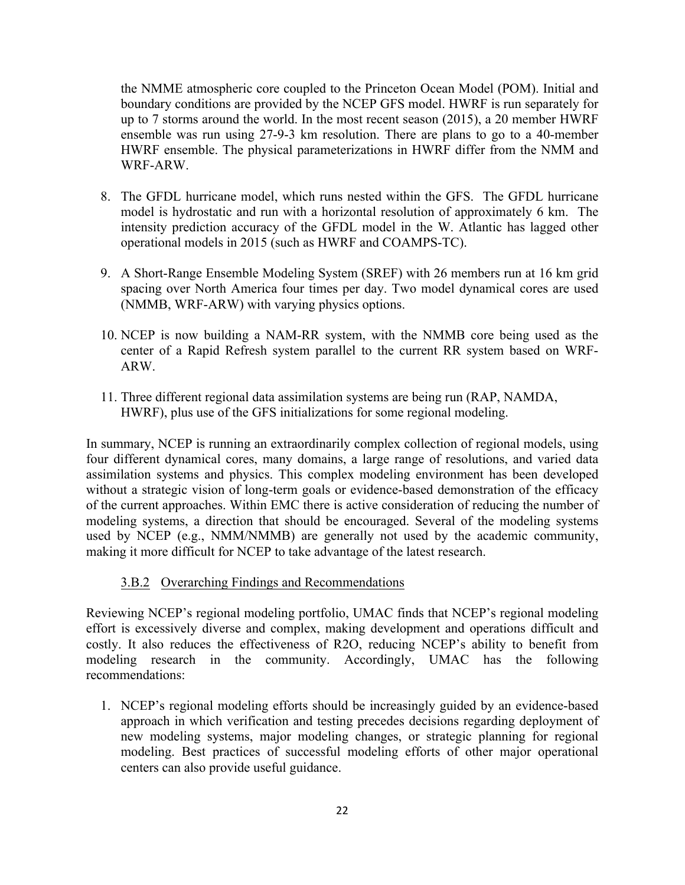the NMME atmospheric core coupled to the Princeton Ocean Model (POM). Initial and boundary conditions are provided by the NCEP GFS model. HWRF is run separately for up to 7 storms around the world. In the most recent season (2015), a 20 member HWRF ensemble was run using 27-9-3 km resolution. There are plans to go to a 40-member HWRF ensemble. The physical parameterizations in HWRF differ from the NMM and WRF-ARW.

8. The GFDL hurricane model, which runs nested within the GFS. The GFDL hurricane model is hydrostatic and run with a horizontal resolution of approximately 6 km. The intensity prediction accuracy of the GFDL model in the W. Atlantic has lagged other operational models in 2015 (such as HWRF and COAMPS-TC).

9. A Short-Range Ensemble Modeling System (SREF) with 26 members run at 16 km grid spacing over North America four times per day. Two model dynamical cores are used (NMMB, WRF-ARW) with varying physics options.

10. NCEP is now building a NAM-RR system, with the NMMB core being used as the center of a Rapid Refresh system parallel to the current RR system based on WRF-ARW.

11. Three different regional data assimilation systems are being run (RAP, NAMDA, HWRF), plus use of the GFS initializations for some regional modeling.

In summary, NCEP is running an extraordinarily complex collection of regional models, using four different dynamical cores, many domains, a large range of resolutions, and varied data assimilation systems and physics. This complex modeling environment has been developed without a strategic vision of long-term goals or evidence-based demonstration of the efficacy of the current approaches. Within EMC there is active consideration of reducing the number of modeling systems, a direction that should be encouraged. Several of the modeling systems used by NCEP (e.g., NMM/NMMB) are generally not used by the academic community, making it more difficult for NCEP to take advantage of the latest research.

### 3.B.2 Overarching Findings and Recommendations

Reviewing NCEP's regional modeling portfolio, UMAC finds that NCEP's regional modeling effort is excessively diverse and complex, making development and operations difficult and costly. It also reduces the effectiveness of R2O, reducing NCEP's ability to benefit from modeling research in the community. Accordingly, UMAC has the following recommendations:

1. NCEP's regional modeling efforts should be increasingly guided by an evidence-based approach in which verification and testing precedes decisions regarding deployment of new modeling systems, major modeling changes, or strategic planning for regional modeling. Best practices of successful modeling efforts of other major operational centers can also provide useful guidance.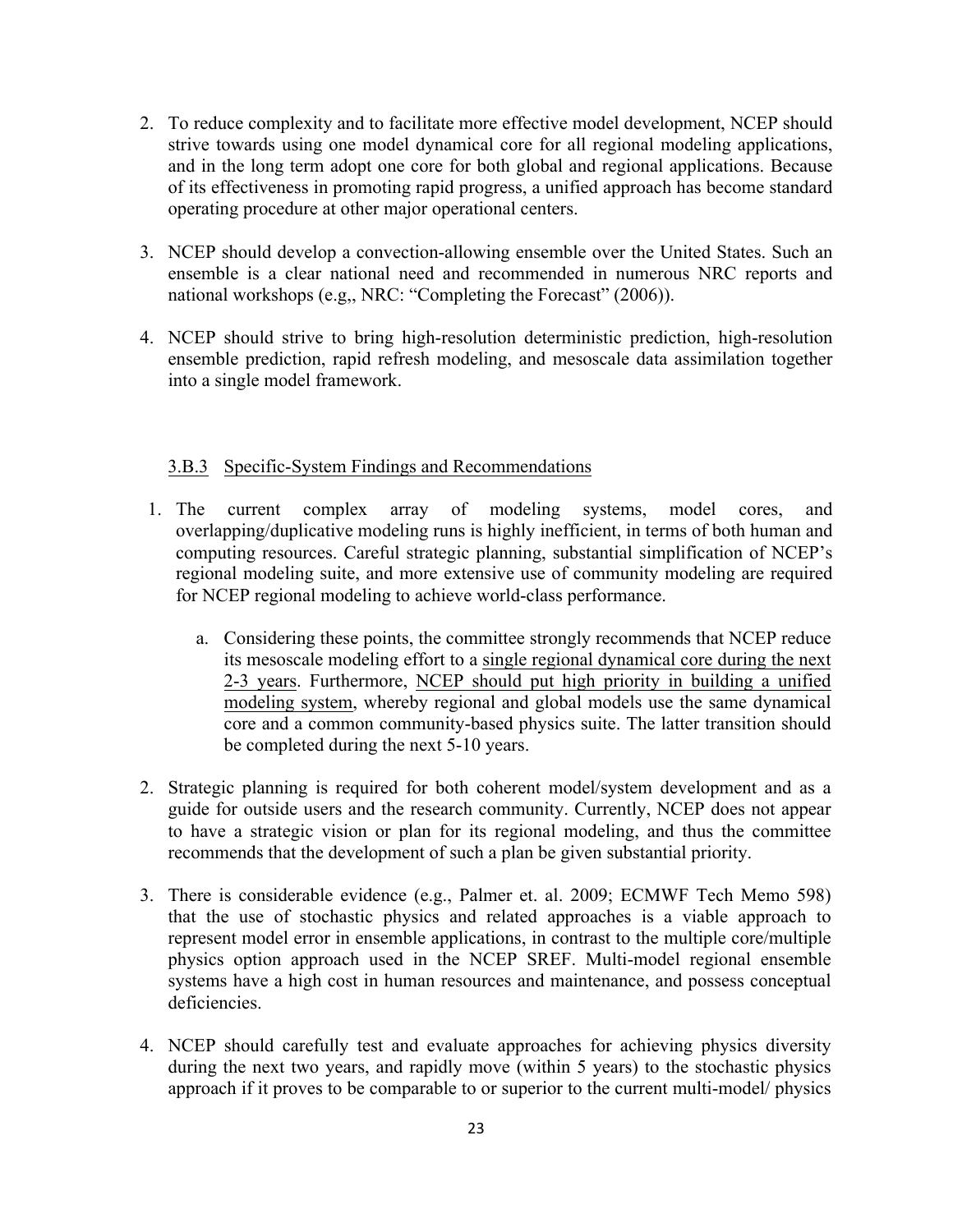2. To reduce complexity and to facilitate more effective model development, NCEP should strive towards using one model dynamical core for all regional modeling applications, and in the long term adopt one core for both global and regional applications. Because of its effectiveness in promoting rapid progress, a unified approach has become standard operating procedure at other major operational centers.

3. NCEP should develop a convection-allowing ensemble over the United States. Such an ensemble is a clear national need and recommended in numerous NRC reports and national workshops (e.g,, NRC: "Completing the Forecast" (2006)).

4. NCEP should strive to bring high-resolution deterministic prediction, high-resolution ensemble prediction, rapid refresh modeling, and mesoscale data assimilation together into a single model framework.

### 3.B.3 Specific-System Findings and Recommendations

1. The current complex array of modeling systems, model cores, and overlapping/duplicative modeling runs is highly inefficient, in terms of both human and computing resources. Careful strategic planning, substantial simplification of NCEP's regional modeling suite, and more extensive use of community modeling are required for NCEP regional modeling to achieve world-class performance.

    a. Considering these points, the committee strongly recommends that NCEP reduce its mesoscale modeling effort to a <u>single regional dynamical core during the next 2-3 years</u>. Furthermore, <u>NCEP should put high priority in building a unified modeling system</u>, whereby regional and global models use the same dynamical core and a common community-based physics suite. The latter transition should be completed during the next 5-10 years.

2. Strategic planning is required for both coherent model/system development and as a guide for outside users and the research community. Currently, NCEP does not appear to have a strategic vision or plan for its regional modeling, and thus the committee recommends that the development of such a plan be given substantial priority.

3. There is considerable evidence (e.g., Palmer et. al. 2009; ECMWF Tech Memo 598) that the use of stochastic physics and related approaches is a viable approach to represent model error in ensemble applications, in contrast to the multiple core/multiple physics option approach used in the NCEP SREF. Multi-model regional ensemble systems have a high cost in human resources and maintenance, and possess conceptual deficiencies.

4. NCEP should carefully test and evaluate approaches for achieving physics diversity during the next two years, and rapidly move (within 5 years) to the stochastic physics approach if it proves to be comparable to or superior to the current multi-model/ physics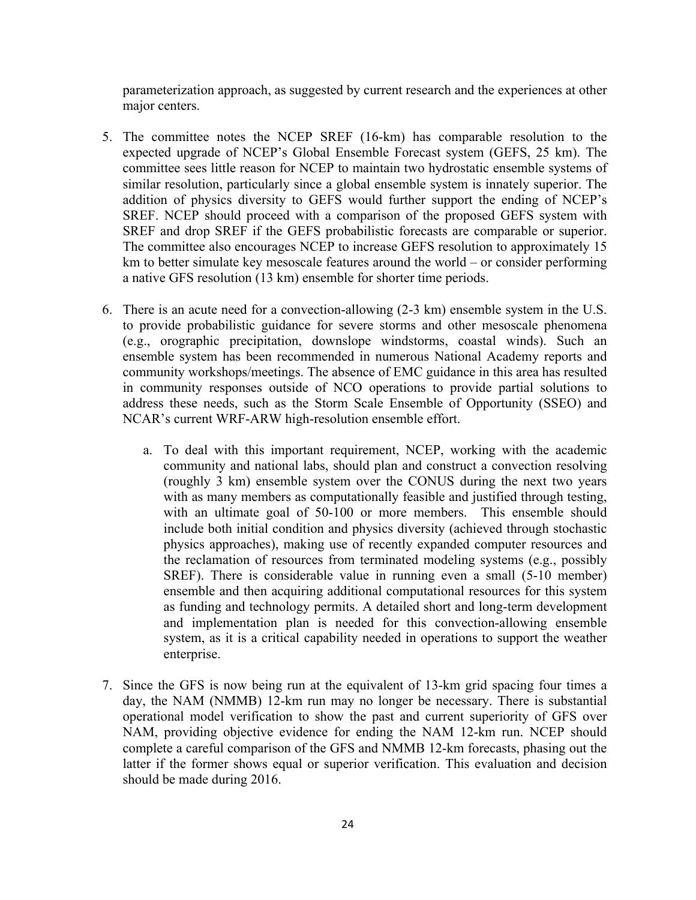parameterization approach, as suggested by current research and the experiences at other major centers.

5. The committee notes the NCEP SREF (16-km) has comparable resolution to the expected upgrade of NCEP's Global Ensemble Forecast system (GEFS, 25 km). The committee sees little reason for NCEP to maintain two hydrostatic ensemble systems of similar resolution, particularly since a global ensemble system is innately superior. The addition of physics diversity to GEFS would further support the ending of NCEP's SREF. NCEP should proceed with a comparison of the proposed GEFS system with SREF and drop SREF if the GEFS probabilistic forecasts are comparable or superior. The committee also encourages NCEP to increase GEFS resolution to approximately 15 km to better simulate key mesoscale features around the world – or consider performing a native GFS resolution (13 km) ensemble for shorter time periods.

6. There is an acute need for a convection-allowing (2-3 km) ensemble system in the U.S. to provide probabilistic guidance for severe storms and other mesoscale phenomena (e.g., orographic precipitation, downslope windstorms, coastal winds). Such an ensemble system has been recommended in numerous National Academy reports and community workshops/meetings. The absence of EMC guidance in this area has resulted in community responses outside of NCO operations to provide partial solutions to address these needs, such as the Storm Scale Ensemble of Opportunity (SSEO) and NCAR's current WRF-ARW high-resolution ensemble effort.

   a. To deal with this important requirement, NCEP, working with the academic community and national labs, should plan and construct a convection resolving (roughly 3 km) ensemble system over the CONUS during the next two years with as many members as computationally feasible and justified through testing, with an ultimate goal of 50-100 or more members. This ensemble should include both initial condition and physics diversity (achieved through stochastic physics approaches), making use of recently expanded computer resources and the reclamation of resources from terminated modeling systems (e.g., possibly SREF). There is considerable value in running even a small (5-10 member) ensemble and then acquiring additional computational resources for this system as funding and technology permits. A detailed short and long-term development and implementation plan is needed for this convection-allowing ensemble system, as it is a critical capability needed in operations to support the weather enterprise.

7. Since the GFS is now being run at the equivalent of 13-km grid spacing four times a day, the NAM (NMMB) 12-km run may no longer be necessary. There is substantial operational model verification to show the past and current superiority of GFS over NAM, providing objective evidence for ending the NAM 12-km run. NCEP should complete a careful comparison of the GFS and NMMB 12-km forecasts, phasing out the latter if the former shows equal or superior verification. This evaluation and decision should be made during 2016.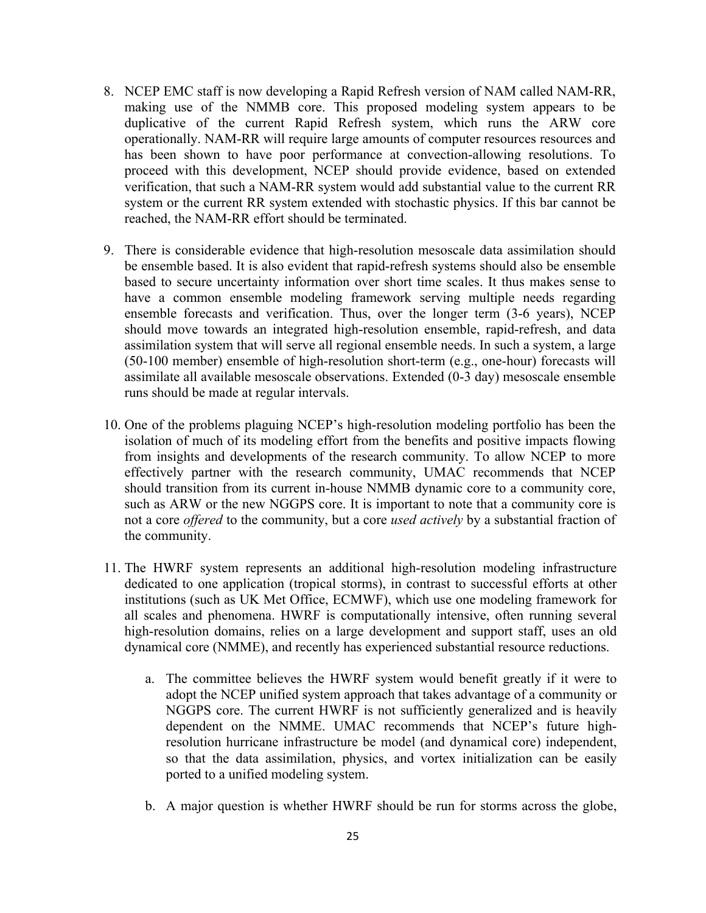8. NCEP EMC staff is now developing a Rapid Refresh version of NAM called NAM-RR, making use of the NMMB core. This proposed modeling system appears to be duplicative of the current Rapid Refresh system, which runs the ARW core operationally. NAM-RR will require large amounts of computer resources resources and has been shown to have poor performance at convection-allowing resolutions. To proceed with this development, NCEP should provide evidence, based on extended verification, that such a NAM-RR system would add substantial value to the current RR system or the current RR system extended with stochastic physics. If this bar cannot be reached, the NAM-RR effort should be terminated.

9. There is considerable evidence that high-resolution mesoscale data assimilation should be ensemble based. It is also evident that rapid-refresh systems should also be ensemble based to secure uncertainty information over short time scales. It thus makes sense to have a common ensemble modeling framework serving multiple needs regarding ensemble forecasts and verification. Thus, over the longer term (3-6 years), NCEP should move towards an integrated high-resolution ensemble, rapid-refresh, and data assimilation system that will serve all regional ensemble needs. In such a system, a large (50-100 member) ensemble of high-resolution short-term (e.g., one-hour) forecasts will assimilate all available mesoscale observations. Extended (0-3 day) mesoscale ensemble runs should be made at regular intervals.

10. One of the problems plaguing NCEP's high-resolution modeling portfolio has been the isolation of much of its modeling effort from the benefits and positive impacts flowing from insights and developments of the research community. To allow NCEP to more effectively partner with the research community, UMAC recommends that NCEP should transition from its current in-house NMMB dynamic core to a community core, such as ARW or the new NGGPS core. It is important to note that a community core is not a core *offered* to the community, but a core *used actively* by a substantial fraction of the community.

11. The HWRF system represents an additional high-resolution modeling infrastructure dedicated to one application (tropical storms), in contrast to successful efforts at other institutions (such as UK Met Office, ECMWF), which use one modeling framework for all scales and phenomena. HWRF is computationally intensive, often running several high-resolution domains, relies on a large development and support staff, uses an old dynamical core (NMME), and recently has experienced substantial resource reductions.

    a. The committee believes the HWRF system would benefit greatly if it were to adopt the NCEP unified system approach that takes advantage of a community or NGGPS core. The current HWRF is not sufficiently generalized and is heavily dependent on the NMME. UMAC recommends that NCEP's future high-resolution hurricane infrastructure be model (and dynamical core) independent, so that the data assimilation, physics, and vortex initialization can be easily ported to a unified modeling system.

    b. A major question is whether HWRF should be run for storms across the globe,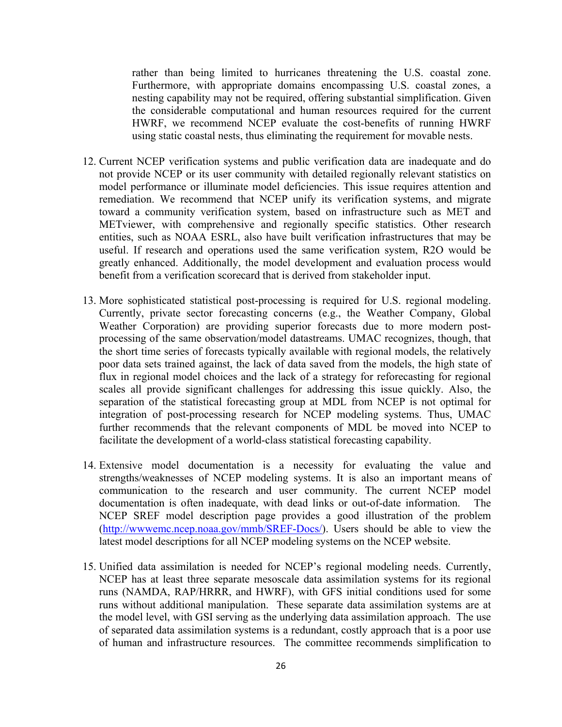rather than being limited to hurricanes threatening the U.S. coastal zone. Furthermore, with appropriate domains encompassing U.S. coastal zones, a nesting capability may not be required, offering substantial simplification. Given the considerable computational and human resources required for the current HWRF, we recommend NCEP evaluate the cost-benefits of running HWRF using static coastal nests, thus eliminating the requirement for movable nests.

12. Current NCEP verification systems and public verification data are inadequate and do not provide NCEP or its user community with detailed regionally relevant statistics on model performance or illuminate model deficiencies. This issue requires attention and remediation. We recommend that NCEP unify its verification systems, and migrate toward a community verification system, based on infrastructure such as MET and METviewer, with comprehensive and regionally specific statistics. Other research entities, such as NOAA ESRL, also have built verification infrastructures that may be useful. If research and operations used the same verification system, R2O would be greatly enhanced. Additionally, the model development and evaluation process would benefit from a verification scorecard that is derived from stakeholder input.

13. More sophisticated statistical post-processing is required for U.S. regional modeling. Currently, private sector forecasting concerns (e.g., the Weather Company, Global Weather Corporation) are providing superior forecasts due to more modern post-processing of the same observation/model datastreams. UMAC recognizes, though, that the short time series of forecasts typically available with regional models, the relatively poor data sets trained against, the lack of data saved from the models, the high state of flux in regional model choices and the lack of a strategy for reforecasting for regional scales all provide significant challenges for addressing this issue quickly. Also, the separation of the statistical forecasting group at MDL from NCEP is not optimal for integration of post-processing research for NCEP modeling systems. Thus, UMAC further recommends that the relevant components of MDL be moved into NCEP to facilitate the development of a world-class statistical forecasting capability.

14. Extensive model documentation is a necessity for evaluating the value and strengths/weaknesses of NCEP modeling systems. It is also an important means of communication to the research and user community. The current NCEP model documentation is often inadequate, with dead links or out-of-date information. The NCEP SREF model description page provides a good illustration of the problem (http://wwwemc.ncep.noaa.gov/mmb/SREF-Docs/). Users should be able to view the latest model descriptions for all NCEP modeling systems on the NCEP website.

15. Unified data assimilation is needed for NCEP's regional modeling needs. Currently, NCEP has at least three separate mesoscale data assimilation systems for its regional runs (NAMDA, RAP/HRRR, and HWRF), with GFS initial conditions used for some runs without additional manipulation. These separate data assimilation systems are at the model level, with GSI serving as the underlying data assimilation approach. The use of separated data assimilation systems is a redundant, costly approach that is a poor use of human and infrastructure resources. The committee recommends simplification to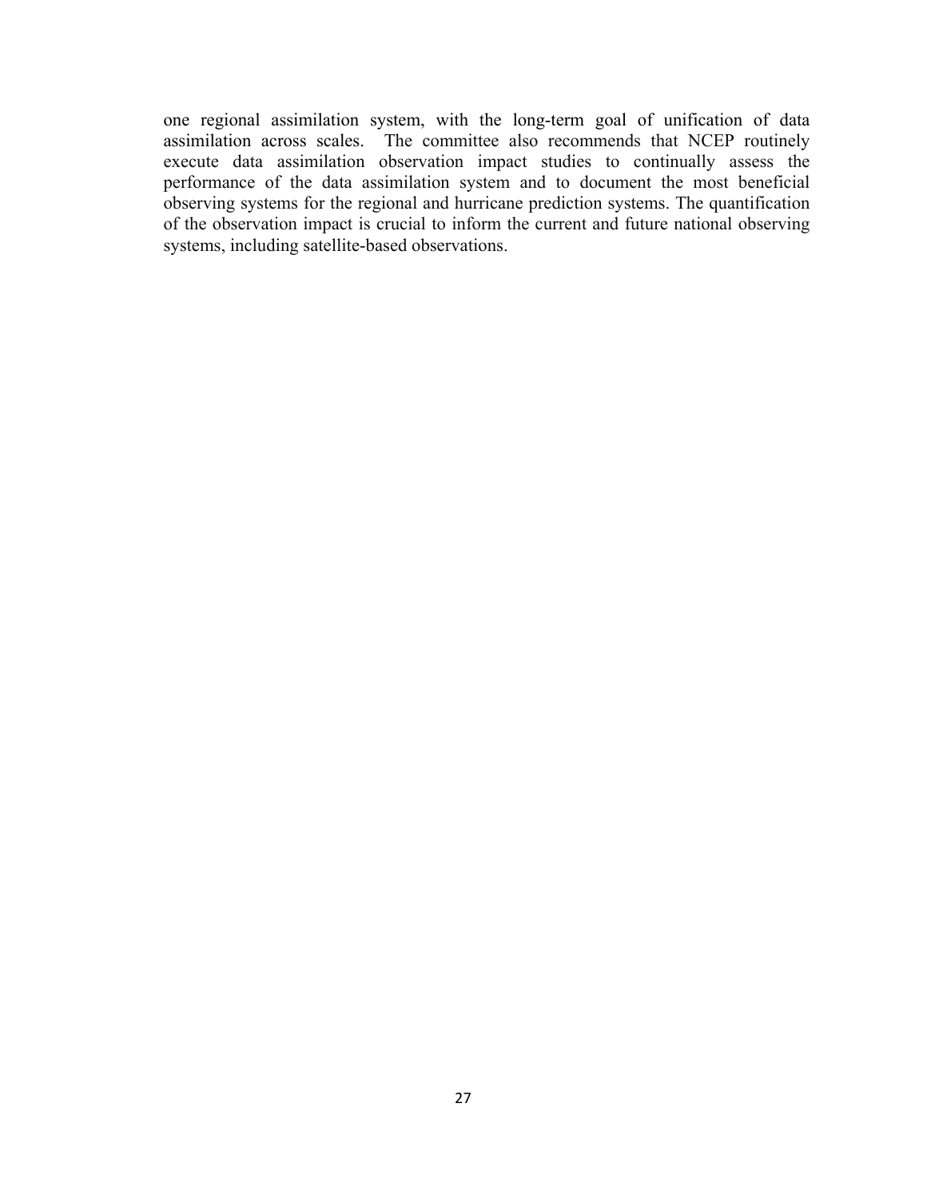one regional assimilation system, with the long-term goal of unification of data assimilation across scales. The committee also recommends that NCEP routinely execute data assimilation observation impact studies to continually assess the performance of the data assimilation system and to document the most beneficial observing systems for the regional and hurricane prediction systems. The quantification of the observation impact is crucial to inform the current and future national observing systems, including satellite-based observations.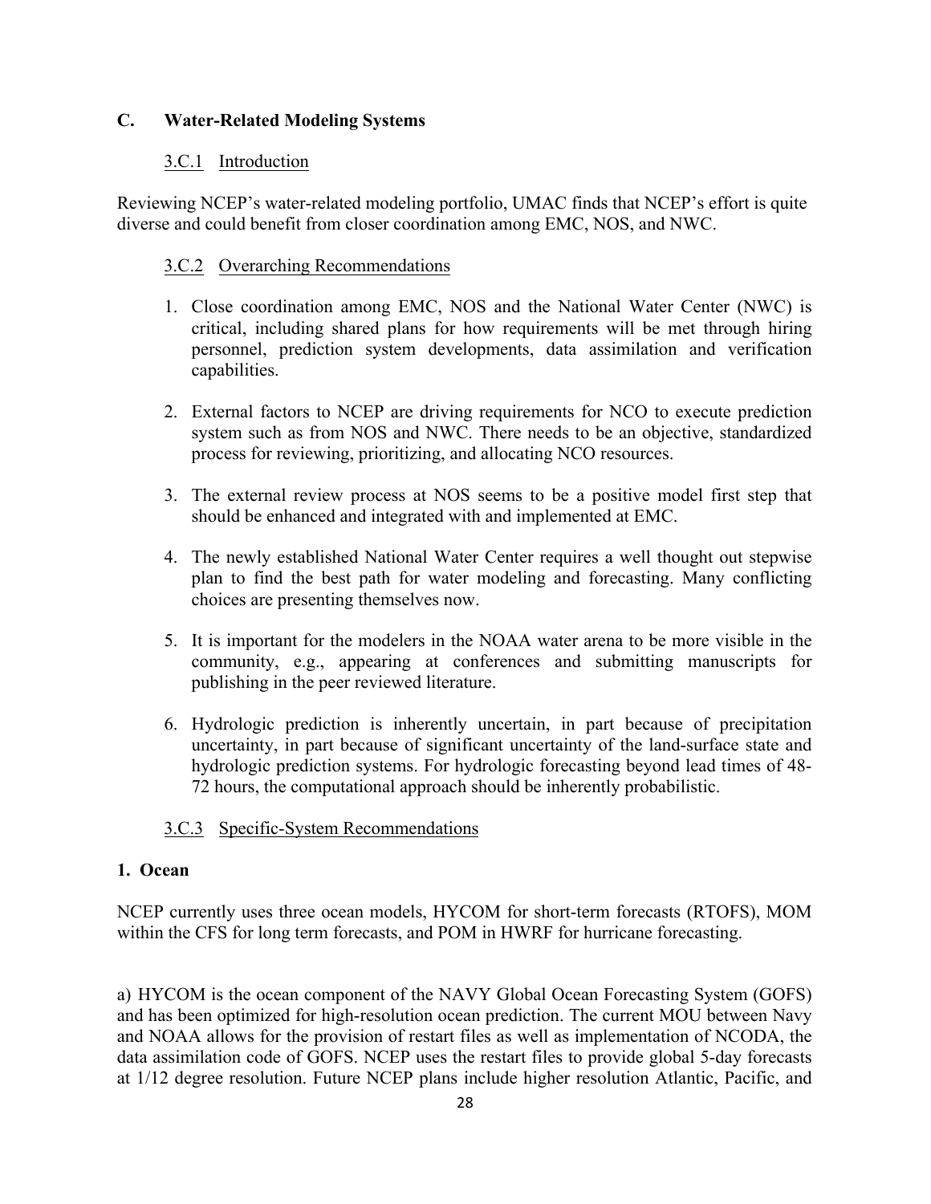## C. Water-Related Modeling Systems

### 3.C.1 Introduction

Reviewing NCEP's water-related modeling portfolio, UMAC finds that NCEP's effort is quite diverse and could benefit from closer coordination among EMC, NOS, and NWC.

### 3.C.2 Overarching Recommendations

1. Close coordination among EMC, NOS and the National Water Center (NWC) is critical, including shared plans for how requirements will be met through hiring personnel, prediction system developments, data assimilation and verification capabilities.

2. External factors to NCEP are driving requirements for NCO to execute prediction system such as from NOS and NWC. There needs to be an objective, standardized process for reviewing, prioritizing, and allocating NCO resources.

3. The external review process at NOS seems to be a positive model first step that should be enhanced and integrated with and implemented at EMC.

4. The newly established National Water Center requires a well thought out stepwise plan to find the best path for water modeling and forecasting. Many conflicting choices are presenting themselves now.

5. It is important for the modelers in the NOAA water arena to be more visible in the community, e.g., appearing at conferences and submitting manuscripts for publishing in the peer reviewed literature.

6. Hydrologic prediction is inherently uncertain, in part because of precipitation uncertainty, in part because of significant uncertainty of the land-surface state and hydrologic prediction systems. For hydrologic forecasting beyond lead times of 48-72 hours, the computational approach should be inherently probabilistic.

### 3.C.3 Specific-System Recommendations

**1. Ocean**

NCEP currently uses three ocean models, HYCOM for short-term forecasts (RTOFS), MOM within the CFS for long term forecasts, and POM in HWRF for hurricane forecasting.

a) HYCOM is the ocean component of the NAVY Global Ocean Forecasting System (GOFS) and has been optimized for high-resolution ocean prediction. The current MOU between Navy and NOAA allows for the provision of restart files as well as implementation of NCODA, the data assimilation code of GOFS. NCEP uses the restart files to provide global 5-day forecasts at 1/12 degree resolution. Future NCEP plans include higher resolution Atlantic, Pacific, and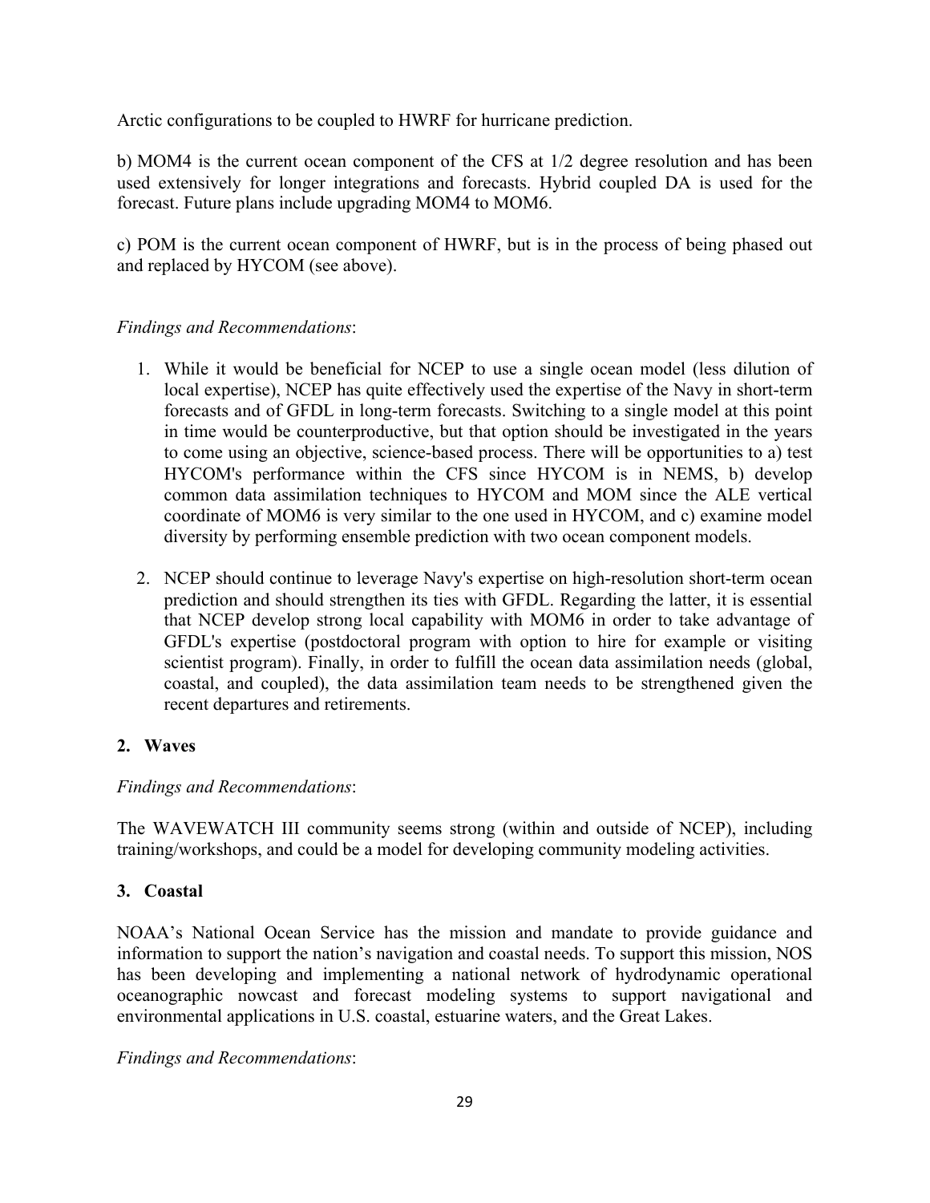Arctic configurations to be coupled to HWRF for hurricane prediction.

b) MOM4 is the current ocean component of the CFS at 1/2 degree resolution and has been used extensively for longer integrations and forecasts. Hybrid coupled DA is used for the forecast. Future plans include upgrading MOM4 to MOM6.

c) POM is the current ocean component of HWRF, but is in the process of being phased out and replaced by HYCOM (see above).

*Findings and Recommendations*:

1. While it would be beneficial for NCEP to use a single ocean model (less dilution of local expertise), NCEP has quite effectively used the expertise of the Navy in short-term forecasts and of GFDL in long-term forecasts. Switching to a single model at this point in time would be counterproductive, but that option should be investigated in the years to come using an objective, science-based process. There will be opportunities to a) test HYCOM's performance within the CFS since HYCOM is in NEMS, b) develop common data assimilation techniques to HYCOM and MOM since the ALE vertical coordinate of MOM6 is very similar to the one used in HYCOM, and c) examine model diversity by performing ensemble prediction with two ocean component models.

2. NCEP should continue to leverage Navy's expertise on high-resolution short-term ocean prediction and should strengthen its ties with GFDL. Regarding the latter, it is essential that NCEP develop strong local capability with MOM6 in order to take advantage of GFDL's expertise (postdoctoral program with option to hire for example or visiting scientist program). Finally, in order to fulfill the ocean data assimilation needs (global, coastal, and coupled), the data assimilation team needs to be strengthened given the recent departures and retirements.

## 2. Waves

*Findings and Recommendations*:

The WAVEWATCH III community seems strong (within and outside of NCEP), including training/workshops, and could be a model for developing community modeling activities.

## 3. Coastal

NOAA's National Ocean Service has the mission and mandate to provide guidance and information to support the nation's navigation and coastal needs. To support this mission, NOS has been developing and implementing a national network of hydrodynamic operational oceanographic nowcast and forecast modeling systems to support navigational and environmental applications in U.S. coastal, estuarine waters, and the Great Lakes.

*Findings and Recommendations*: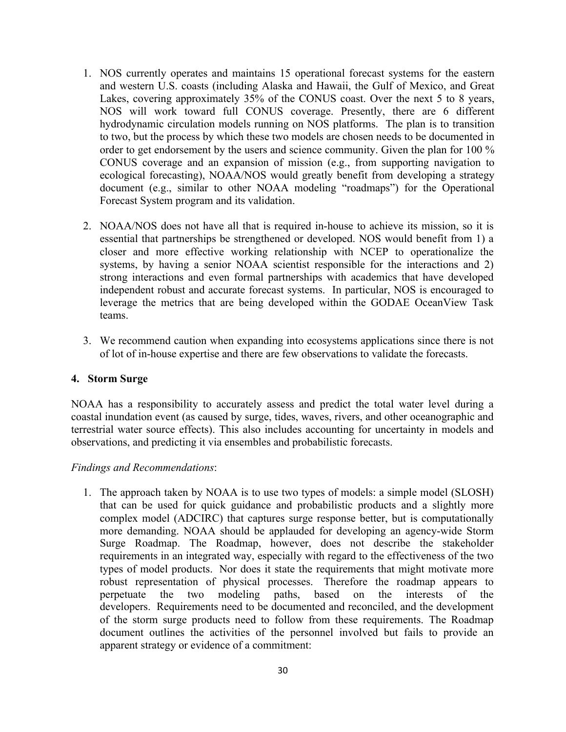1. NOS currently operates and maintains 15 operational forecast systems for the eastern and western U.S. coasts (including Alaska and Hawaii, the Gulf of Mexico, and Great Lakes, covering approximately 35% of the CONUS coast. Over the next 5 to 8 years, NOS will work toward full CONUS coverage. Presently, there are 6 different hydrodynamic circulation models running on NOS platforms. The plan is to transition to two, but the process by which these two models are chosen needs to be documented in order to get endorsement by the users and science community. Given the plan for 100 % CONUS coverage and an expansion of mission (e.g., from supporting navigation to ecological forecasting), NOAA/NOS would greatly benefit from developing a strategy document (e.g., similar to other NOAA modeling "roadmaps") for the Operational Forecast System program and its validation.

2. NOAA/NOS does not have all that is required in-house to achieve its mission, so it is essential that partnerships be strengthened or developed. NOS would benefit from 1) a closer and more effective working relationship with NCEP to operationalize the systems, by having a senior NOAA scientist responsible for the interactions and 2) strong interactions and even formal partnerships with academics that have developed independent robust and accurate forecast systems. In particular, NOS is encouraged to leverage the metrics that are being developed within the GODAE OceanView Task teams.

3. We recommend caution when expanding into ecosystems applications since there is not of lot of in-house expertise and there are few observations to validate the forecasts.

### 4. Storm Surge

NOAA has a responsibility to accurately assess and predict the total water level during a coastal inundation event (as caused by surge, tides, waves, rivers, and other oceanographic and terrestrial water source effects). This also includes accounting for uncertainty in models and observations, and predicting it via ensembles and probabilistic forecasts.

*Findings and Recommendations*:

1. The approach taken by NOAA is to use two types of models: a simple model (SLOSH) that can be used for quick guidance and probabilistic products and a slightly more complex model (ADCIRC) that captures surge response better, but is computationally more demanding. NOAA should be applauded for developing an agency-wide Storm Surge Roadmap. The Roadmap, however, does not describe the stakeholder requirements in an integrated way, especially with regard to the effectiveness of the two types of model products. Nor does it state the requirements that might motivate more robust representation of physical processes. Therefore the roadmap appears to perpetuate the two modeling paths, based on the interests of the developers. Requirements need to be documented and reconciled, and the development of the storm surge products need to follow from these requirements. The Roadmap document outlines the activities of the personnel involved but fails to provide an apparent strategy or evidence of a commitment: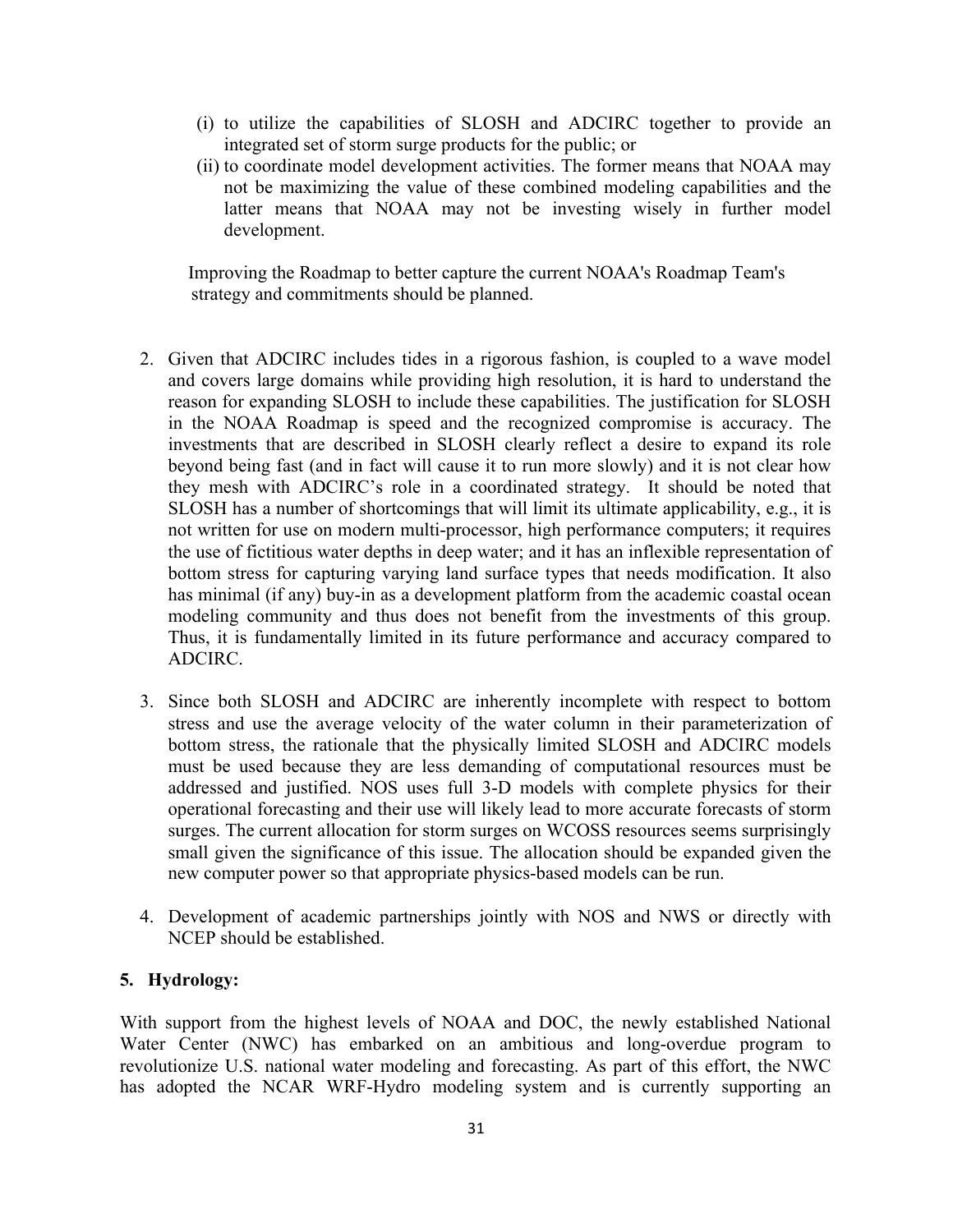(i) to utilize the capabilities of SLOSH and ADCIRC together to provide an integrated set of storm surge products for the public; or

(ii) to coordinate model development activities. The former means that NOAA may not be maximizing the value of these combined modeling capabilities and the latter means that NOAA may not be investing wisely in further model development.

Improving the Roadmap to better capture the current NOAA's Roadmap Team's strategy and commitments should be planned.

2. Given that ADCIRC includes tides in a rigorous fashion, is coupled to a wave model and covers large domains while providing high resolution, it is hard to understand the reason for expanding SLOSH to include these capabilities. The justification for SLOSH in the NOAA Roadmap is speed and the recognized compromise is accuracy. The investments that are described in SLOSH clearly reflect a desire to expand its role beyond being fast (and in fact will cause it to run more slowly) and it is not clear how they mesh with ADCIRC's role in a coordinated strategy. It should be noted that SLOSH has a number of shortcomings that will limit its ultimate applicability, e.g., it is not written for use on modern multi-processor, high performance computers; it requires the use of fictitious water depths in deep water; and it has an inflexible representation of bottom stress for capturing varying land surface types that needs modification. It also has minimal (if any) buy-in as a development platform from the academic coastal ocean modeling community and thus does not benefit from the investments of this group. Thus, it is fundamentally limited in its future performance and accuracy compared to ADCIRC.

3. Since both SLOSH and ADCIRC are inherently incomplete with respect to bottom stress and use the average velocity of the water column in their parameterization of bottom stress, the rationale that the physically limited SLOSH and ADCIRC models must be used because they are less demanding of computational resources must be addressed and justified. NOS uses full 3-D models with complete physics for their operational forecasting and their use will likely lead to more accurate forecasts of storm surges. The current allocation for storm surges on WCOSS resources seems surprisingly small given the significance of this issue. The allocation should be expanded given the new computer power so that appropriate physics-based models can be run.

4. Development of academic partnerships jointly with NOS and NWS or directly with NCEP should be established.

**5. Hydrology:**

With support from the highest levels of NOAA and DOC, the newly established National Water Center (NWC) has embarked on an ambitious and long-overdue program to revolutionize U.S. national water modeling and forecasting. As part of this effort, the NWC has adopted the NCAR WRF-Hydro modeling system and is currently supporting an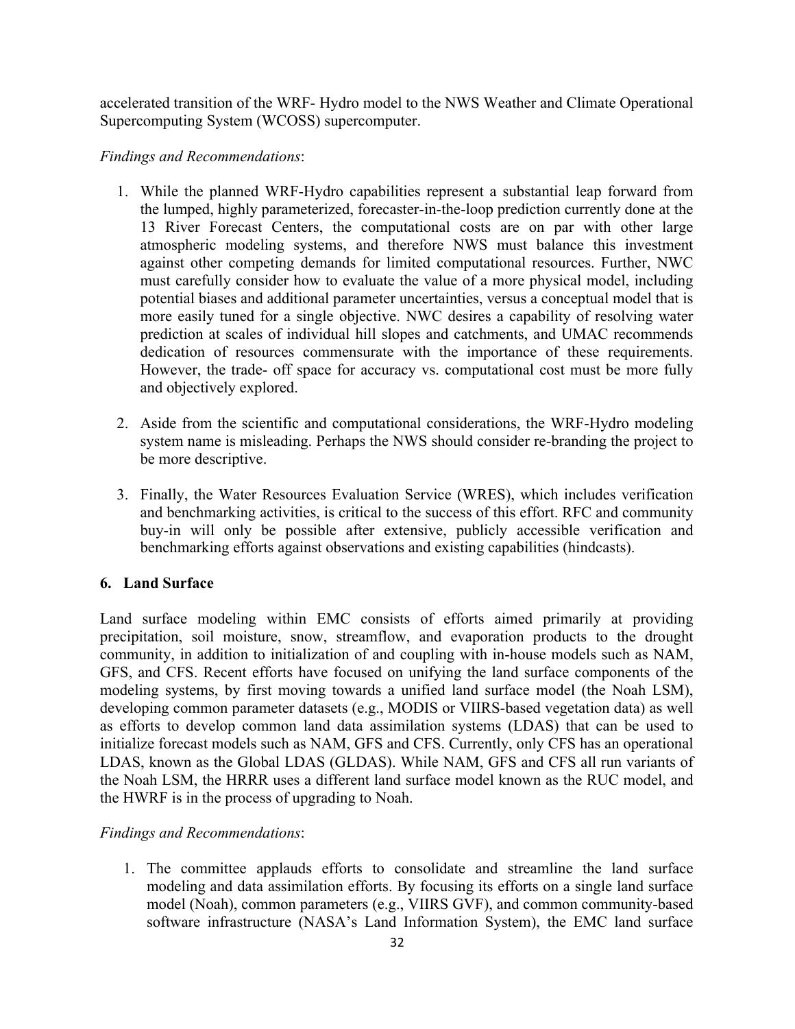accelerated transition of the WRF- Hydro model to the NWS Weather and Climate Operational Supercomputing System (WCOSS) supercomputer.

*Findings and Recommendations*:

1. While the planned WRF-Hydro capabilities represent a substantial leap forward from the lumped, highly parameterized, forecaster-in-the-loop prediction currently done at the 13 River Forecast Centers, the computational costs are on par with other large atmospheric modeling systems, and therefore NWS must balance this investment against other competing demands for limited computational resources. Further, NWC must carefully consider how to evaluate the value of a more physical model, including potential biases and additional parameter uncertainties, versus a conceptual model that is more easily tuned for a single objective. NWC desires a capability of resolving water prediction at scales of individual hill slopes and catchments, and UMAC recommends dedication of resources commensurate with the importance of these requirements. However, the trade- off space for accuracy vs. computational cost must be more fully and objectively explored.

2. Aside from the scientific and computational considerations, the WRF-Hydro modeling system name is misleading. Perhaps the NWS should consider re-branding the project to be more descriptive.

3. Finally, the Water Resources Evaluation Service (WRES), which includes verification and benchmarking activities, is critical to the success of this effort. RFC and community buy-in will only be possible after extensive, publicly accessible verification and benchmarking efforts against observations and existing capabilities (hindcasts).

## 6. Land Surface

Land surface modeling within EMC consists of efforts aimed primarily at providing precipitation, soil moisture, snow, streamflow, and evaporation products to the drought community, in addition to initialization of and coupling with in-house models such as NAM, GFS, and CFS. Recent efforts have focused on unifying the land surface components of the modeling systems, by first moving towards a unified land surface model (the Noah LSM), developing common parameter datasets (e.g., MODIS or VIIRS-based vegetation data) as well as efforts to develop common land data assimilation systems (LDAS) that can be used to initialize forecast models such as NAM, GFS and CFS. Currently, only CFS has an operational LDAS, known as the Global LDAS (GLDAS). While NAM, GFS and CFS all run variants of the Noah LSM, the HRRR uses a different land surface model known as the RUC model, and the HWRF is in the process of upgrading to Noah.

*Findings and Recommendations*:

1. The committee applauds efforts to consolidate and streamline the land surface modeling and data assimilation efforts. By focusing its efforts on a single land surface model (Noah), common parameters (e.g., VIIRS GVF), and common community-based software infrastructure (NASA's Land Information System), the EMC land surface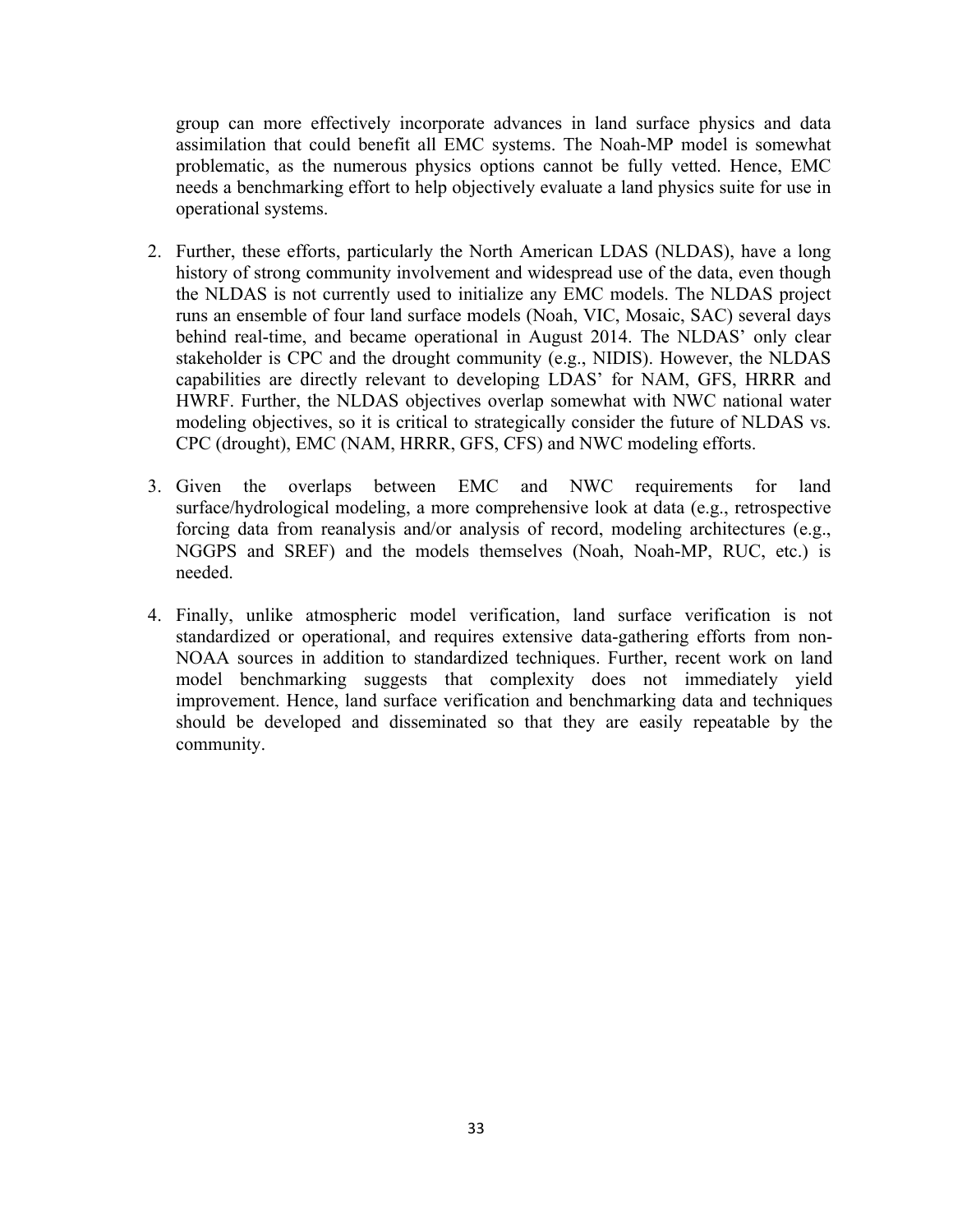group can more effectively incorporate advances in land surface physics and data assimilation that could benefit all EMC systems. The Noah-MP model is somewhat problematic, as the numerous physics options cannot be fully vetted. Hence, EMC needs a benchmarking effort to help objectively evaluate a land physics suite for use in operational systems.

2. Further, these efforts, particularly the North American LDAS (NLDAS), have a long history of strong community involvement and widespread use of the data, even though the NLDAS is not currently used to initialize any EMC models. The NLDAS project runs an ensemble of four land surface models (Noah, VIC, Mosaic, SAC) several days behind real-time, and became operational in August 2014. The NLDAS' only clear stakeholder is CPC and the drought community (e.g., NIDIS). However, the NLDAS capabilities are directly relevant to developing LDAS' for NAM, GFS, HRRR and HWRF. Further, the NLDAS objectives overlap somewhat with NWC national water modeling objectives, so it is critical to strategically consider the future of NLDAS vs. CPC (drought), EMC (NAM, HRRR, GFS, CFS) and NWC modeling efforts.

3. Given the overlaps between EMC and NWC requirements for land surface/hydrological modeling, a more comprehensive look at data (e.g., retrospective forcing data from reanalysis and/or analysis of record, modeling architectures (e.g., NGGPS and SREF) and the models themselves (Noah, Noah-MP, RUC, etc.) is needed.

4. Finally, unlike atmospheric model verification, land surface verification is not standardized or operational, and requires extensive data-gathering efforts from non-NOAA sources in addition to standardized techniques. Further, recent work on land model benchmarking suggests that complexity does not immediately yield improvement. Hence, land surface verification and benchmarking data and techniques should be developed and disseminated so that they are easily repeatable by the community.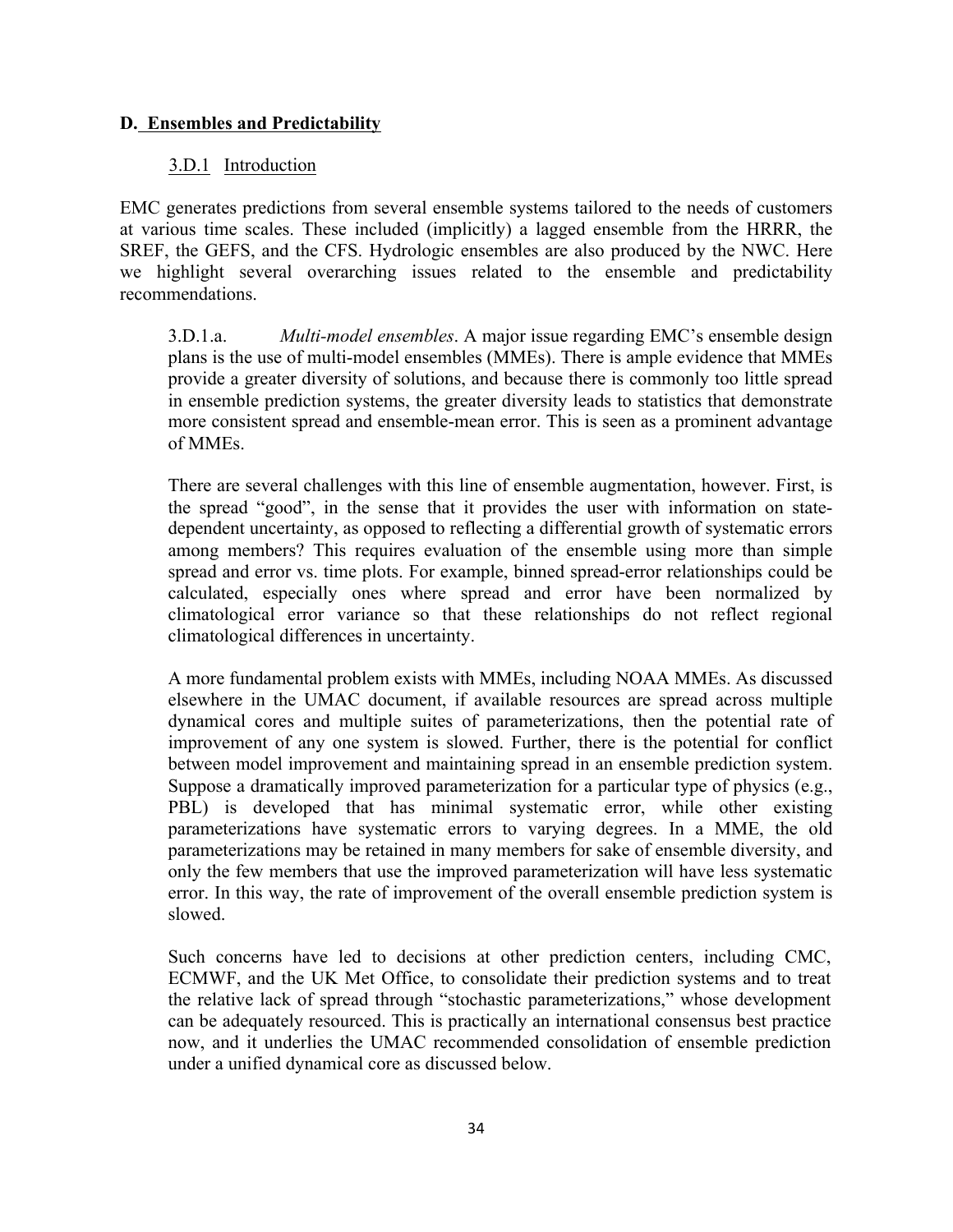## D. Ensembles and Predictability

### 3.D.1 Introduction

EMC generates predictions from several ensemble systems tailored to the needs of customers at various time scales. These included (implicitly) a lagged ensemble from the HRRR, the SREF, the GEFS, and the CFS. Hydrologic ensembles are also produced by the NWC. Here we highlight several overarching issues related to the ensemble and predictability recommendations.

3.D.1.a. *Multi-model ensembles*. A major issue regarding EMC's ensemble design plans is the use of multi-model ensembles (MMEs). There is ample evidence that MMEs provide a greater diversity of solutions, and because there is commonly too little spread in ensemble prediction systems, the greater diversity leads to statistics that demonstrate more consistent spread and ensemble-mean error. This is seen as a prominent advantage of MMEs.

There are several challenges with this line of ensemble augmentation, however. First, is the spread "good", in the sense that it provides the user with information on state-dependent uncertainty, as opposed to reflecting a differential growth of systematic errors among members? This requires evaluation of the ensemble using more than simple spread and error vs. time plots. For example, binned spread-error relationships could be calculated, especially ones where spread and error have been normalized by climatological error variance so that these relationships do not reflect regional climatological differences in uncertainty.

A more fundamental problem exists with MMEs, including NOAA MMEs. As discussed elsewhere in the UMAC document, if available resources are spread across multiple dynamical cores and multiple suites of parameterizations, then the potential rate of improvement of any one system is slowed. Further, there is the potential for conflict between model improvement and maintaining spread in an ensemble prediction system. Suppose a dramatically improved parameterization for a particular type of physics (e.g., PBL) is developed that has minimal systematic error, while other existing parameterizations have systematic errors to varying degrees. In a MME, the old parameterizations may be retained in many members for sake of ensemble diversity, and only the few members that use the improved parameterization will have less systematic error. In this way, the rate of improvement of the overall ensemble prediction system is slowed.

Such concerns have led to decisions at other prediction centers, including CMC, ECMWF, and the UK Met Office, to consolidate their prediction systems and to treat the relative lack of spread through "stochastic parameterizations," whose development can be adequately resourced. This is practically an international consensus best practice now, and it underlies the UMAC recommended consolidation of ensemble prediction under a unified dynamical core as discussed below.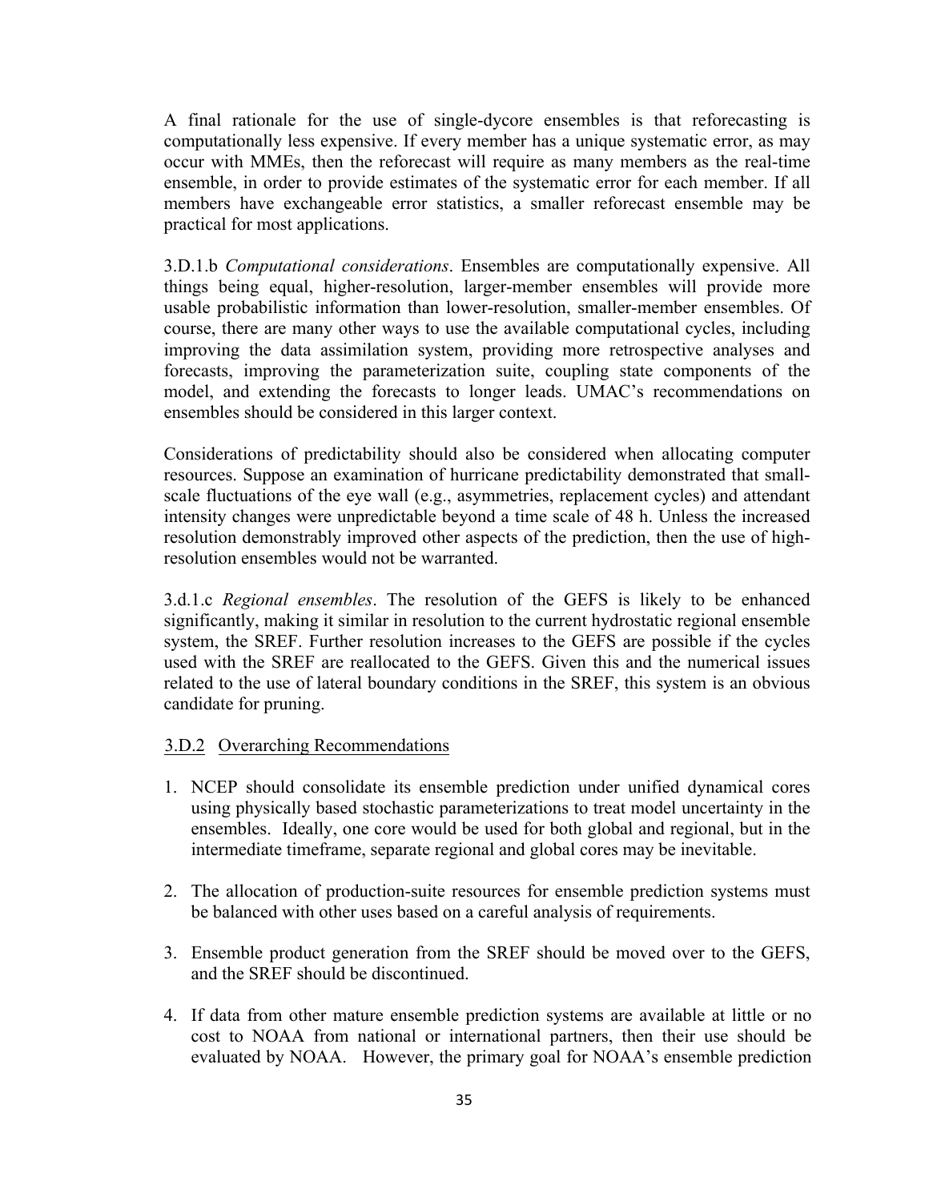A final rationale for the use of single-dycore ensembles is that reforecasting is computationally less expensive. If every member has a unique systematic error, as may occur with MMEs, then the reforecast will require as many members as the real-time ensemble, in order to provide estimates of the systematic error for each member. If all members have exchangeable error statistics, a smaller reforecast ensemble may be practical for most applications.

3.D.1.b *Computational considerations*. Ensembles are computationally expensive. All things being equal, higher-resolution, larger-member ensembles will provide more usable probabilistic information than lower-resolution, smaller-member ensembles. Of course, there are many other ways to use the available computational cycles, including improving the data assimilation system, providing more retrospective analyses and forecasts, improving the parameterization suite, coupling state components of the model, and extending the forecasts to longer leads. UMAC's recommendations on ensembles should be considered in this larger context.

Considerations of predictability should also be considered when allocating computer resources. Suppose an examination of hurricane predictability demonstrated that small-scale fluctuations of the eye wall (e.g., asymmetries, replacement cycles) and attendant intensity changes were unpredictable beyond a time scale of 48 h. Unless the increased resolution demonstrably improved other aspects of the prediction, then the use of high-resolution ensembles would not be warranted.

3.d.1.c *Regional ensembles*. The resolution of the GEFS is likely to be enhanced significantly, making it similar in resolution to the current hydrostatic regional ensemble system, the SREF. Further resolution increases to the GEFS are possible if the cycles used with the SREF are reallocated to the GEFS. Given this and the numerical issues related to the use of lateral boundary conditions in the SREF, this system is an obvious candidate for pruning.

### 3.D.2 Overarching Recommendations

1. NCEP should consolidate its ensemble prediction under unified dynamical cores using physically based stochastic parameterizations to treat model uncertainty in the ensembles. Ideally, one core would be used for both global and regional, but in the intermediate timeframe, separate regional and global cores may be inevitable.

2. The allocation of production-suite resources for ensemble prediction systems must be balanced with other uses based on a careful analysis of requirements.

3. Ensemble product generation from the SREF should be moved over to the GEFS, and the SREF should be discontinued.

4. If data from other mature ensemble prediction systems are available at little or no cost to NOAA from national or international partners, then their use should be evaluated by NOAA. However, the primary goal for NOAA's ensemble prediction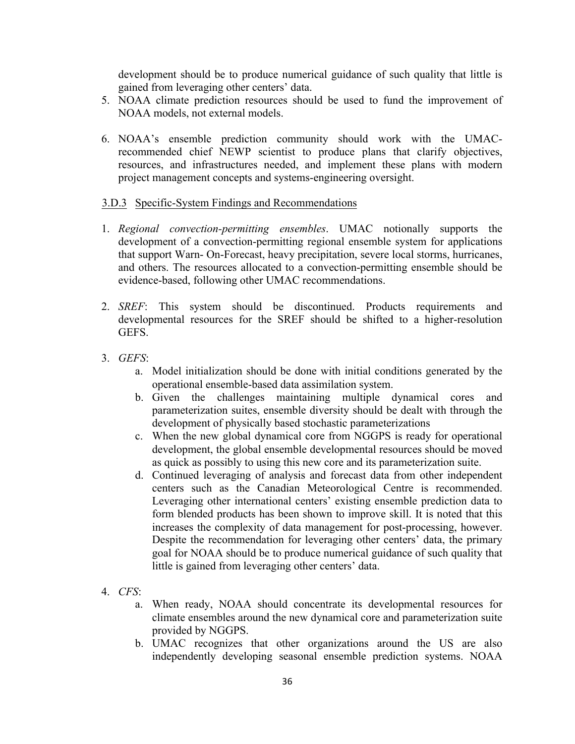development should be to produce numerical guidance of such quality that little is gained from leveraging other centers' data.

5. NOAA climate prediction resources should be used to fund the improvement of NOAA models, not external models.

6. NOAA's ensemble prediction community should work with the UMAC-recommended chief NEWP scientist to produce plans that clarify objectives, resources, and infrastructures needed, and implement these plans with modern project management concepts and systems-engineering oversight.

### 3.D.3 Specific-System Findings and Recommendations

1. *Regional convection-permitting ensembles*. UMAC notionally supports the development of a convection-permitting regional ensemble system for applications that support Warn- On-Forecast, heavy precipitation, severe local storms, hurricanes, and others. The resources allocated to a convection-permitting ensemble should be evidence-based, following other UMAC recommendations.

2. *SREF*: This system should be discontinued. Products requirements and developmental resources for the SREF should be shifted to a higher-resolution GEFS.

3. *GEFS*:
   a. Model initialization should be done with initial conditions generated by the operational ensemble-based data assimilation system.
   b. Given the challenges maintaining multiple dynamical cores and parameterization suites, ensemble diversity should be dealt with through the development of physically based stochastic parameterizations
   c. When the new global dynamical core from NGGPS is ready for operational development, the global ensemble developmental resources should be moved as quick as possibly to using this new core and its parameterization suite.
   d. Continued leveraging of analysis and forecast data from other independent centers such as the Canadian Meteorological Centre is recommended. Leveraging other international centers' existing ensemble prediction data to form blended products has been shown to improve skill. It is noted that this increases the complexity of data management for post-processing, however. Despite the recommendation for leveraging other centers' data, the primary goal for NOAA should be to produce numerical guidance of such quality that little is gained from leveraging other centers' data.

4. *CFS*:
   a. When ready, NOAA should concentrate its developmental resources for climate ensembles around the new dynamical core and parameterization suite provided by NGGPS.
   b. UMAC recognizes that other organizations around the US are also independently developing seasonal ensemble prediction systems. NOAA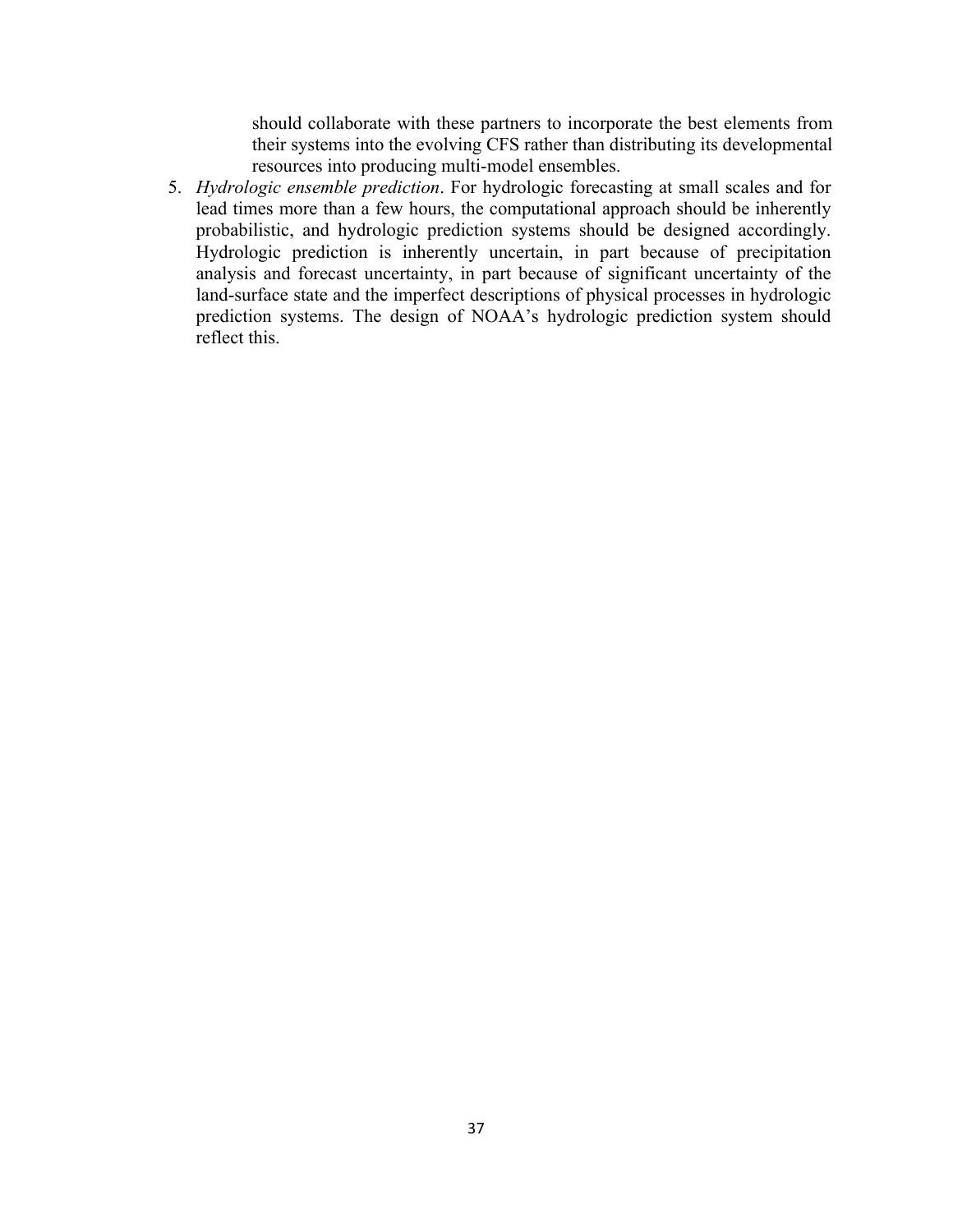should collaborate with these partners to incorporate the best elements from their systems into the evolving CFS rather than distributing its developmental resources into producing multi-model ensembles.

5. *Hydrologic ensemble prediction*. For hydrologic forecasting at small scales and for lead times more than a few hours, the computational approach should be inherently probabilistic, and hydrologic prediction systems should be designed accordingly. Hydrologic prediction is inherently uncertain, in part because of precipitation analysis and forecast uncertainty, in part because of significant uncertainty of the land-surface state and the imperfect descriptions of physical processes in hydrologic prediction systems. The design of NOAA's hydrologic prediction system should reflect this.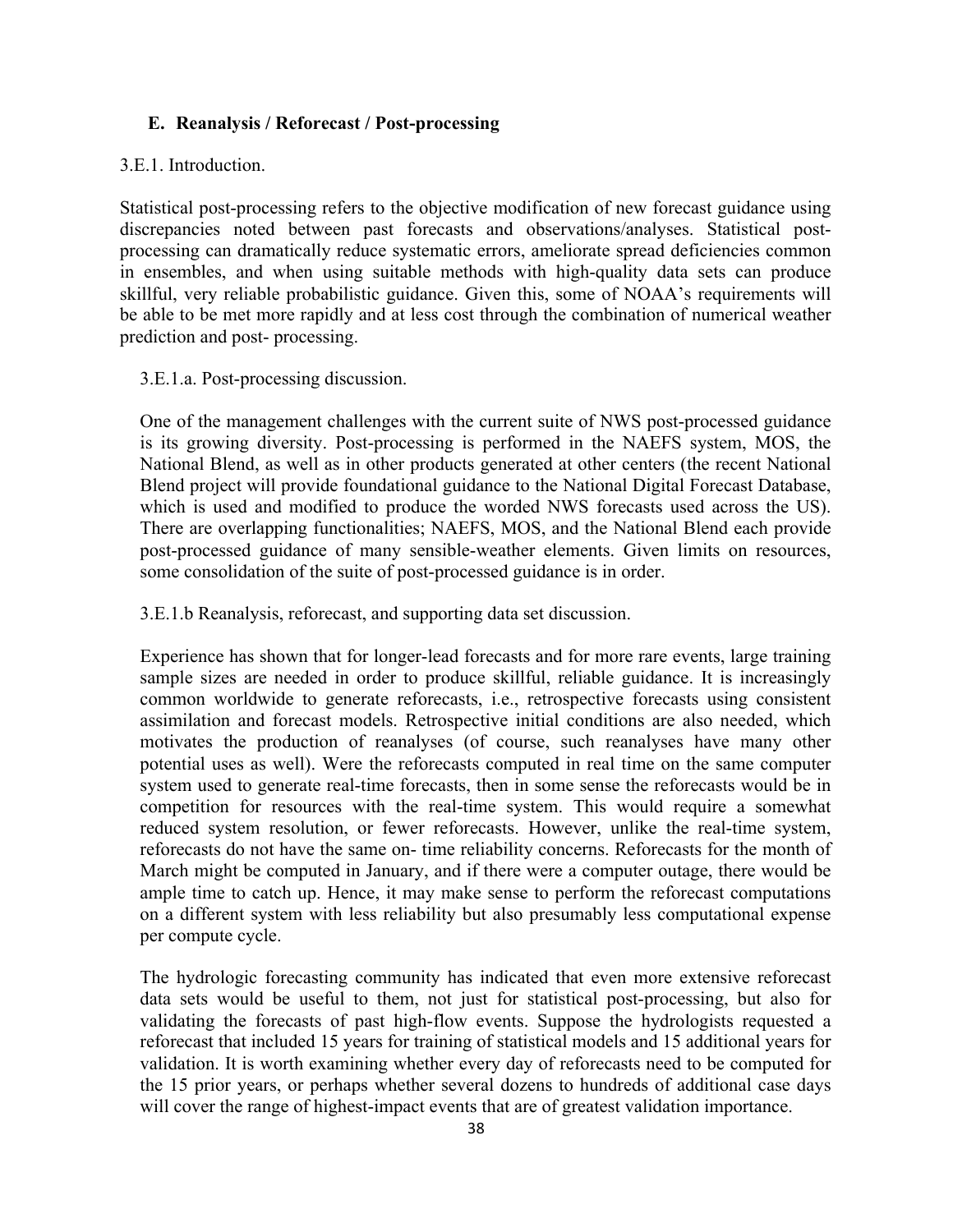## E. Reanalysis / Reforecast / Post-processing

3.E.1. Introduction.

Statistical post-processing refers to the objective modification of new forecast guidance using discrepancies noted between past forecasts and observations/analyses. Statistical post-processing can dramatically reduce systematic errors, ameliorate spread deficiencies common in ensembles, and when using suitable methods with high-quality data sets can produce skillful, very reliable probabilistic guidance. Given this, some of NOAA's requirements will be able to be met more rapidly and at less cost through the combination of numerical weather prediction and post- processing.

3.E.1.a. Post-processing discussion.

One of the management challenges with the current suite of NWS post-processed guidance is its growing diversity. Post-processing is performed in the NAEFS system, MOS, the National Blend, as well as in other products generated at other centers (the recent National Blend project will provide foundational guidance to the National Digital Forecast Database, which is used and modified to produce the worded NWS forecasts used across the US). There are overlapping functionalities; NAEFS, MOS, and the National Blend each provide post-processed guidance of many sensible-weather elements. Given limits on resources, some consolidation of the suite of post-processed guidance is in order.

3.E.1.b Reanalysis, reforecast, and supporting data set discussion.

Experience has shown that for longer-lead forecasts and for more rare events, large training sample sizes are needed in order to produce skillful, reliable guidance. It is increasingly common worldwide to generate reforecasts, i.e., retrospective forecasts using consistent assimilation and forecast models. Retrospective initial conditions are also needed, which motivates the production of reanalyses (of course, such reanalyses have many other potential uses as well). Were the reforecasts computed in real time on the same computer system used to generate real-time forecasts, then in some sense the reforecasts would be in competition for resources with the real-time system. This would require a somewhat reduced system resolution, or fewer reforecasts. However, unlike the real-time system, reforecasts do not have the same on- time reliability concerns. Reforecasts for the month of March might be computed in January, and if there were a computer outage, there would be ample time to catch up. Hence, it may make sense to perform the reforecast computations on a different system with less reliability but also presumably less computational expense per compute cycle.

The hydrologic forecasting community has indicated that even more extensive reforecast data sets would be useful to them, not just for statistical post-processing, but also for validating the forecasts of past high-flow events. Suppose the hydrologists requested a reforecast that included 15 years for training of statistical models and 15 additional years for validation. It is worth examining whether every day of reforecasts need to be computed for the 15 prior years, or perhaps whether several dozens to hundreds of additional case days will cover the range of highest-impact events that are of greatest validation importance.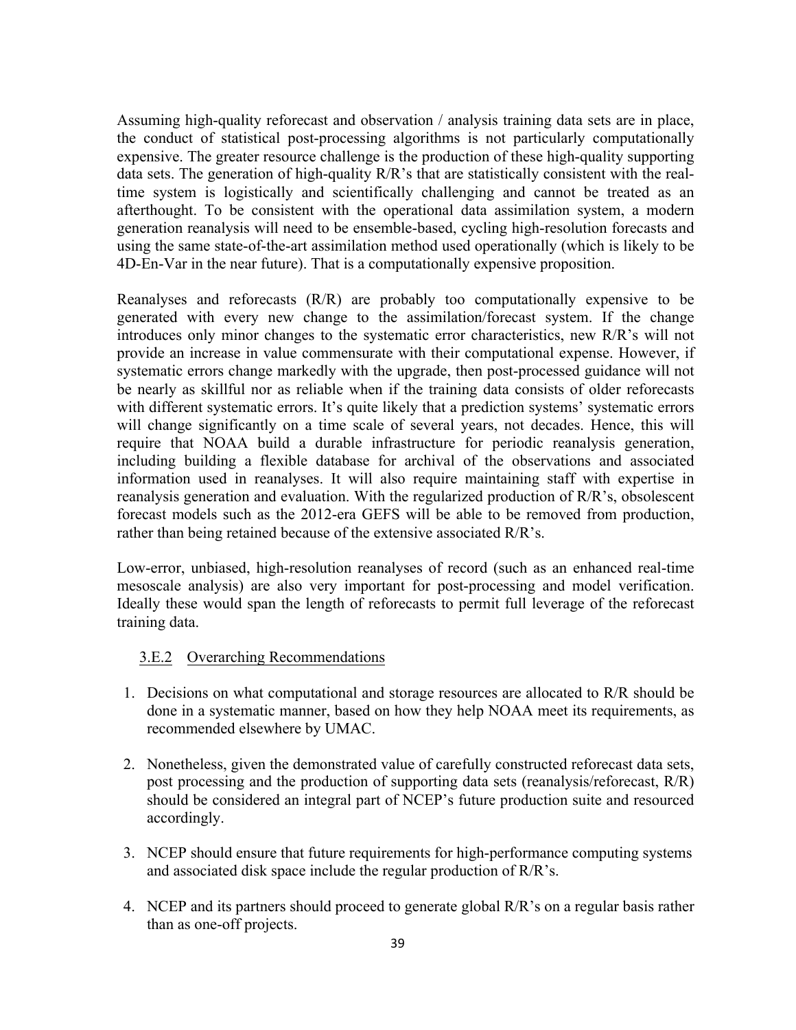Assuming high-quality reforecast and observation / analysis training data sets are in place, the conduct of statistical post-processing algorithms is not particularly computationally expensive. The greater resource challenge is the production of these high-quality supporting data sets. The generation of high-quality R/R's that are statistically consistent with the real-time system is logistically and scientifically challenging and cannot be treated as an afterthought. To be consistent with the operational data assimilation system, a modern generation reanalysis will need to be ensemble-based, cycling high-resolution forecasts and using the same state-of-the-art assimilation method used operationally (which is likely to be 4D-En-Var in the near future). That is a computationally expensive proposition.

Reanalyses and reforecasts (R/R) are probably too computationally expensive to be generated with every new change to the assimilation/forecast system. If the change introduces only minor changes to the systematic error characteristics, new R/R's will not provide an increase in value commensurate with their computational expense. However, if systematic errors change markedly with the upgrade, then post-processed guidance will not be nearly as skillful nor as reliable when if the training data consists of older reforecasts with different systematic errors. It's quite likely that a prediction systems' systematic errors will change significantly on a time scale of several years, not decades. Hence, this will require that NOAA build a durable infrastructure for periodic reanalysis generation, including building a flexible database for archival of the observations and associated information used in reanalyses. It will also require maintaining staff with expertise in reanalysis generation and evaluation. With the regularized production of R/R's, obsolescent forecast models such as the 2012-era GEFS will be able to be removed from production, rather than being retained because of the extensive associated R/R's.

Low-error, unbiased, high-resolution reanalyses of record (such as an enhanced real-time mesoscale analysis) are also very important for post-processing and model verification. Ideally these would span the length of reforecasts to permit full leverage of the reforecast training data.

### 3.E.2 Overarching Recommendations

1. Decisions on what computational and storage resources are allocated to R/R should be done in a systematic manner, based on how they help NOAA meet its requirements, as recommended elsewhere by UMAC.

2. Nonetheless, given the demonstrated value of carefully constructed reforecast data sets, post processing and the production of supporting data sets (reanalysis/reforecast, R/R) should be considered an integral part of NCEP's future production suite and resourced accordingly.

3. NCEP should ensure that future requirements for high-performance computing systems and associated disk space include the regular production of R/R's.

4. NCEP and its partners should proceed to generate global R/R's on a regular basis rather than as one-off projects.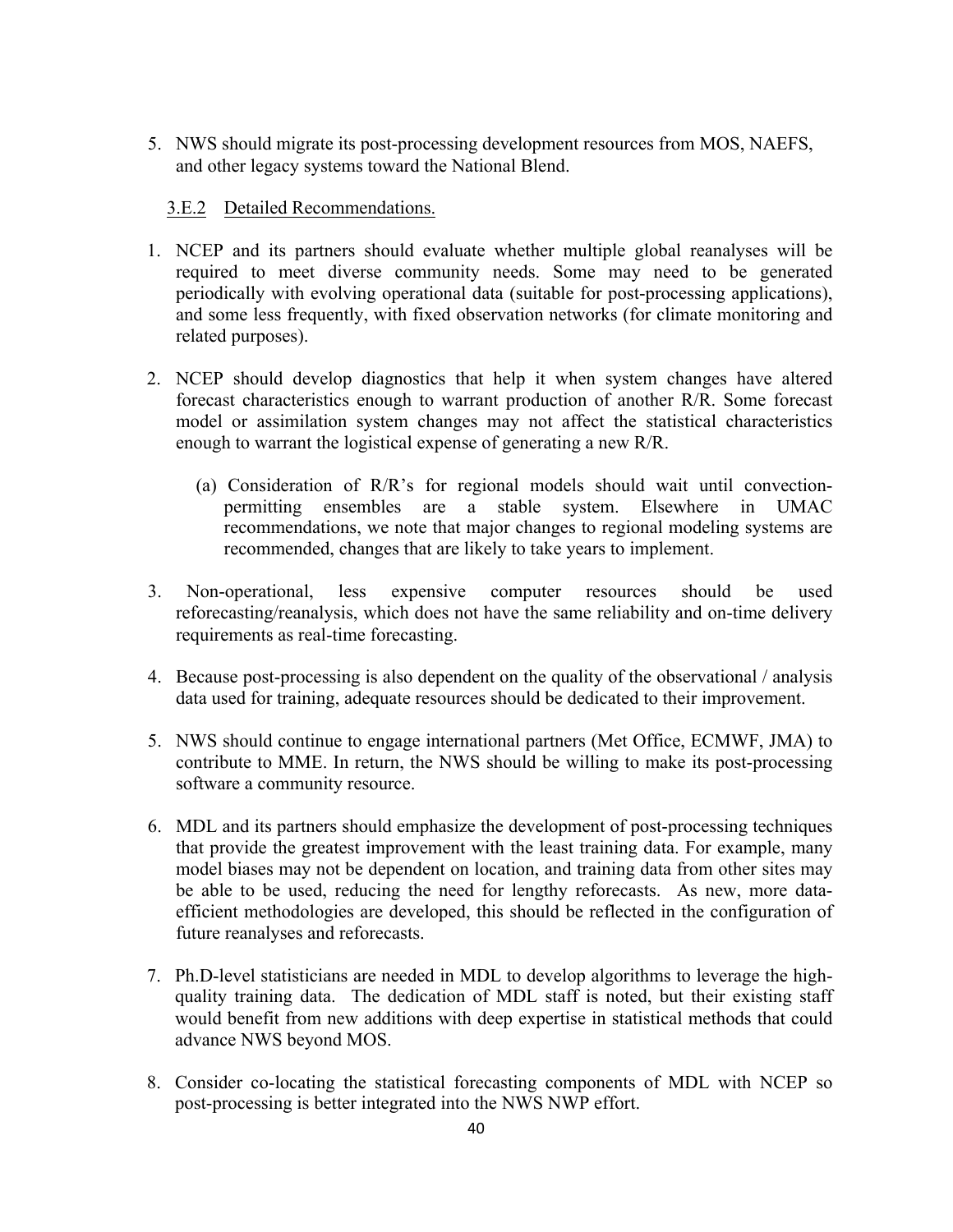5. NWS should migrate its post-processing development resources from MOS, NAEFS, and other legacy systems toward the National Blend.

### 3.E.2 Detailed Recommendations.

1. NCEP and its partners should evaluate whether multiple global reanalyses will be required to meet diverse community needs. Some may need to be generated periodically with evolving operational data (suitable for post-processing applications), and some less frequently, with fixed observation networks (for climate monitoring and related purposes).

2. NCEP should develop diagnostics that help it when system changes have altered forecast characteristics enough to warrant production of another R/R. Some forecast model or assimilation system changes may not affect the statistical characteristics enough to warrant the logistical expense of generating a new R/R.

   (a) Consideration of R/R's for regional models should wait until convection-permitting ensembles are a stable system. Elsewhere in UMAC recommendations, we note that major changes to regional modeling systems are recommended, changes that are likely to take years to implement.

3. Non-operational, less expensive computer resources should be used reforecasting/reanalysis, which does not have the same reliability and on-time delivery requirements as real-time forecasting.

4. Because post-processing is also dependent on the quality of the observational / analysis data used for training, adequate resources should be dedicated to their improvement.

5. NWS should continue to engage international partners (Met Office, ECMWF, JMA) to contribute to MME. In return, the NWS should be willing to make its post-processing software a community resource.

6. MDL and its partners should emphasize the development of post-processing techniques that provide the greatest improvement with the least training data. For example, many model biases may not be dependent on location, and training data from other sites may be able to be used, reducing the need for lengthy reforecasts. As new, more data-efficient methodologies are developed, this should be reflected in the configuration of future reanalyses and reforecasts.

7. Ph.D-level statisticians are needed in MDL to develop algorithms to leverage the high-quality training data. The dedication of MDL staff is noted, but their existing staff would benefit from new additions with deep expertise in statistical methods that could advance NWS beyond MOS.

8. Consider co-locating the statistical forecasting components of MDL with NCEP so post-processing is better integrated into the NWS NWP effort.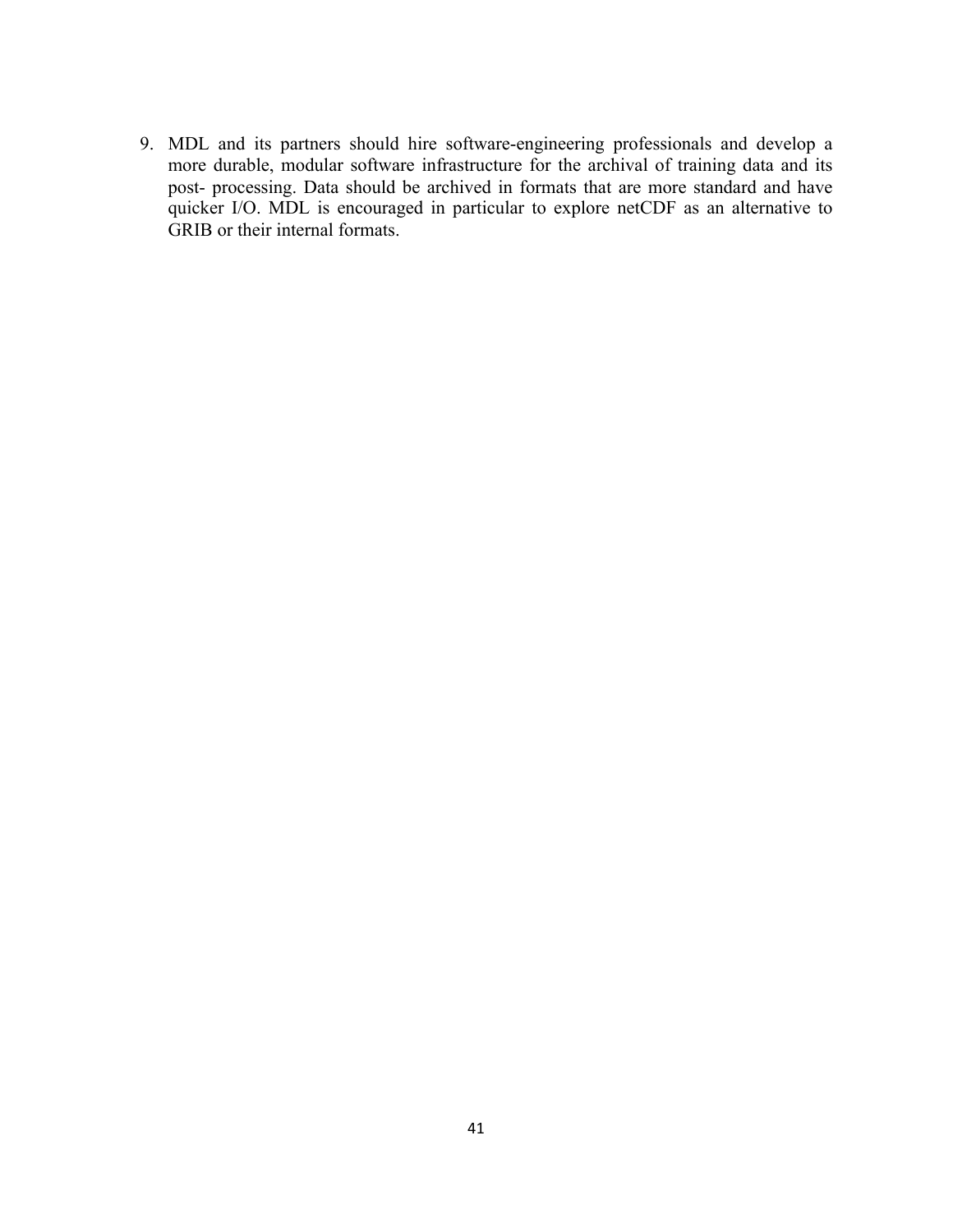9. MDL and its partners should hire software-engineering professionals and develop a more durable, modular software infrastructure for the archival of training data and its post- processing. Data should be archived in formats that are more standard and have quicker I/O. MDL is encouraged in particular to explore netCDF as an alternative to GRIB or their internal formats.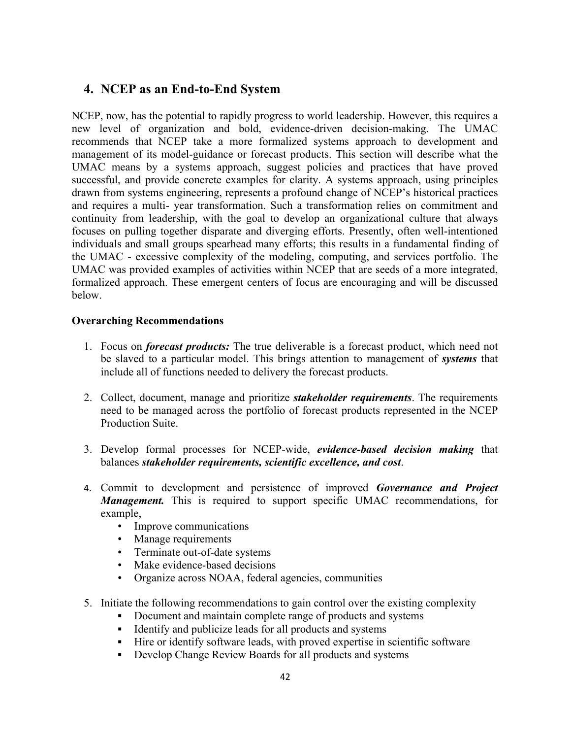## 4. NCEP as an End-to-End System

NCEP, now, has the potential to rapidly progress to world leadership. However, this requires a new level of organization and bold, evidence-driven decision-making. The UMAC recommends that NCEP take a more formalized systems approach to development and management of its model-guidance or forecast products. This section will describe what the UMAC means by a systems approach, suggest policies and practices that have proved successful, and provide concrete examples for clarity. A systems approach, using principles drawn from systems engineering, represents a profound change of NCEP's historical practices and requires a multi- year transformation. Such a transformation relies on commitment and continuity from leadership, with the goal to develop an organizational culture that always focuses on pulling together disparate and diverging efforts. Presently, often well-intentioned individuals and small groups spearhead many efforts; this results in a fundamental finding of the UMAC - excessive complexity of the modeling, computing, and services portfolio. The UMAC was provided examples of activities within NCEP that are seeds of a more integrated, formalized approach. These emergent centers of focus are encouraging and will be discussed below.

**Overarching Recommendations**

1. Focus on ***forecast products:*** The true deliverable is a forecast product, which need not be slaved to a particular model. This brings attention to management of ***systems*** that include all of functions needed to delivery the forecast products.

2. Collect, document, manage and prioritize ***stakeholder requirements***. The requirements need to be managed across the portfolio of forecast products represented in the NCEP Production Suite.

3. Develop formal processes for NCEP-wide, ***evidence-based decision making*** that balances ***stakeholder requirements, scientific excellence, and cost***.

4. Commit to development and persistence of improved ***Governance and Project Management.*** This is required to support specific UMAC recommendations, for example,
   - Improve communications
   - Manage requirements
   - Terminate out-of-date systems
   - Make evidence-based decisions
   - Organize across NOAA, federal agencies, communities

5. Initiate the following recommendations to gain control over the existing complexity
   - Document and maintain complete range of products and systems
   - Identify and publicize leads for all products and systems
   - Hire or identify software leads, with proved expertise in scientific software
   - Develop Change Review Boards for all products and systems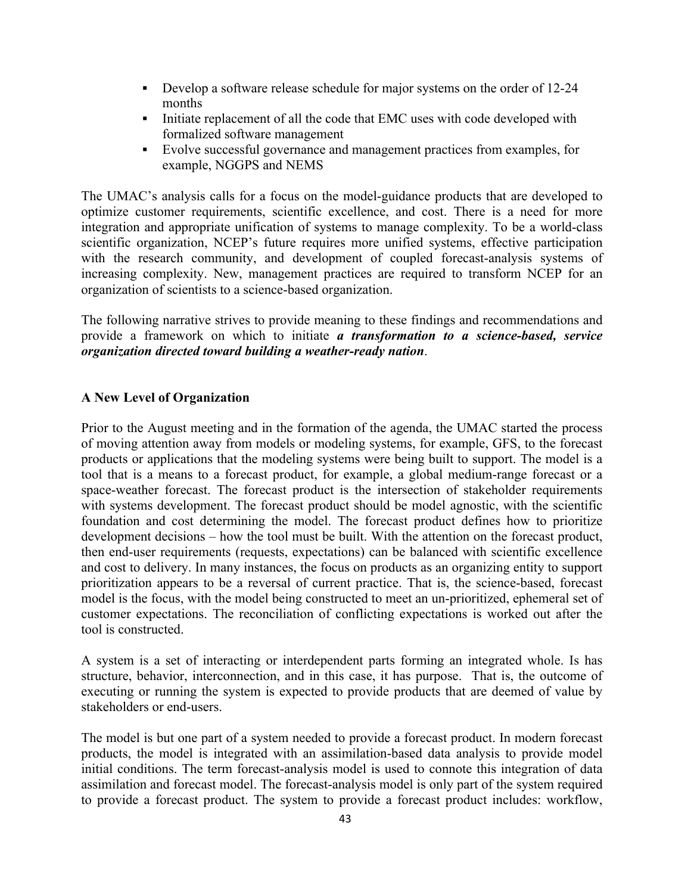- Develop a software release schedule for major systems on the order of 12-24 months
- Initiate replacement of all the code that EMC uses with code developed with formalized software management
- Evolve successful governance and management practices from examples, for example, NGGPS and NEMS

The UMAC's analysis calls for a focus on the model-guidance products that are developed to optimize customer requirements, scientific excellence, and cost. There is a need for more integration and appropriate unification of systems to manage complexity. To be a world-class scientific organization, NCEP's future requires more unified systems, effective participation with the research community, and development of coupled forecast-analysis systems of increasing complexity. New, management practices are required to transform NCEP for an organization of scientists to a science-based organization.

The following narrative strives to provide meaning to these findings and recommendations and provide a framework on which to initiate ***a transformation to a science-based, service organization directed toward building a weather-ready nation***.

**A New Level of Organization**

Prior to the August meeting and in the formation of the agenda, the UMAC started the process of moving attention away from models or modeling systems, for example, GFS, to the forecast products or applications that the modeling systems were being built to support. The model is a tool that is a means to a forecast product, for example, a global medium-range forecast or a space-weather forecast. The forecast product is the intersection of stakeholder requirements with systems development. The forecast product should be model agnostic, with the scientific foundation and cost determining the model. The forecast product defines how to prioritize development decisions – how the tool must be built. With the attention on the forecast product, then end-user requirements (requests, expectations) can be balanced with scientific excellence and cost to delivery. In many instances, the focus on products as an organizing entity to support prioritization appears to be a reversal of current practice. That is, the science-based, forecast model is the focus, with the model being constructed to meet an un-prioritized, ephemeral set of customer expectations. The reconciliation of conflicting expectations is worked out after the tool is constructed.

A system is a set of interacting or interdependent parts forming an integrated whole. Is has structure, behavior, interconnection, and in this case, it has purpose. That is, the outcome of executing or running the system is expected to provide products that are deemed of value by stakeholders or end-users.

The model is but one part of a system needed to provide a forecast product. In modern forecast products, the model is integrated with an assimilation-based data analysis to provide model initial conditions. The term forecast-analysis model is used to connote this integration of data assimilation and forecast model. The forecast-analysis model is only part of the system required to provide a forecast product. The system to provide a forecast product includes: workflow,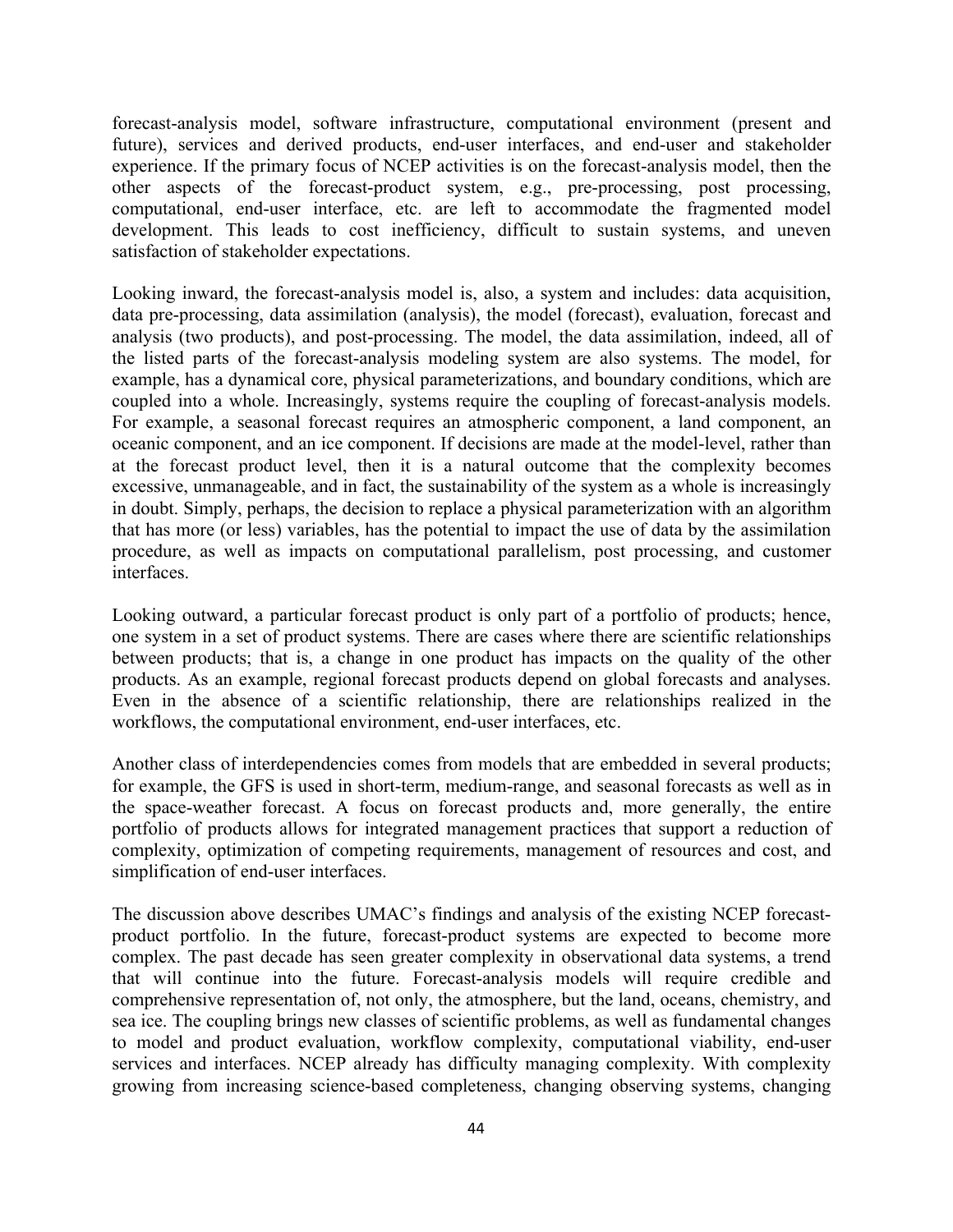forecast-analysis model, software infrastructure, computational environment (present and future), services and derived products, end-user interfaces, and end-user and stakeholder experience. If the primary focus of NCEP activities is on the forecast-analysis model, then the other aspects of the forecast-product system, e.g., pre-processing, post processing, computational, end-user interface, etc. are left to accommodate the fragmented model development. This leads to cost inefficiency, difficult to sustain systems, and uneven satisfaction of stakeholder expectations.

Looking inward, the forecast-analysis model is, also, a system and includes: data acquisition, data pre-processing, data assimilation (analysis), the model (forecast), evaluation, forecast and analysis (two products), and post-processing. The model, the data assimilation, indeed, all of the listed parts of the forecast-analysis modeling system are also systems. The model, for example, has a dynamical core, physical parameterizations, and boundary conditions, which are coupled into a whole. Increasingly, systems require the coupling of forecast-analysis models. For example, a seasonal forecast requires an atmospheric component, a land component, an oceanic component, and an ice component. If decisions are made at the model-level, rather than at the forecast product level, then it is a natural outcome that the complexity becomes excessive, unmanageable, and in fact, the sustainability of the system as a whole is increasingly in doubt. Simply, perhaps, the decision to replace a physical parameterization with an algorithm that has more (or less) variables, has the potential to impact the use of data by the assimilation procedure, as well as impacts on computational parallelism, post processing, and customer interfaces.

Looking outward, a particular forecast product is only part of a portfolio of products; hence, one system in a set of product systems. There are cases where there are scientific relationships between products; that is, a change in one product has impacts on the quality of the other products. As an example, regional forecast products depend on global forecasts and analyses. Even in the absence of a scientific relationship, there are relationships realized in the workflows, the computational environment, end-user interfaces, etc.

Another class of interdependencies comes from models that are embedded in several products; for example, the GFS is used in short-term, medium-range, and seasonal forecasts as well as in the space-weather forecast. A focus on forecast products and, more generally, the entire portfolio of products allows for integrated management practices that support a reduction of complexity, optimization of competing requirements, management of resources and cost, and simplification of end-user interfaces.

The discussion above describes UMAC's findings and analysis of the existing NCEP forecast-product portfolio. In the future, forecast-product systems are expected to become more complex. The past decade has seen greater complexity in observational data systems, a trend that will continue into the future. Forecast-analysis models will require credible and comprehensive representation of, not only, the atmosphere, but the land, oceans, chemistry, and sea ice. The coupling brings new classes of scientific problems, as well as fundamental changes to model and product evaluation, workflow complexity, computational viability, end-user services and interfaces. NCEP already has difficulty managing complexity. With complexity growing from increasing science-based completeness, changing observing systems, changing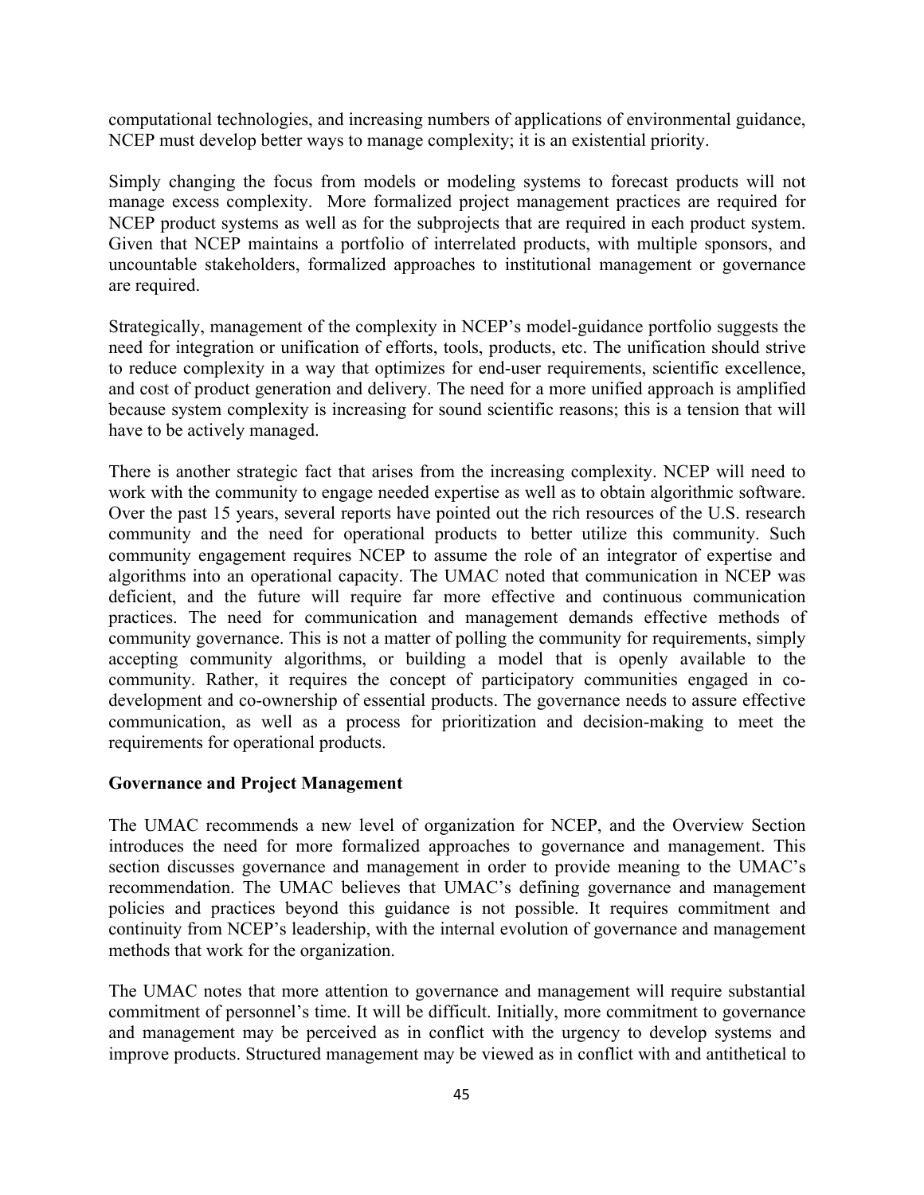computational technologies, and increasing numbers of applications of environmental guidance, NCEP must develop better ways to manage complexity; it is an existential priority.

Simply changing the focus from models or modeling systems to forecast products will not manage excess complexity. More formalized project management practices are required for NCEP product systems as well as for the subprojects that are required in each product system. Given that NCEP maintains a portfolio of interrelated products, with multiple sponsors, and uncountable stakeholders, formalized approaches to institutional management or governance are required.

Strategically, management of the complexity in NCEP's model-guidance portfolio suggests the need for integration or unification of efforts, tools, products, etc. The unification should strive to reduce complexity in a way that optimizes for end-user requirements, scientific excellence, and cost of product generation and delivery. The need for a more unified approach is amplified because system complexity is increasing for sound scientific reasons; this is a tension that will have to be actively managed.

There is another strategic fact that arises from the increasing complexity. NCEP will need to work with the community to engage needed expertise as well as to obtain algorithmic software. Over the past 15 years, several reports have pointed out the rich resources of the U.S. research community and the need for operational products to better utilize this community. Such community engagement requires NCEP to assume the role of an integrator of expertise and algorithms into an operational capacity. The UMAC noted that communication in NCEP was deficient, and the future will require far more effective and continuous communication practices. The need for communication and management demands effective methods of community governance. This is not a matter of polling the community for requirements, simply accepting community algorithms, or building a model that is openly available to the community. Rather, it requires the concept of participatory communities engaged in co-development and co-ownership of essential products. The governance needs to assure effective communication, as well as a process for prioritization and decision-making to meet the requirements for operational products.

**Governance and Project Management**

The UMAC recommends a new level of organization for NCEP, and the Overview Section introduces the need for more formalized approaches to governance and management. This section discusses governance and management in order to provide meaning to the UMAC's recommendation. The UMAC believes that UMAC's defining governance and management policies and practices beyond this guidance is not possible. It requires commitment and continuity from NCEP's leadership, with the internal evolution of governance and management methods that work for the organization.

The UMAC notes that more attention to governance and management will require substantial commitment of personnel's time. It will be difficult. Initially, more commitment to governance and management may be perceived as in conflict with the urgency to develop systems and improve products. Structured management may be viewed as in conflict with and antithetical to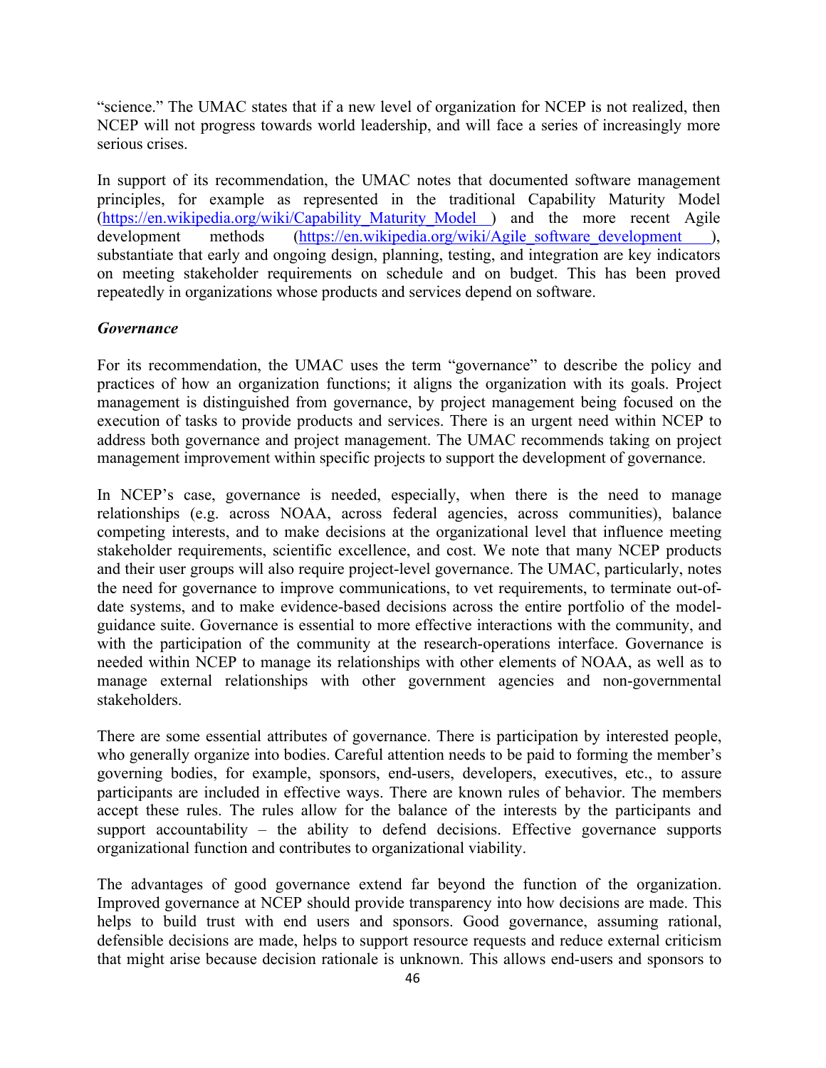"science." The UMAC states that if a new level of organization for NCEP is not realized, then NCEP will not progress towards world leadership, and will face a series of increasingly more serious crises.

In support of its recommendation, the UMAC notes that documented software management principles, for example as represented in the traditional Capability Maturity Model (https://en.wikipedia.org/wiki/Capability_Maturity_Model ) and the more recent Agile development methods (https://en.wikipedia.org/wiki/Agile_software_development ), substantiate that early and ongoing design, planning, testing, and integration are key indicators on meeting stakeholder requirements on schedule and on budget. This has been proved repeatedly in organizations whose products and services depend on software.

***Governance***

For its recommendation, the UMAC uses the term "governance" to describe the policy and practices of how an organization functions; it aligns the organization with its goals. Project management is distinguished from governance, by project management being focused on the execution of tasks to provide products and services. There is an urgent need within NCEP to address both governance and project management. The UMAC recommends taking on project management improvement within specific projects to support the development of governance.

In NCEP's case, governance is needed, especially, when there is the need to manage relationships (e.g. across NOAA, across federal agencies, across communities), balance competing interests, and to make decisions at the organizational level that influence meeting stakeholder requirements, scientific excellence, and cost. We note that many NCEP products and their user groups will also require project-level governance. The UMAC, particularly, notes the need for governance to improve communications, to vet requirements, to terminate out-of-date systems, and to make evidence-based decisions across the entire portfolio of the model-guidance suite. Governance is essential to more effective interactions with the community, and with the participation of the community at the research-operations interface. Governance is needed within NCEP to manage its relationships with other elements of NOAA, as well as to manage external relationships with other government agencies and non-governmental stakeholders.

There are some essential attributes of governance. There is participation by interested people, who generally organize into bodies. Careful attention needs to be paid to forming the member's governing bodies, for example, sponsors, end-users, developers, executives, etc., to assure participants are included in effective ways. There are known rules of behavior. The members accept these rules. The rules allow for the balance of the interests by the participants and support accountability – the ability to defend decisions. Effective governance supports organizational function and contributes to organizational viability.

The advantages of good governance extend far beyond the function of the organization. Improved governance at NCEP should provide transparency into how decisions are made. This helps to build trust with end users and sponsors. Good governance, assuming rational, defensible decisions are made, helps to support resource requests and reduce external criticism that might arise because decision rationale is unknown. This allows end-users and sponsors to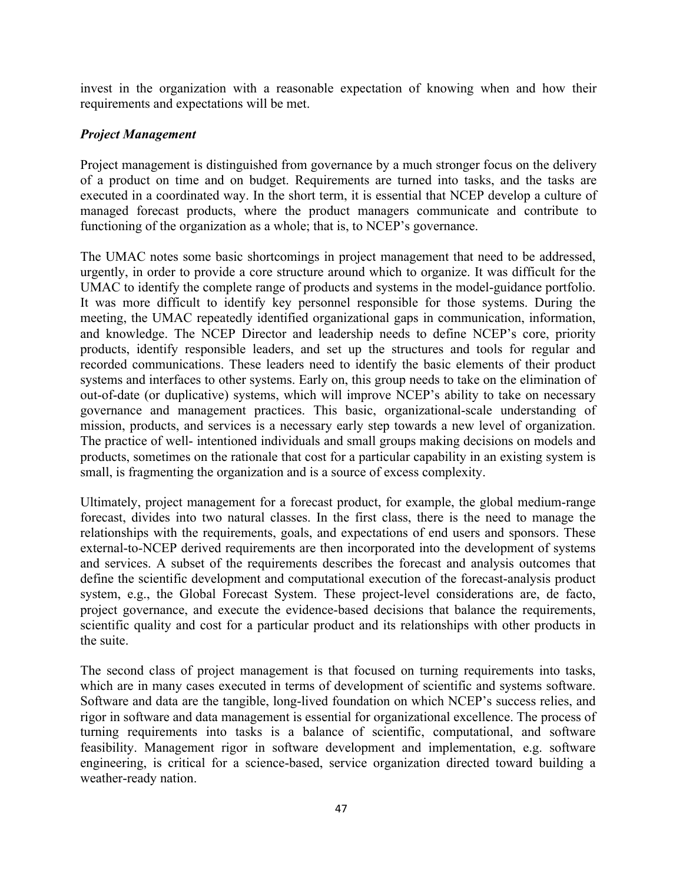invest in the organization with a reasonable expectation of knowing when and how their requirements and expectations will be met.

***Project Management***

Project management is distinguished from governance by a much stronger focus on the delivery of a product on time and on budget. Requirements are turned into tasks, and the tasks are executed in a coordinated way. In the short term, it is essential that NCEP develop a culture of managed forecast products, where the product managers communicate and contribute to functioning of the organization as a whole; that is, to NCEP's governance.

The UMAC notes some basic shortcomings in project management that need to be addressed, urgently, in order to provide a core structure around which to organize. It was difficult for the UMAC to identify the complete range of products and systems in the model-guidance portfolio. It was more difficult to identify key personnel responsible for those systems. During the meeting, the UMAC repeatedly identified organizational gaps in communication, information, and knowledge. The NCEP Director and leadership needs to define NCEP's core, priority products, identify responsible leaders, and set up the structures and tools for regular and recorded communications. These leaders need to identify the basic elements of their product systems and interfaces to other systems. Early on, this group needs to take on the elimination of out-of-date (or duplicative) systems, which will improve NCEP's ability to take on necessary governance and management practices. This basic, organizational-scale understanding of mission, products, and services is a necessary early step towards a new level of organization. The practice of well- intentioned individuals and small groups making decisions on models and products, sometimes on the rationale that cost for a particular capability in an existing system is small, is fragmenting the organization and is a source of excess complexity.

Ultimately, project management for a forecast product, for example, the global medium-range forecast, divides into two natural classes. In the first class, there is the need to manage the relationships with the requirements, goals, and expectations of end users and sponsors. These external-to-NCEP derived requirements are then incorporated into the development of systems and services. A subset of the requirements describes the forecast and analysis outcomes that define the scientific development and computational execution of the forecast-analysis product system, e.g., the Global Forecast System. These project-level considerations are, de facto, project governance, and execute the evidence-based decisions that balance the requirements, scientific quality and cost for a particular product and its relationships with other products in the suite.

The second class of project management is that focused on turning requirements into tasks, which are in many cases executed in terms of development of scientific and systems software. Software and data are the tangible, long-lived foundation on which NCEP's success relies, and rigor in software and data management is essential for organizational excellence. The process of turning requirements into tasks is a balance of scientific, computational, and software feasibility. Management rigor in software development and implementation, e.g. software engineering, is critical for a science-based, service organization directed toward building a weather-ready nation.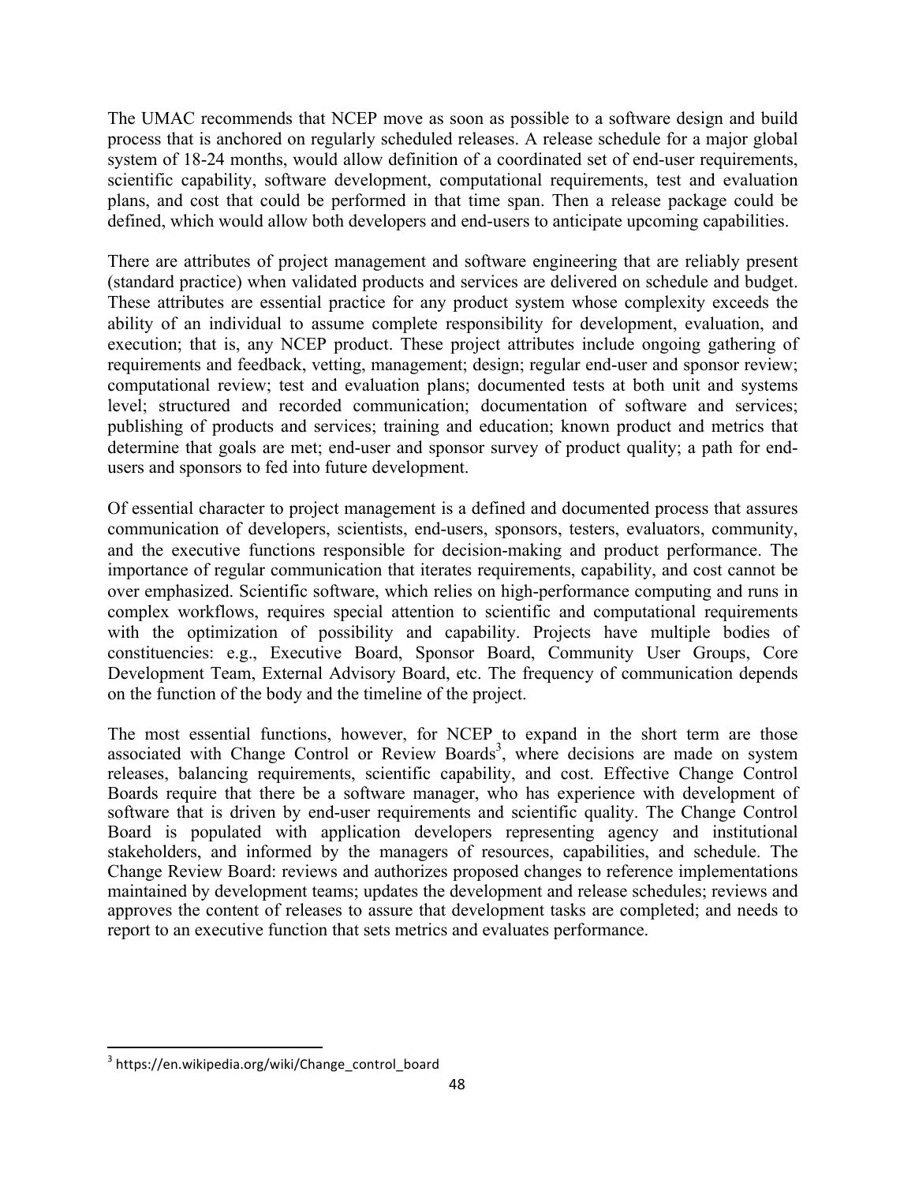The UMAC recommends that NCEP move as soon as possible to a software design and build process that is anchored on regularly scheduled releases. A release schedule for a major global system of 18-24 months, would allow definition of a coordinated set of end-user requirements, scientific capability, software development, computational requirements, test and evaluation plans, and cost that could be performed in that time span. Then a release package could be defined, which would allow both developers and end-users to anticipate upcoming capabilities.

There are attributes of project management and software engineering that are reliably present (standard practice) when validated products and services are delivered on schedule and budget. These attributes are essential practice for any product system whose complexity exceeds the ability of an individual to assume complete responsibility for development, evaluation, and execution; that is, any NCEP product. These project attributes include ongoing gathering of requirements and feedback, vetting, management; design; regular end-user and sponsor review; computational review; test and evaluation plans; documented tests at both unit and systems level; structured and recorded communication; documentation of software and services; publishing of products and services; training and education; known product and metrics that determine that goals are met; end-user and sponsor survey of product quality; a path for end-users and sponsors to fed into future development.

Of essential character to project management is a defined and documented process that assures communication of developers, scientists, end-users, sponsors, testers, evaluators, community, and the executive functions responsible for decision-making and product performance. The importance of regular communication that iterates requirements, capability, and cost cannot be over emphasized. Scientific software, which relies on high-performance computing and runs in complex workflows, requires special attention to scientific and computational requirements with the optimization of possibility and capability. Projects have multiple bodies of constituencies: e.g., Executive Board, Sponsor Board, Community User Groups, Core Development Team, External Advisory Board, etc. The frequency of communication depends on the function of the body and the timeline of the project.

The most essential functions, however, for NCEP to expand in the short term are those associated with Change Control or Review Boards[3], where decisions are made on system releases, balancing requirements, scientific capability, and cost. Effective Change Control Boards require that there be a software manager, who has experience with development of software that is driven by end-user requirements and scientific quality. The Change Control Board is populated with application developers representing agency and institutional stakeholders, and informed by the managers of resources, capabilities, and schedule. The Change Review Board: reviews and authorizes proposed changes to reference implementations maintained by development teams; updates the development and release schedules; reviews and approves the content of releases to assure that development tasks are completed; and needs to report to an executive function that sets metrics and evaluates performance.

[3] https://en.wikipedia.org/wiki/Change_control_board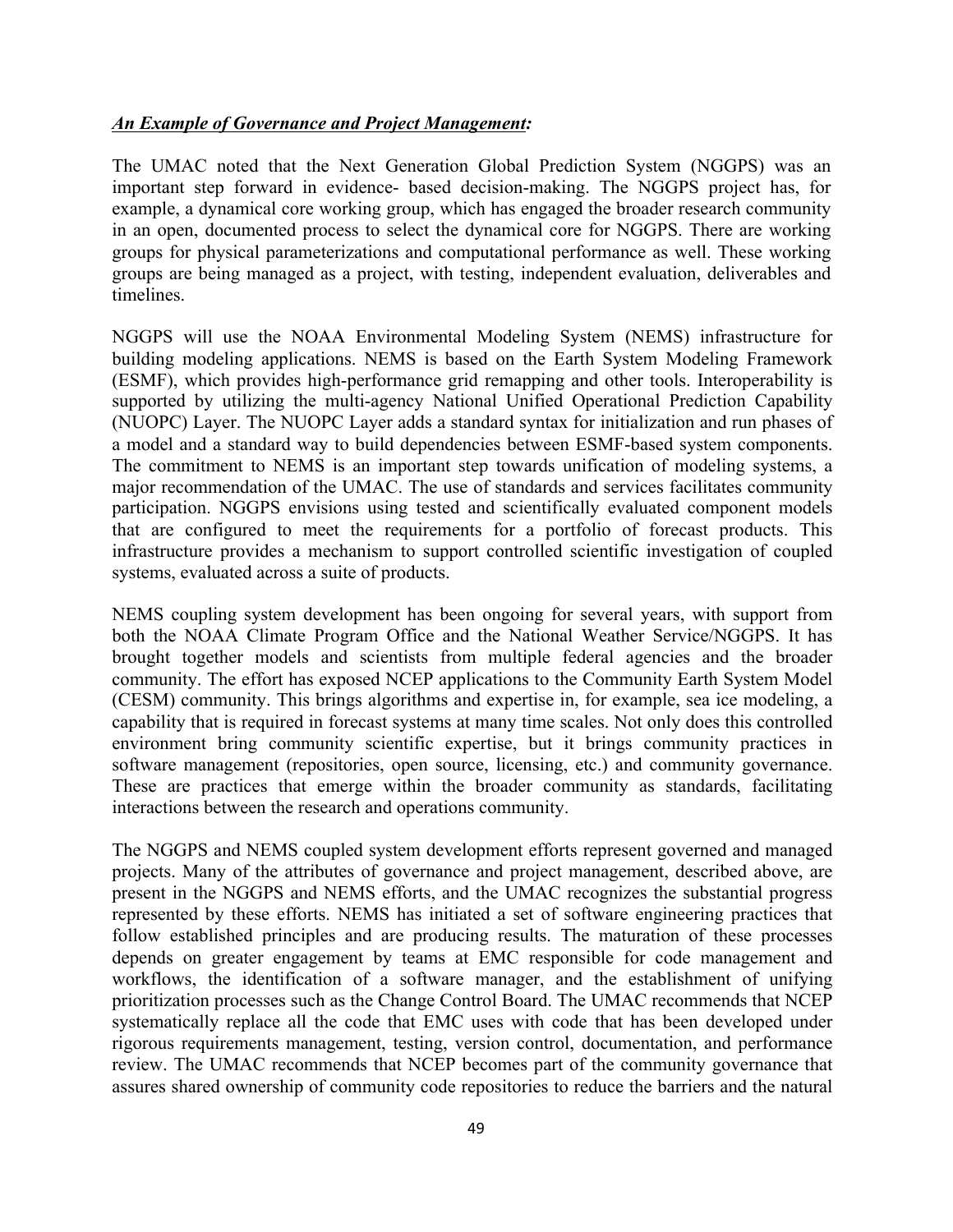***An Example of Governance and Project Management:***

The UMAC noted that the Next Generation Global Prediction System (NGGPS) was an important step forward in evidence- based decision-making. The NGGPS project has, for example, a dynamical core working group, which has engaged the broader research community in an open, documented process to select the dynamical core for NGGPS. There are working groups for physical parameterizations and computational performance as well. These working groups are being managed as a project, with testing, independent evaluation, deliverables and timelines.

NGGPS will use the NOAA Environmental Modeling System (NEMS) infrastructure for building modeling applications. NEMS is based on the Earth System Modeling Framework (ESMF), which provides high-performance grid remapping and other tools. Interoperability is supported by utilizing the multi-agency National Unified Operational Prediction Capability (NUOPC) Layer. The NUOPC Layer adds a standard syntax for initialization and run phases of a model and a standard way to build dependencies between ESMF-based system components. The commitment to NEMS is an important step towards unification of modeling systems, a major recommendation of the UMAC. The use of standards and services facilitates community participation. NGGPS envisions using tested and scientifically evaluated component models that are configured to meet the requirements for a portfolio of forecast products. This infrastructure provides a mechanism to support controlled scientific investigation of coupled systems, evaluated across a suite of products.

NEMS coupling system development has been ongoing for several years, with support from both the NOAA Climate Program Office and the National Weather Service/NGGPS. It has brought together models and scientists from multiple federal agencies and the broader community. The effort has exposed NCEP applications to the Community Earth System Model (CESM) community. This brings algorithms and expertise in, for example, sea ice modeling, a capability that is required in forecast systems at many time scales. Not only does this controlled environment bring community scientific expertise, but it brings community practices in software management (repositories, open source, licensing, etc.) and community governance. These are practices that emerge within the broader community as standards, facilitating interactions between the research and operations community.

The NGGPS and NEMS coupled system development efforts represent governed and managed projects. Many of the attributes of governance and project management, described above, are present in the NGGPS and NEMS efforts, and the UMAC recognizes the substantial progress represented by these efforts. NEMS has initiated a set of software engineering practices that follow established principles and are producing results. The maturation of these processes depends on greater engagement by teams at EMC responsible for code management and workflows, the identification of a software manager, and the establishment of unifying prioritization processes such as the Change Control Board. The UMAC recommends that NCEP systematically replace all the code that EMC uses with code that has been developed under rigorous requirements management, testing, version control, documentation, and performance review. The UMAC recommends that NCEP becomes part of the community governance that assures shared ownership of community code repositories to reduce the barriers and the natural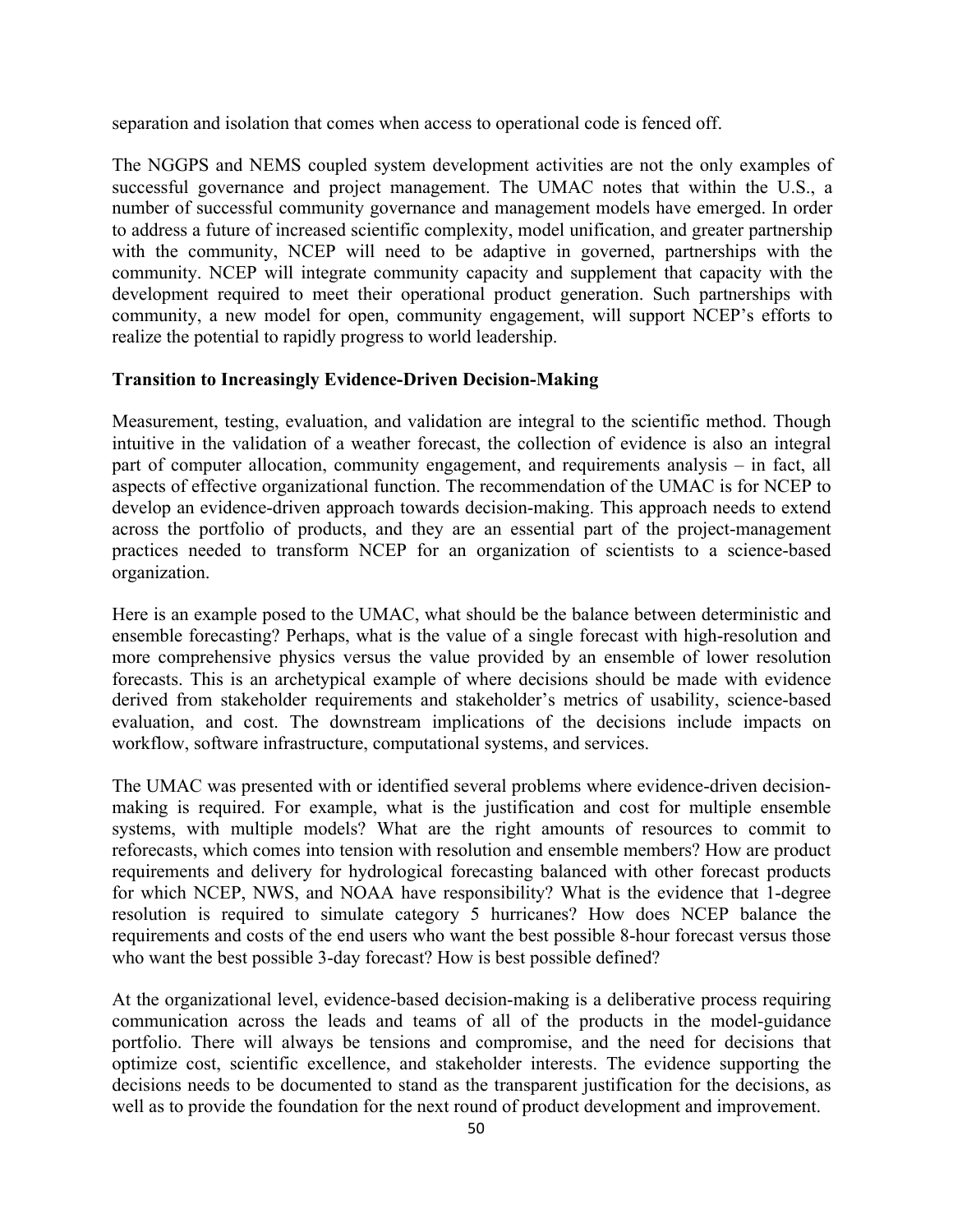separation and isolation that comes when access to operational code is fenced off.

The NGGPS and NEMS coupled system development activities are not the only examples of successful governance and project management. The UMAC notes that within the U.S., a number of successful community governance and management models have emerged. In order to address a future of increased scientific complexity, model unification, and greater partnership with the community, NCEP will need to be adaptive in governed, partnerships with the community. NCEP will integrate community capacity and supplement that capacity with the development required to meet their operational product generation. Such partnerships with community, a new model for open, community engagement, will support NCEP's efforts to realize the potential to rapidly progress to world leadership.

**Transition to Increasingly Evidence-Driven Decision-Making**

Measurement, testing, evaluation, and validation are integral to the scientific method. Though intuitive in the validation of a weather forecast, the collection of evidence is also an integral part of computer allocation, community engagement, and requirements analysis – in fact, all aspects of effective organizational function. The recommendation of the UMAC is for NCEP to develop an evidence-driven approach towards decision-making. This approach needs to extend across the portfolio of products, and they are an essential part of the project-management practices needed to transform NCEP for an organization of scientists to a science-based organization.

Here is an example posed to the UMAC, what should be the balance between deterministic and ensemble forecasting? Perhaps, what is the value of a single forecast with high-resolution and more comprehensive physics versus the value provided by an ensemble of lower resolution forecasts. This is an archetypical example of where decisions should be made with evidence derived from stakeholder requirements and stakeholder's metrics of usability, science-based evaluation, and cost. The downstream implications of the decisions include impacts on workflow, software infrastructure, computational systems, and services.

The UMAC was presented with or identified several problems where evidence-driven decision-making is required. For example, what is the justification and cost for multiple ensemble systems, with multiple models? What are the right amounts of resources to commit to reforecasts, which comes into tension with resolution and ensemble members? How are product requirements and delivery for hydrological forecasting balanced with other forecast products for which NCEP, NWS, and NOAA have responsibility? What is the evidence that 1-degree resolution is required to simulate category 5 hurricanes? How does NCEP balance the requirements and costs of the end users who want the best possible 8-hour forecast versus those who want the best possible 3-day forecast? How is best possible defined?

At the organizational level, evidence-based decision-making is a deliberative process requiring communication across the leads and teams of all of the products in the model-guidance portfolio. There will always be tensions and compromise, and the need for decisions that optimize cost, scientific excellence, and stakeholder interests. The evidence supporting the decisions needs to be documented to stand as the transparent justification for the decisions, as well as to provide the foundation for the next round of product development and improvement.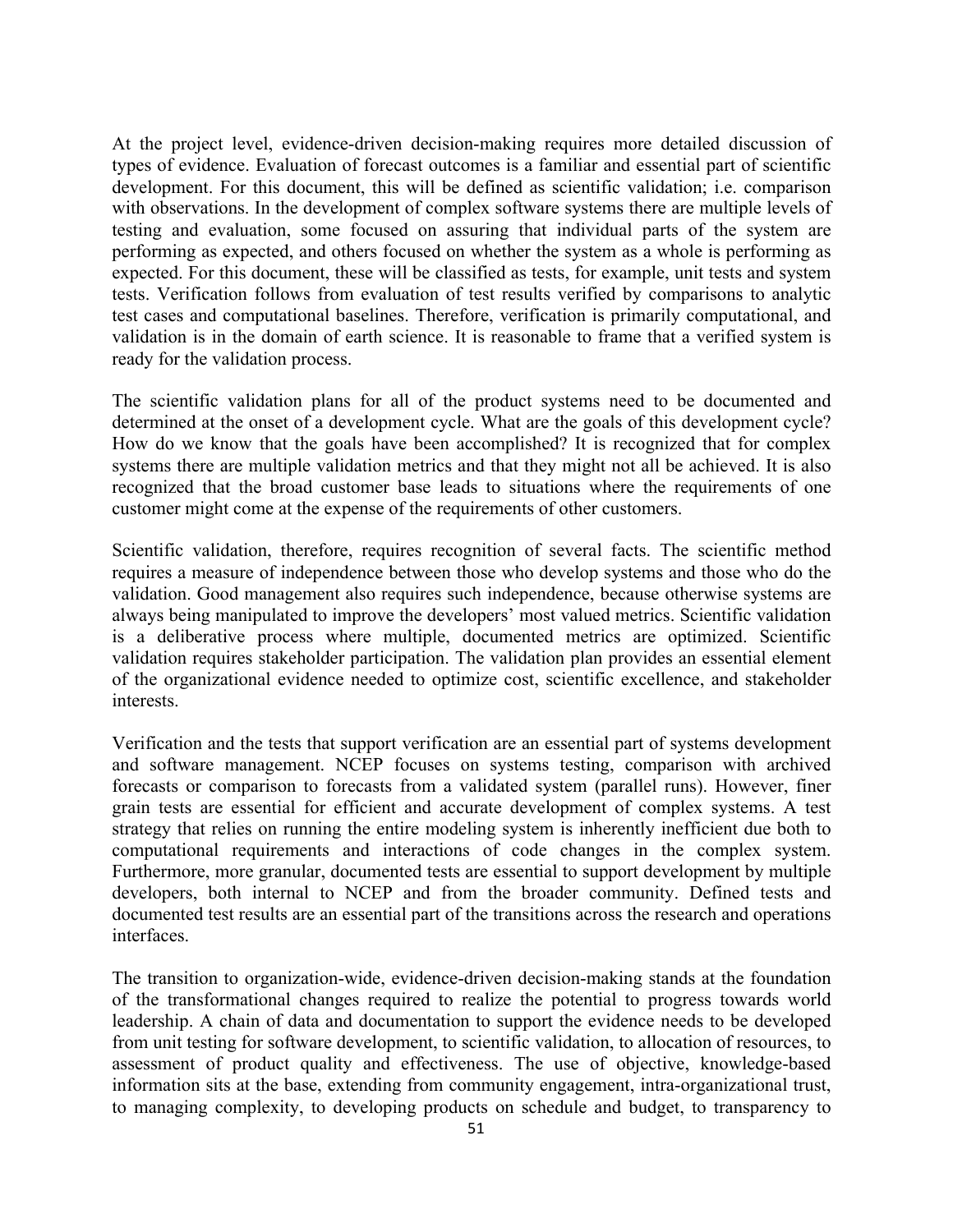At the project level, evidence-driven decision-making requires more detailed discussion of types of evidence. Evaluation of forecast outcomes is a familiar and essential part of scientific development. For this document, this will be defined as scientific validation; i.e. comparison with observations. In the development of complex software systems there are multiple levels of testing and evaluation, some focused on assuring that individual parts of the system are performing as expected, and others focused on whether the system as a whole is performing as expected. For this document, these will be classified as tests, for example, unit tests and system tests. Verification follows from evaluation of test results verified by comparisons to analytic test cases and computational baselines. Therefore, verification is primarily computational, and validation is in the domain of earth science. It is reasonable to frame that a verified system is ready for the validation process.

The scientific validation plans for all of the product systems need to be documented and determined at the onset of a development cycle. What are the goals of this development cycle? How do we know that the goals have been accomplished? It is recognized that for complex systems there are multiple validation metrics and that they might not all be achieved. It is also recognized that the broad customer base leads to situations where the requirements of one customer might come at the expense of the requirements of other customers.

Scientific validation, therefore, requires recognition of several facts. The scientific method requires a measure of independence between those who develop systems and those who do the validation. Good management also requires such independence, because otherwise systems are always being manipulated to improve the developers' most valued metrics. Scientific validation is a deliberative process where multiple, documented metrics are optimized. Scientific validation requires stakeholder participation. The validation plan provides an essential element of the organizational evidence needed to optimize cost, scientific excellence, and stakeholder interests.

Verification and the tests that support verification are an essential part of systems development and software management. NCEP focuses on systems testing, comparison with archived forecasts or comparison to forecasts from a validated system (parallel runs). However, finer grain tests are essential for efficient and accurate development of complex systems. A test strategy that relies on running the entire modeling system is inherently inefficient due both to computational requirements and interactions of code changes in the complex system. Furthermore, more granular, documented tests are essential to support development by multiple developers, both internal to NCEP and from the broader community. Defined tests and documented test results are an essential part of the transitions across the research and operations interfaces.

The transition to organization-wide, evidence-driven decision-making stands at the foundation of the transformational changes required to realize the potential to progress towards world leadership. A chain of data and documentation to support the evidence needs to be developed from unit testing for software development, to scientific validation, to allocation of resources, to assessment of product quality and effectiveness. The use of objective, knowledge-based information sits at the base, extending from community engagement, intra-organizational trust, to managing complexity, to developing products on schedule and budget, to transparency to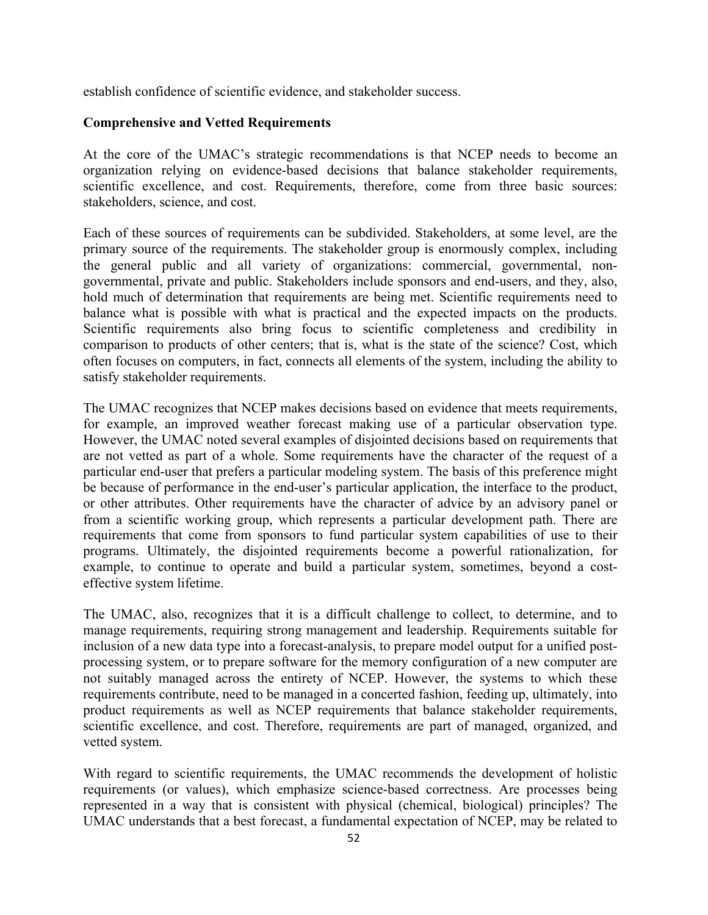establish confidence of scientific evidence, and stakeholder success.

**Comprehensive and Vetted Requirements**

At the core of the UMAC's strategic recommendations is that NCEP needs to become an organization relying on evidence-based decisions that balance stakeholder requirements, scientific excellence, and cost. Requirements, therefore, come from three basic sources: stakeholders, science, and cost.

Each of these sources of requirements can be subdivided. Stakeholders, at some level, are the primary source of the requirements. The stakeholder group is enormously complex, including the general public and all variety of organizations: commercial, governmental, non-governmental, private and public. Stakeholders include sponsors and end-users, and they, also, hold much of determination that requirements are being met. Scientific requirements need to balance what is possible with what is practical and the expected impacts on the products. Scientific requirements also bring focus to scientific completeness and credibility in comparison to products of other centers; that is, what is the state of the science? Cost, which often focuses on computers, in fact, connects all elements of the system, including the ability to satisfy stakeholder requirements.

The UMAC recognizes that NCEP makes decisions based on evidence that meets requirements, for example, an improved weather forecast making use of a particular observation type. However, the UMAC noted several examples of disjointed decisions based on requirements that are not vetted as part of a whole. Some requirements have the character of the request of a particular end-user that prefers a particular modeling system. The basis of this preference might be because of performance in the end-user's particular application, the interface to the product, or other attributes. Other requirements have the character of advice by an advisory panel or from a scientific working group, which represents a particular development path. There are requirements that come from sponsors to fund particular system capabilities of use to their programs. Ultimately, the disjointed requirements become a powerful rationalization, for example, to continue to operate and build a particular system, sometimes, beyond a cost-effective system lifetime.

The UMAC, also, recognizes that it is a difficult challenge to collect, to determine, and to manage requirements, requiring strong management and leadership. Requirements suitable for inclusion of a new data type into a forecast-analysis, to prepare model output for a unified post-processing system, or to prepare software for the memory configuration of a new computer are not suitably managed across the entirety of NCEP. However, the systems to which these requirements contribute, need to be managed in a concerted fashion, feeding up, ultimately, into product requirements as well as NCEP requirements that balance stakeholder requirements, scientific excellence, and cost. Therefore, requirements are part of managed, organized, and vetted system.

With regard to scientific requirements, the UMAC recommends the development of holistic requirements (or values), which emphasize science-based correctness. Are processes being represented in a way that is consistent with physical (chemical, biological) principles? The UMAC understands that a best forecast, a fundamental expectation of NCEP, may be related to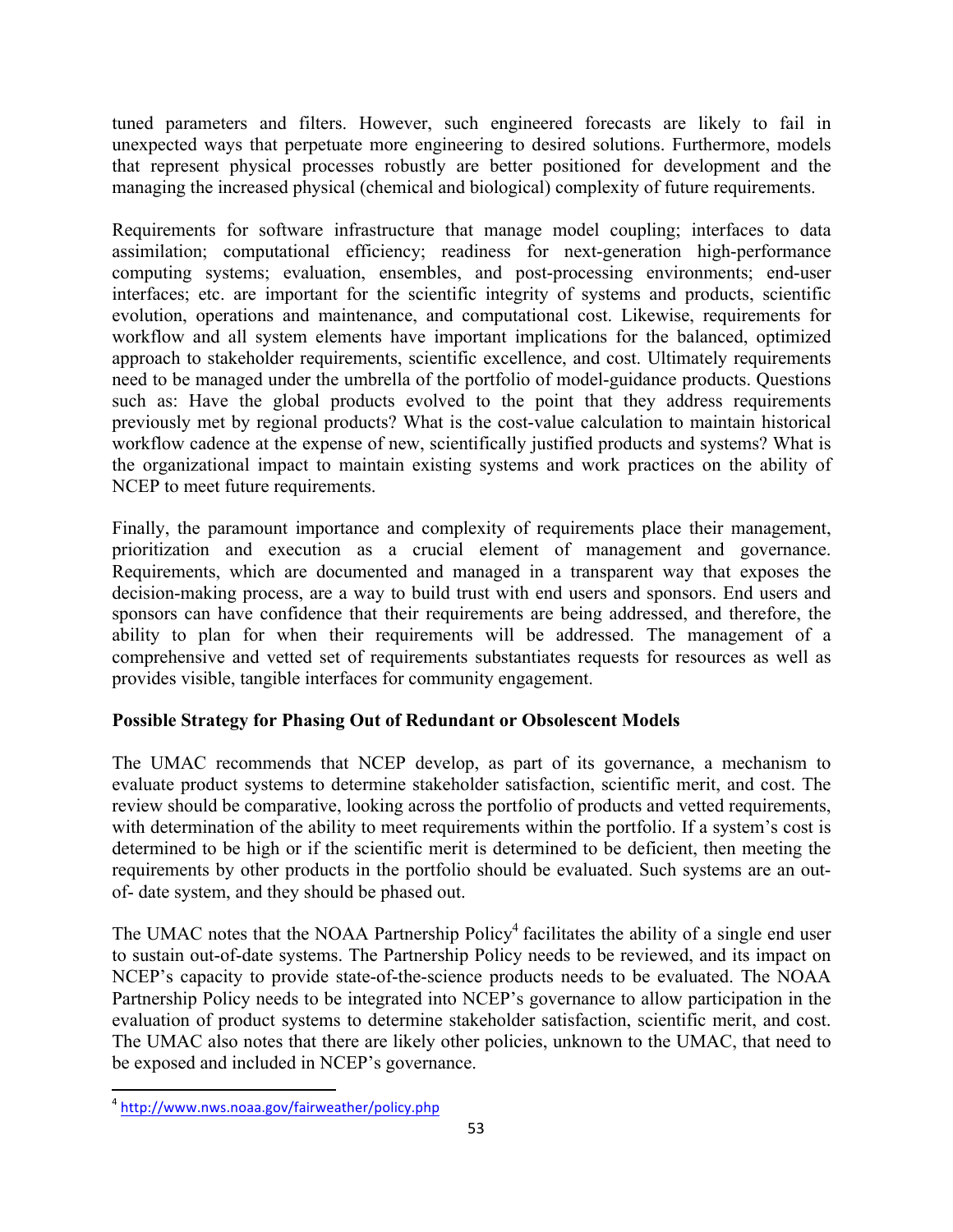tuned parameters and filters. However, such engineered forecasts are likely to fail in unexpected ways that perpetuate more engineering to desired solutions. Furthermore, models that represent physical processes robustly are better positioned for development and the managing the increased physical (chemical and biological) complexity of future requirements.

Requirements for software infrastructure that manage model coupling; interfaces to data assimilation; computational efficiency; readiness for next-generation high-performance computing systems; evaluation, ensembles, and post-processing environments; end-user interfaces; etc. are important for the scientific integrity of systems and products, scientific evolution, operations and maintenance, and computational cost. Likewise, requirements for workflow and all system elements have important implications for the balanced, optimized approach to stakeholder requirements, scientific excellence, and cost. Ultimately requirements need to be managed under the umbrella of the portfolio of model-guidance products. Questions such as: Have the global products evolved to the point that they address requirements previously met by regional products? What is the cost-value calculation to maintain historical workflow cadence at the expense of new, scientifically justified products and systems? What is the organizational impact to maintain existing systems and work practices on the ability of NCEP to meet future requirements.

Finally, the paramount importance and complexity of requirements place their management, prioritization and execution as a crucial element of management and governance. Requirements, which are documented and managed in a transparent way that exposes the decision-making process, are a way to build trust with end users and sponsors. End users and sponsors can have confidence that their requirements are being addressed, and therefore, the ability to plan for when their requirements will be addressed. The management of a comprehensive and vetted set of requirements substantiates requests for resources as well as provides visible, tangible interfaces for community engagement.

**Possible Strategy for Phasing Out of Redundant or Obsolescent Models**

The UMAC recommends that NCEP develop, as part of its governance, a mechanism to evaluate product systems to determine stakeholder satisfaction, scientific merit, and cost. The review should be comparative, looking across the portfolio of products and vetted requirements, with determination of the ability to meet requirements within the portfolio. If a system's cost is determined to be high or if the scientific merit is determined to be deficient, then meeting the requirements by other products in the portfolio should be evaluated. Such systems are an out-of- date system, and they should be phased out.

The UMAC notes that the NOAA Partnership Policy[4] facilitates the ability of a single end user to sustain out-of-date systems. The Partnership Policy needs to be reviewed, and its impact on NCEP's capacity to provide state-of-the-science products needs to be evaluated. The NOAA Partnership Policy needs to be integrated into NCEP's governance to allow participation in the evaluation of product systems to determine stakeholder satisfaction, scientific merit, and cost. The UMAC also notes that there are likely other policies, unknown to the UMAC, that need to be exposed and included in NCEP's governance.

[4] http://www.nws.noaa.gov/fairweather/policy.php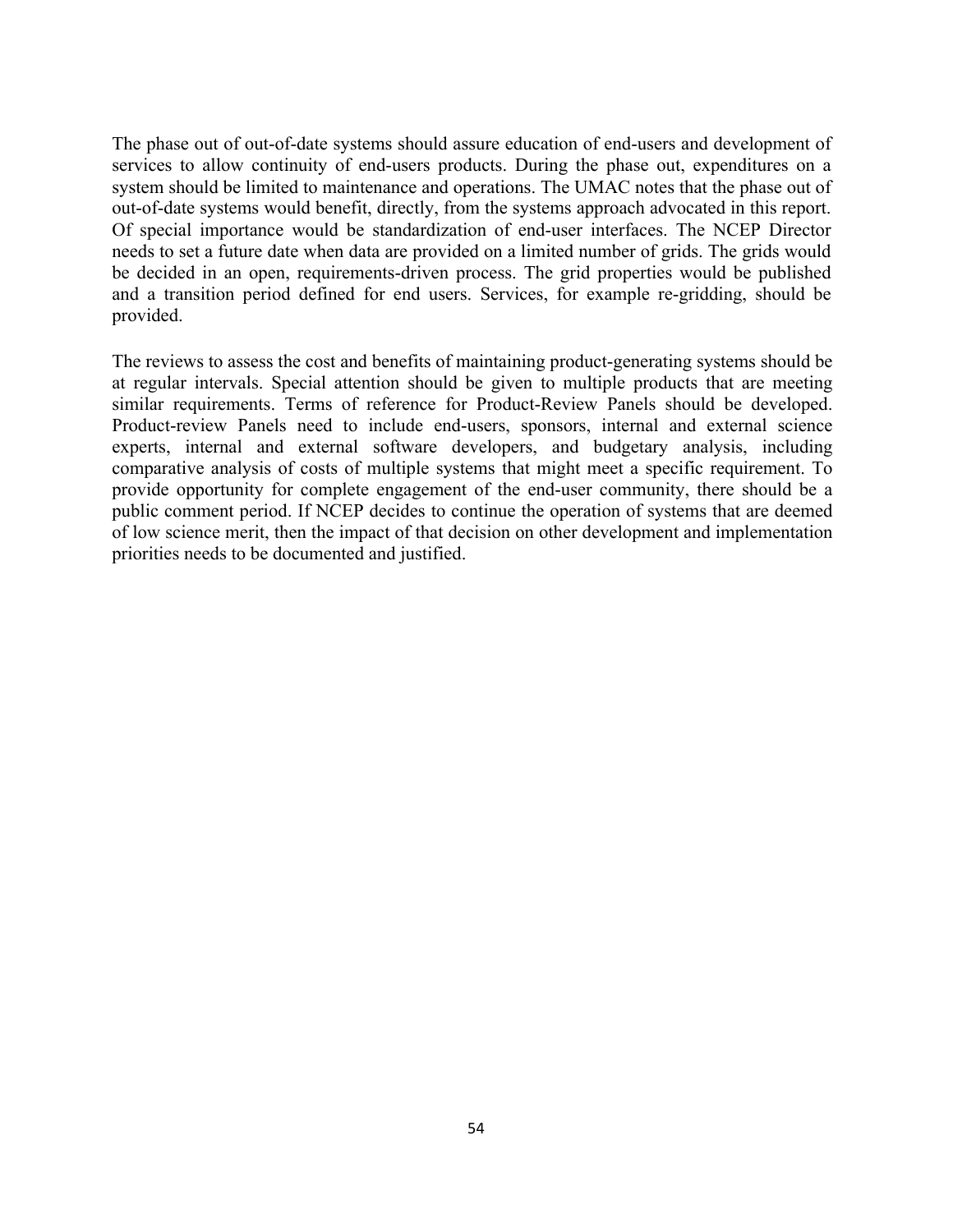The phase out of out-of-date systems should assure education of end-users and development of services to allow continuity of end-users products. During the phase out, expenditures on a system should be limited to maintenance and operations. The UMAC notes that the phase out of out-of-date systems would benefit, directly, from the systems approach advocated in this report. Of special importance would be standardization of end-user interfaces. The NCEP Director needs to set a future date when data are provided on a limited number of grids. The grids would be decided in an open, requirements-driven process. The grid properties would be published and a transition period defined for end users. Services, for example re-gridding, should be provided.

The reviews to assess the cost and benefits of maintaining product-generating systems should be at regular intervals. Special attention should be given to multiple products that are meeting similar requirements. Terms of reference for Product-Review Panels should be developed. Product-review Panels need to include end-users, sponsors, internal and external science experts, internal and external software developers, and budgetary analysis, including comparative analysis of costs of multiple systems that might meet a specific requirement. To provide opportunity for complete engagement of the end-user community, there should be a public comment period. If NCEP decides to continue the operation of systems that are deemed of low science merit, then the impact of that decision on other development and implementation priorities needs to be documented and justified.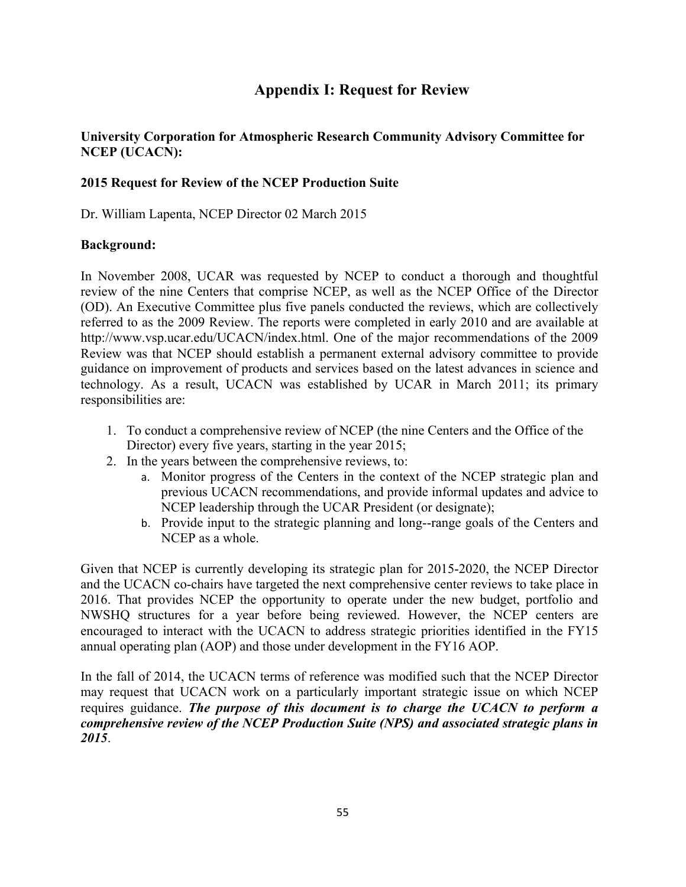# Appendix I: Request for Review

**University Corporation for Atmospheric Research Community Advisory Committee for NCEP (UCACN):**

**2015 Request for Review of the NCEP Production Suite**

Dr. William Lapenta, NCEP Director 02 March 2015

**Background:**

In November 2008, UCAR was requested by NCEP to conduct a thorough and thoughtful review of the nine Centers that comprise NCEP, as well as the NCEP Office of the Director (OD). An Executive Committee plus five panels conducted the reviews, which are collectively referred to as the 2009 Review. The reports were completed in early 2010 and are available at http://www.vsp.ucar.edu/UCACN/index.html. One of the major recommendations of the 2009 Review was that NCEP should establish a permanent external advisory committee to provide guidance on improvement of products and services based on the latest advances in science and technology. As a result, UCACN was established by UCAR in March 2011; its primary responsibilities are:

1. To conduct a comprehensive review of NCEP (the nine Centers and the Office of the Director) every five years, starting in the year 2015;
2. In the years between the comprehensive reviews, to:
   a. Monitor progress of the Centers in the context of the NCEP strategic plan and previous UCACN recommendations, and provide informal updates and advice to NCEP leadership through the UCAR President (or designate);
   b. Provide input to the strategic planning and long--range goals of the Centers and NCEP as a whole.

Given that NCEP is currently developing its strategic plan for 2015-2020, the NCEP Director and the UCACN co-chairs have targeted the next comprehensive center reviews to take place in 2016. That provides NCEP the opportunity to operate under the new budget, portfolio and NWSHQ structures for a year before being reviewed. However, the NCEP centers are encouraged to interact with the UCACN to address strategic priorities identified in the FY15 annual operating plan (AOP) and those under development in the FY16 AOP.

In the fall of 2014, the UCACN terms of reference was modified such that the NCEP Director may request that UCACN work on a particularly important strategic issue on which NCEP requires guidance. ***The purpose of this document is to charge the UCACN to perform a comprehensive review of the NCEP Production Suite (NPS) and associated strategic plans in 2015***.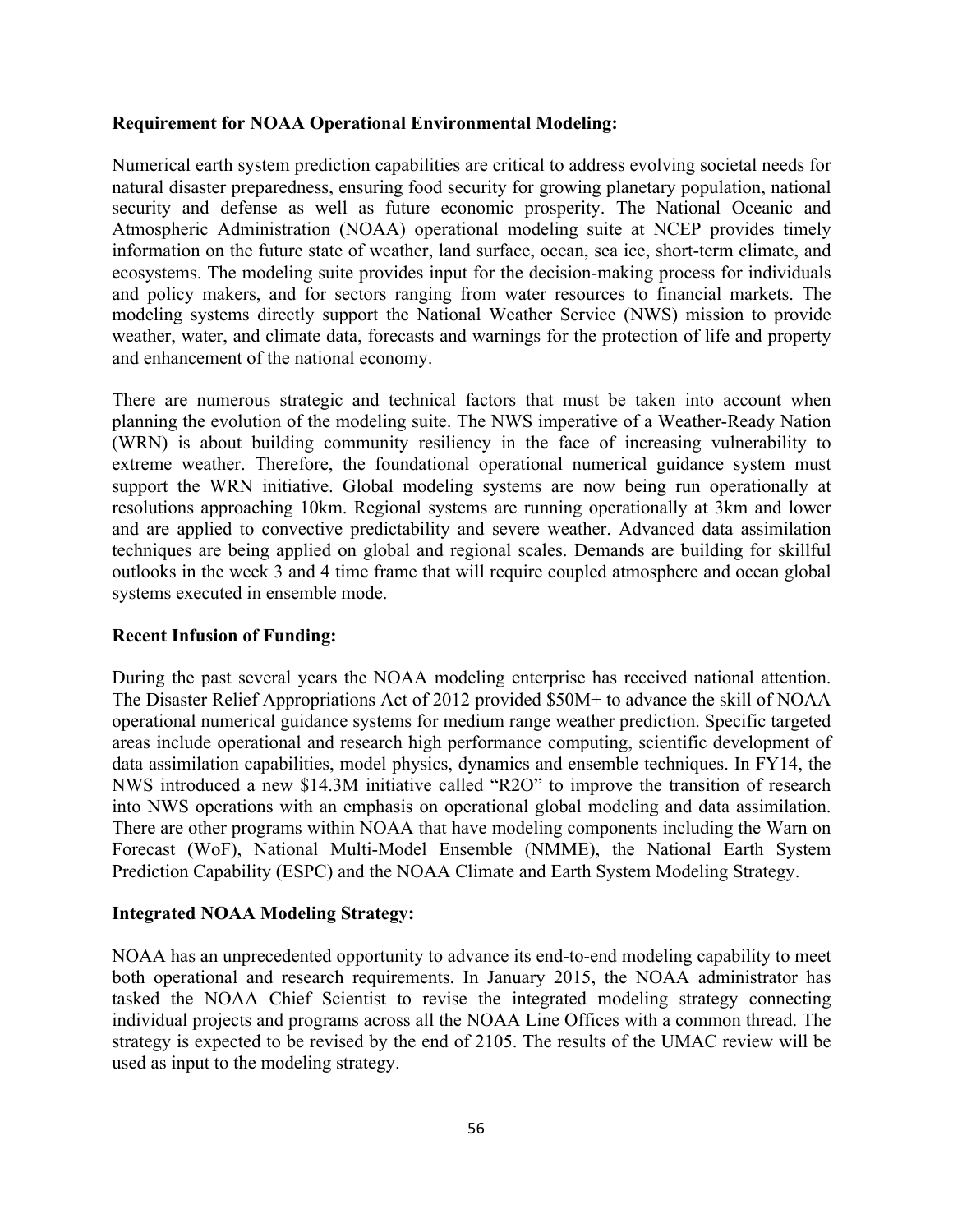**Requirement for NOAA Operational Environmental Modeling:**

Numerical earth system prediction capabilities are critical to address evolving societal needs for natural disaster preparedness, ensuring food security for growing planetary population, national security and defense as well as future economic prosperity. The National Oceanic and Atmospheric Administration (NOAA) operational modeling suite at NCEP provides timely information on the future state of weather, land surface, ocean, sea ice, short-term climate, and ecosystems. The modeling suite provides input for the decision-making process for individuals and policy makers, and for sectors ranging from water resources to financial markets. The modeling systems directly support the National Weather Service (NWS) mission to provide weather, water, and climate data, forecasts and warnings for the protection of life and property and enhancement of the national economy.

There are numerous strategic and technical factors that must be taken into account when planning the evolution of the modeling suite. The NWS imperative of a Weather-Ready Nation (WRN) is about building community resiliency in the face of increasing vulnerability to extreme weather. Therefore, the foundational operational numerical guidance system must support the WRN initiative. Global modeling systems are now being run operationally at resolutions approaching 10km. Regional systems are running operationally at 3km and lower and are applied to convective predictability and severe weather. Advanced data assimilation techniques are being applied on global and regional scales. Demands are building for skillful outlooks in the week 3 and 4 time frame that will require coupled atmosphere and ocean global systems executed in ensemble mode.

**Recent Infusion of Funding:**

During the past several years the NOAA modeling enterprise has received national attention. The Disaster Relief Appropriations Act of 2012 provided $50M+ to advance the skill of NOAA operational numerical guidance systems for medium range weather prediction. Specific targeted areas include operational and research high performance computing, scientific development of data assimilation capabilities, model physics, dynamics and ensemble techniques. In FY14, the NWS introduced a new $14.3M initiative called "R2O" to improve the transition of research into NWS operations with an emphasis on operational global modeling and data assimilation. There are other programs within NOAA that have modeling components including the Warn on Forecast (WoF), National Multi-Model Ensemble (NMME), the National Earth System Prediction Capability (ESPC) and the NOAA Climate and Earth System Modeling Strategy.

**Integrated NOAA Modeling Strategy:**

NOAA has an unprecedented opportunity to advance its end-to-end modeling capability to meet both operational and research requirements. In January 2015, the NOAA administrator has tasked the NOAA Chief Scientist to revise the integrated modeling strategy connecting individual projects and programs across all the NOAA Line Offices with a common thread. The strategy is expected to be revised by the end of 2105. The results of the UMAC review will be used as input to the modeling strategy.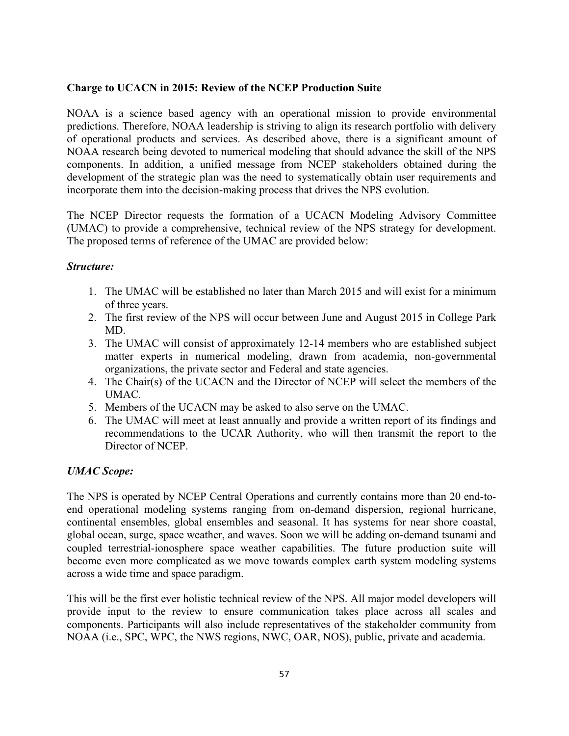**Charge to UCACN in 2015: Review of the NCEP Production Suite**

NOAA is a science based agency with an operational mission to provide environmental predictions. Therefore, NOAA leadership is striving to align its research portfolio with delivery of operational products and services. As described above, there is a significant amount of NOAA research being devoted to numerical modeling that should advance the skill of the NPS components. In addition, a unified message from NCEP stakeholders obtained during the development of the strategic plan was the need to systematically obtain user requirements and incorporate them into the decision-making process that drives the NPS evolution.

The NCEP Director requests the formation of a UCACN Modeling Advisory Committee (UMAC) to provide a comprehensive, technical review of the NPS strategy for development. The proposed terms of reference of the UMAC are provided below:

***Structure:***

1. The UMAC will be established no later than March 2015 and will exist for a minimum of three years.
2. The first review of the NPS will occur between June and August 2015 in College Park MD.
3. The UMAC will consist of approximately 12-14 members who are established subject matter experts in numerical modeling, drawn from academia, non-governmental organizations, the private sector and Federal and state agencies.
4. The Chair(s) of the UCACN and the Director of NCEP will select the members of the UMAC.
5. Members of the UCACN may be asked to also serve on the UMAC.
6. The UMAC will meet at least annually and provide a written report of its findings and recommendations to the UCAR Authority, who will then transmit the report to the Director of NCEP.

***UMAC Scope:***

The NPS is operated by NCEP Central Operations and currently contains more than 20 end-to-end operational modeling systems ranging from on-demand dispersion, regional hurricane, continental ensembles, global ensembles and seasonal. It has systems for near shore coastal, global ocean, surge, space weather, and waves. Soon we will be adding on-demand tsunami and coupled terrestrial-ionosphere space weather capabilities. The future production suite will become even more complicated as we move towards complex earth system modeling systems across a wide time and space paradigm.

This will be the first ever holistic technical review of the NPS. All major model developers will provide input to the review to ensure communication takes place across all scales and components. Participants will also include representatives of the stakeholder community from NOAA (i.e., SPC, WPC, the NWS regions, NWC, OAR, NOS), public, private and academia.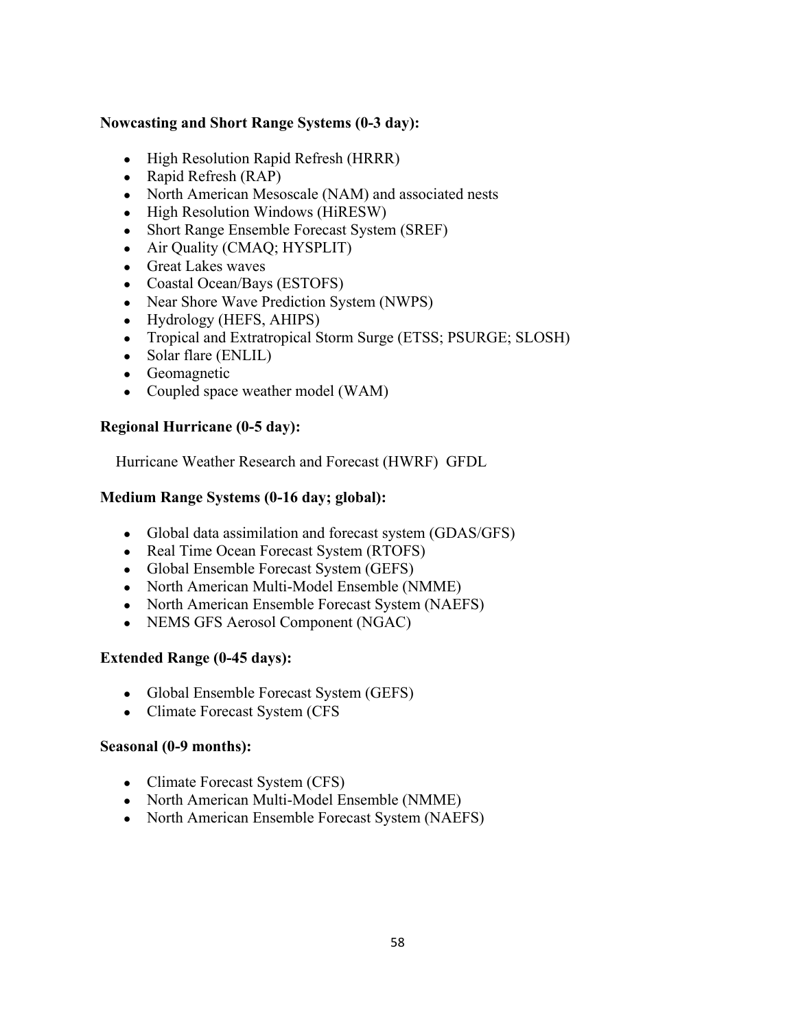**Nowcasting and Short Range Systems (0-3 day):**

- High Resolution Rapid Refresh (HRRR)
- Rapid Refresh (RAP)
- North American Mesoscale (NAM) and associated nests
- High Resolution Windows (HiRESW)
- Short Range Ensemble Forecast System (SREF)
- Air Quality (CMAQ; HYSPLIT)
- Great Lakes waves
- Coastal Ocean/Bays (ESTOFS)
- Near Shore Wave Prediction System (NWPS)
- Hydrology (HEFS, AHIPS)
- Tropical and Extratropical Storm Surge (ETSS; PSURGE; SLOSH)
- Solar flare (ENLIL)
- Geomagnetic
- Coupled space weather model (WAM)

**Regional Hurricane (0-5 day):**

Hurricane Weather Research and Forecast (HWRF) GFDL

**Medium Range Systems (0-16 day; global):**

- Global data assimilation and forecast system (GDAS/GFS)
- Real Time Ocean Forecast System (RTOFS)
- Global Ensemble Forecast System (GEFS)
- North American Multi-Model Ensemble (NMME)
- North American Ensemble Forecast System (NAEFS)
- NEMS GFS Aerosol Component (NGAC)

**Extended Range (0-45 days):**

- Global Ensemble Forecast System (GEFS)
- Climate Forecast System (CFS

**Seasonal (0-9 months):**

- Climate Forecast System (CFS)
- North American Multi-Model Ensemble (NMME)
- North American Ensemble Forecast System (NAEFS)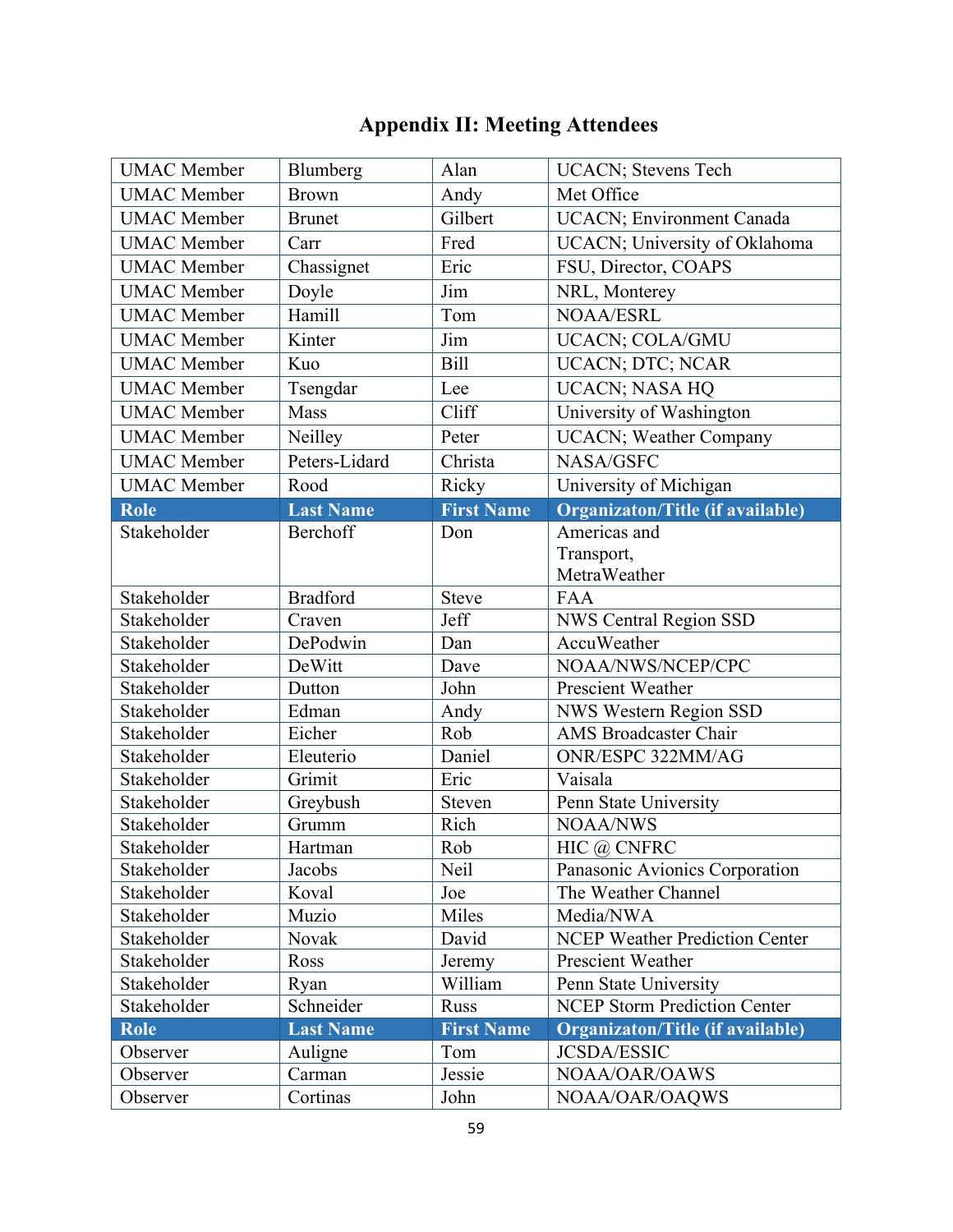# Appendix II: Meeting Attendees

| UMAC Member | Blumberg | Alan | UCACN; Stevens Tech |
|---|---|---|---|
| UMAC Member | Brown | Andy | Met Office |
| UMAC Member | Brunet | Gilbert | UCACN; Environment Canada |
| UMAC Member | Carr | Fred | UCACN; University of Oklahoma |
| UMAC Member | Chassignet | Eric | FSU, Director, COAPS |
| UMAC Member | Doyle | Jim | NRL, Monterey |
| UMAC Member | Hamill | Tom | NOAA/ESRL |
| UMAC Member | Kinter | Jim | UCACN; COLA/GMU |
| UMAC Member | Kuo | Bill | UCACN; DTC; NCAR |
| UMAC Member | Tsengdar | Lee | UCACN; NASA HQ |
| UMAC Member | Mass | Cliff | University of Washington |
| UMAC Member | Neilley | Peter | UCACN; Weather Company |
| UMAC Member | Peters-Lidard | Christa | NASA/GSFC |
| UMAC Member | Rood | Ricky | University of Michigan |
| **Role** | **Last Name** | **First Name** | **Organizaton/Title (if available)** |
| Stakeholder | Berchoff | Don | Americas and Transport, MetraWeather |
| Stakeholder | Bradford | Steve | FAA |
| Stakeholder | Craven | Jeff | NWS Central Region SSD |
| Stakeholder | DePodwin | Dan | AccuWeather |
| Stakeholder | DeWitt | Dave | NOAA/NWS/NCEP/CPC |
| Stakeholder | Dutton | John | Prescient Weather |
| Stakeholder | Edman | Andy | NWS Western Region SSD |
| Stakeholder | Eicher | Rob | AMS Broadcaster Chair |
| Stakeholder | Eleuterio | Daniel | ONR/ESPC 322MM/AG |
| Stakeholder | Grimit | Eric | Vaisala |
| Stakeholder | Greybush | Steven | Penn State University |
| Stakeholder | Grumm | Rich | NOAA/NWS |
| Stakeholder | Hartman | Rob | HIC @ CNFRC |
| Stakeholder | Jacobs | Neil | Panasonic Avionics Corporation |
| Stakeholder | Koval | Joe | The Weather Channel |
| Stakeholder | Muzio | Miles | Media/NWA |
| Stakeholder | Novak | David | NCEP Weather Prediction Center |
| Stakeholder | Ross | Jeremy | Prescient Weather |
| Stakeholder | Ryan | William | Penn State University |
| Stakeholder | Schneider | Russ | NCEP Storm Prediction Center |
| **Role** | **Last Name** | **First Name** | **Organizaton/Title (if available)** |
| Observer | Auligne | Tom | JCSDA/ESSIC |
| Observer | Carman | Jessie | NOAA/OAR/OAWS |
| Observer | Cortinas | John | NOAA/OAR/OAQWS |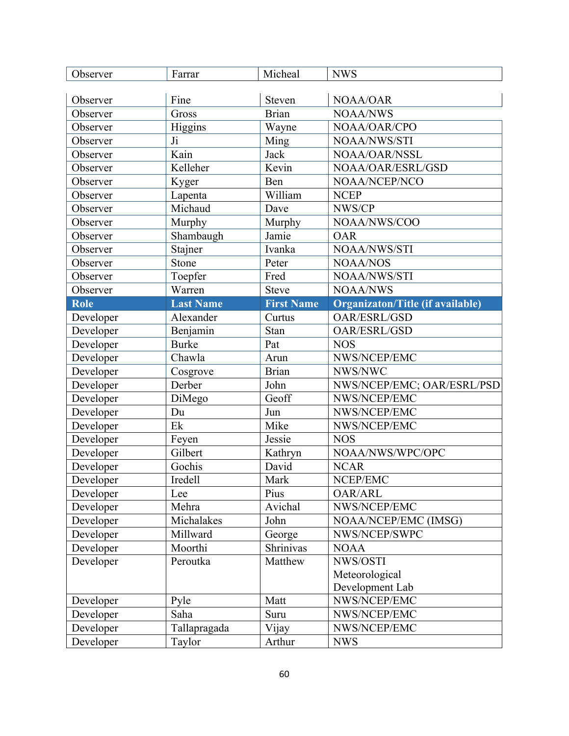| Observer | Farrar | Micheal | NWS |
|---|---|---|---|
| Observer | Fine | Steven | NOAA/OAR |
| Observer | Gross | Brian | NOAA/NWS |
| Observer | Higgins | Wayne | NOAA/OAR/CPO |
| Observer | Ji | Ming | NOAA/NWS/STI |
| Observer | Kain | Jack | NOAA/OAR/NSSL |
| Observer | Kelleher | Kevin | NOAA/OAR/ESRL/GSD |
| Observer | Kyger | Ben | NOAA/NCEP/NCO |
| Observer | Lapenta | William | NCEP |
| Observer | Michaud | Dave | NWS/CP |
| Observer | Murphy | Murphy | NOAA/NWS/COO |
| Observer | Shambaugh | Jamie | OAR |
| Observer | Stajner | Ivanka | NOAA/NWS/STI |
| Observer | Stone | Peter | NOAA/NOS |
| Observer | Toepfer | Fred | NOAA/NWS/STI |
| Observer | Warren | Steve | NOAA/NWS |

| Role | Last Name | First Name | Organizaton/Title (if available) |
|---|---|---|---|
| Developer | Alexander | Curtus | OAR/ESRL/GSD |
| Developer | Benjamin | Stan | OAR/ESRL/GSD |
| Developer | Burke | Pat | NOS |
| Developer | Chawla | Arun | NWS/NCEP/EMC |
| Developer | Cosgrove | Brian | NWS/NWC |
| Developer | Derber | John | NWS/NCEP/EMC; OAR/ESRL/PSD |
| Developer | DiMego | Geoff | NWS/NCEP/EMC |
| Developer | Du | Jun | NWS/NCEP/EMC |
| Developer | Ek | Mike | NWS/NCEP/EMC |
| Developer | Feyen | Jessie | NOS |
| Developer | Gilbert | Kathryn | NOAA/NWS/WPC/OPC |
| Developer | Gochis | David | NCAR |
| Developer | Iredell | Mark | NCEP/EMC |
| Developer | Lee | Pius | OAR/ARL |
| Developer | Mehra | Avichal | NWS/NCEP/EMC |
| Developer | Michalakes | John | NOAA/NCEP/EMC (IMSG) |
| Developer | Millward | George | NWS/NCEP/SWPC |
| Developer | Moorthi | Shrinivas | NOAA |
| Developer | Peroutka | Matthew | NWS/OSTI Meteorological Development Lab |
| Developer | Pyle | Matt | NWS/NCEP/EMC |
| Developer | Saha | Suru | NWS/NCEP/EMC |
| Developer | Tallapragada | Vijay | NWS/NCEP/EMC |
| Developer | Taylor | Arthur | NWS |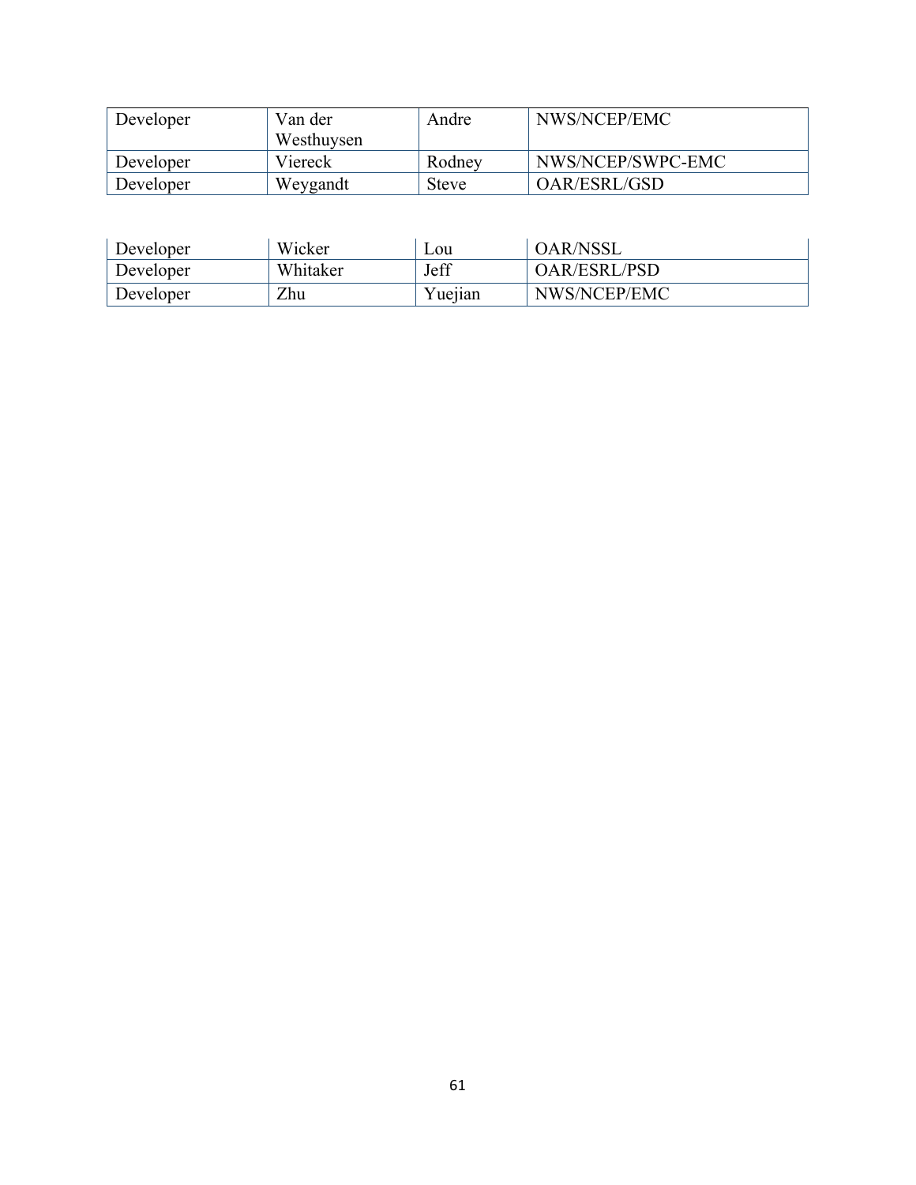| | | | |
|---|---|---|---|
| Developer | Van der Westhuysen | Andre | NWS/NCEP/EMC |
| Developer | Viereck | Rodney | NWS/NCEP/SWPC-EMC |
| Developer | Weygandt | Steve | OAR/ESRL/GSD |
| Developer | Wicker | Lou | OAR/NSSL |
| Developer | Whitaker | Jeff | OAR/ESRL/PSD |
| Developer | Zhu | Yuejian | NWS/NCEP/EMC |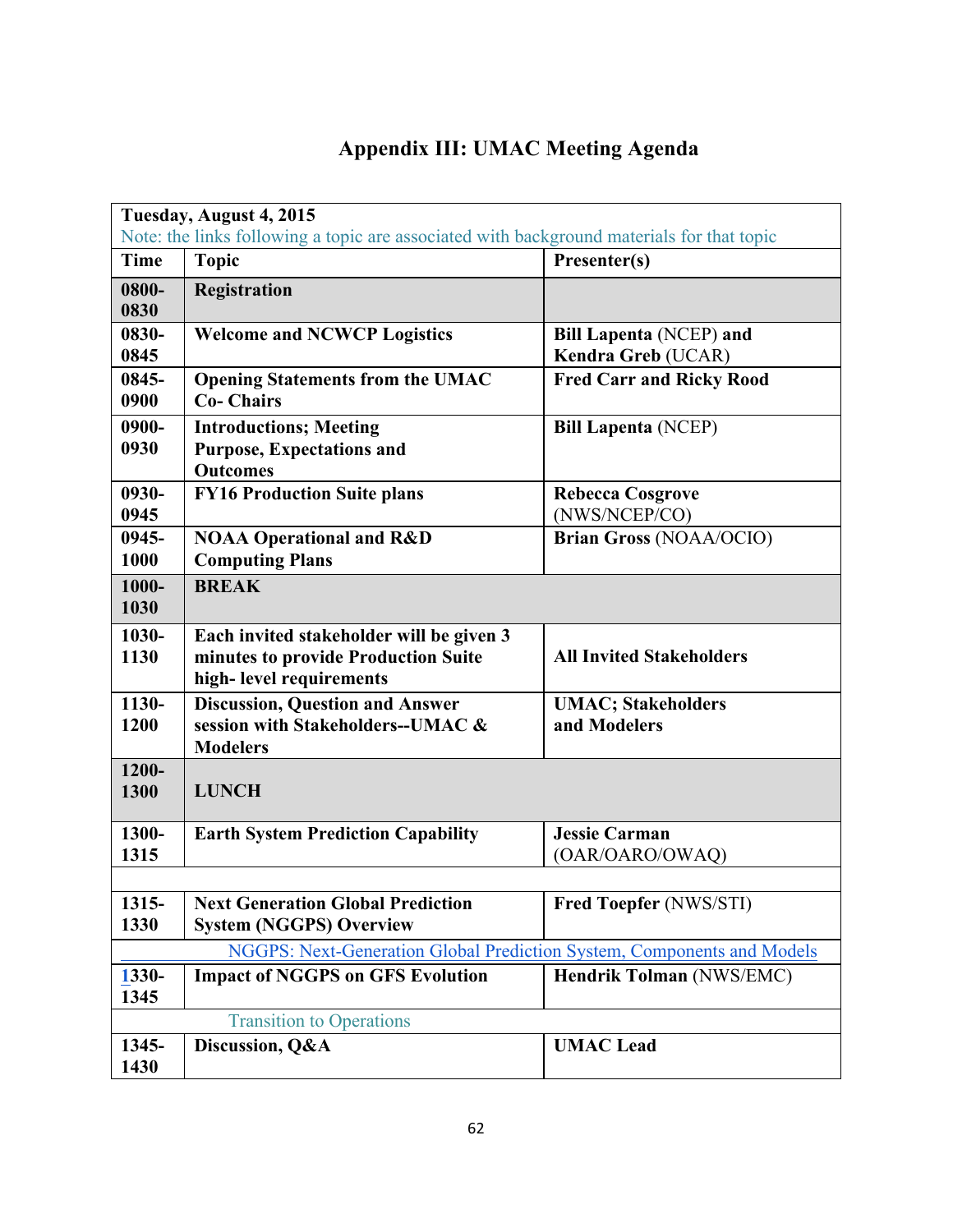# Appendix III: UMAC Meeting Agenda

| Tuesday, August 4, 2015<br>Note: the links following a topic are associated with background materials for that topic | | |
|---|---|---|
| **Time** | **Topic** | **Presenter(s)** |
| **0800-0830** | **Registration** | |
| **0830-0845** | **Welcome and NCWCP Logistics** | **Bill Lapenta** (NCEP) **and Kendra Greb** (UCAR) |
| **0845-0900** | **Opening Statements from the UMAC Co- Chairs** | **Fred Carr and Ricky Rood** |
| **0900-0930** | **Introductions; Meeting Purpose, Expectations and Outcomes** | **Bill Lapenta** (NCEP) |
| **0930-0945** | **FY16 Production Suite plans** | **Rebecca Cosgrove** (NWS/NCEP/CO) |
| **0945-1000** | **NOAA Operational and R&D Computing Plans** | **Brian Gross** (NOAA/OCIO) |
| **1000-1030** | **BREAK** | |
| **1030-1130** | **Each invited stakeholder will be given 3 minutes to provide Production Suite high- level requirements** | **All Invited Stakeholders** |
| **1130-1200** | **Discussion, Question and Answer session with Stakeholders--UMAC & Modelers** | **UMAC; Stakeholders and Modelers** |
| **1200-1300** | **LUNCH** | |
| **1300-1315** | **Earth System Prediction Capability** | **Jessie Carman** (OAR/OARO/OWAQ) |
| | | |
| **1315-1330** | **Next Generation Global Prediction System (NGGPS) Overview** | **Fred Toepfer** (NWS/STI) |
| | NGGPS: Next-Generation Global Prediction System, Components and Models | |
| **1330-1345** | **Impact of NGGPS on GFS Evolution** | **Hendrik Tolman** (NWS/EMC) |
| | Transition to Operations | |
| **1345-1430** | **Discussion, Q&A** | **UMAC Lead** |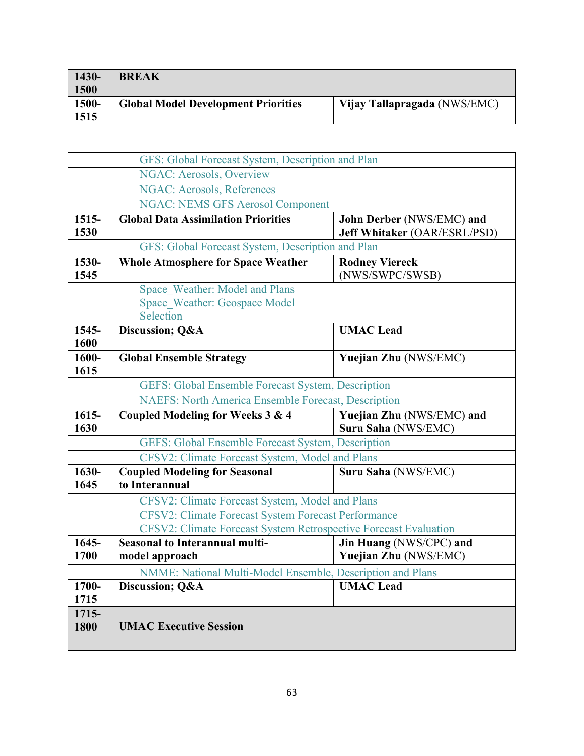| | | |
|---|---|---|
| **1430-1500** | **BREAK** | |
| **1500-1515** | **Global Model Development Priorities** | **Vijay Tallapragada** (NWS/EMC) |

| | | |
|---|---|---|
| | GFS: Global Forecast System, Description and Plan | |
| | NGAC: Aerosols, Overview | |
| | NGAC: Aerosols, References | |
| | NGAC: NEMS GFS Aerosol Component | |
| **1515-1530** | **Global Data Assimilation Priorities** | **John Derber** (NWS/EMC) **and Jeff Whitaker** (OAR/ESRL/PSD) |
| | GFS: Global Forecast System, Description and Plan | |
| **1530-1545** | **Whole Atmosphere for Space Weather** | **Rodney Viereck** (NWS/SWPC/SWSB) |
| | Space_Weather: Model and Plans<br>Space_Weather: Geospace Model Selection | |
| **1545-1600** | **Discussion; Q&A** | **UMAC Lead** |
| **1600-1615** | **Global Ensemble Strategy** | **Yuejian Zhu** (NWS/EMC) |
| | GEFS: Global Ensemble Forecast System, Description | |
| | NAEFS: North America Ensemble Forecast, Description | |
| **1615-1630** | **Coupled Modeling for Weeks 3 & 4** | **Yuejian Zhu** (NWS/EMC) **and Suru Saha** (NWS/EMC) |
| | GEFS: Global Ensemble Forecast System, Description | |
| | CFSV2: Climate Forecast System, Model and Plans | |
| **1630-1645** | **Coupled Modeling for Seasonal to Interannual** | **Suru Saha** (NWS/EMC) |
| | CFSV2: Climate Forecast System, Model and Plans | |
| | CFSV2: Climate Forecast System Forecast Performance | |
| | CFSV2: Climate Forecast System Retrospective Forecast Evaluation | |
| **1645-1700** | **Seasonal to Interannual multi-model approach** | **Jin Huang** (NWS/CPC) **and Yuejian Zhu** (NWS/EMC) |
| | NMME: National Multi-Model Ensemble, Description and Plans | |
| **1700-1715** | **Discussion; Q&A** | **UMAC Lead** |
| **1715-1800** | **UMAC Executive Session** | |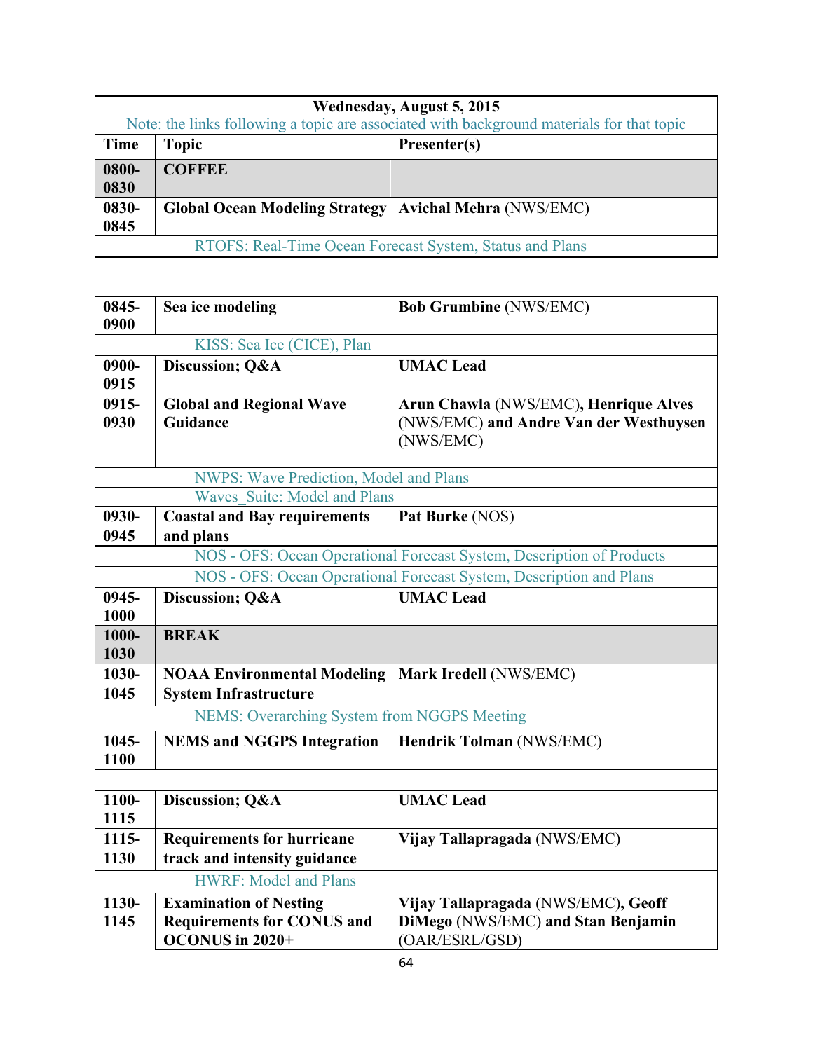| Time | Topic | Presenter(s) |
|---|---|---|
| **Wednesday, August 5, 2015** | | |
| Note: the links following a topic are associated with background materials for that topic | | |
| **0800-0830** | **COFFEE** | |
| **0830-0845** | **Global Ocean Modeling Strategy** | **Avichal Mehra** (NWS/EMC) |
| | RTOFS: Real-Time Ocean Forecast System, Status and Plans | |

| Time | Topic | Presenter(s) |
|---|---|---|
| **0845-0900** | **Sea ice modeling** | **Bob Grumbine** (NWS/EMC) |
| | KISS: Sea Ice (CICE), Plan | |
| **0900-0915** | **Discussion; Q&A** | **UMAC Lead** |
| **0915-0930** | **Global and Regional Wave Guidance** | **Arun Chawla** (NWS/EMC)**, Henrique Alves** (NWS/EMC) **and Andre Van der Westhuysen** (NWS/EMC) |
| | NWPS: Wave Prediction, Model and Plans | |
| | Waves_Suite: Model and Plans | |
| **0930-0945** | **Coastal and Bay requirements and plans** | **Pat Burke** (NOS) |
| | NOS - OFS: Ocean Operational Forecast System, Description of Products | |
| | NOS - OFS: Ocean Operational Forecast System, Description and Plans | |
| **0945-1000** | **Discussion; Q&A** | **UMAC Lead** |
| **1000-1030** | **BREAK** | |
| **1030-1045** | **NOAA Environmental Modeling System Infrastructure** | **Mark Iredell** (NWS/EMC) |
| | NEMS: Overarching System from NGGPS Meeting | |
| **1045-1100** | **NEMS and NGGPS Integration** | **Hendrik Tolman** (NWS/EMC) |
| | | |
| **1100-1115** | **Discussion; Q&A** | **UMAC Lead** |
| **1115-1130** | **Requirements for hurricane track and intensity guidance** | **Vijay Tallapragada** (NWS/EMC) |
| | HWRF: Model and Plans | |
| **1130-1145** | **Examination of Nesting Requirements for CONUS and OCONUS in 2020+** | **Vijay Tallapragada** (NWS/EMC)**, Geoff DiMego** (NWS/EMC) **and Stan Benjamin** (OAR/ESRL/GSD) |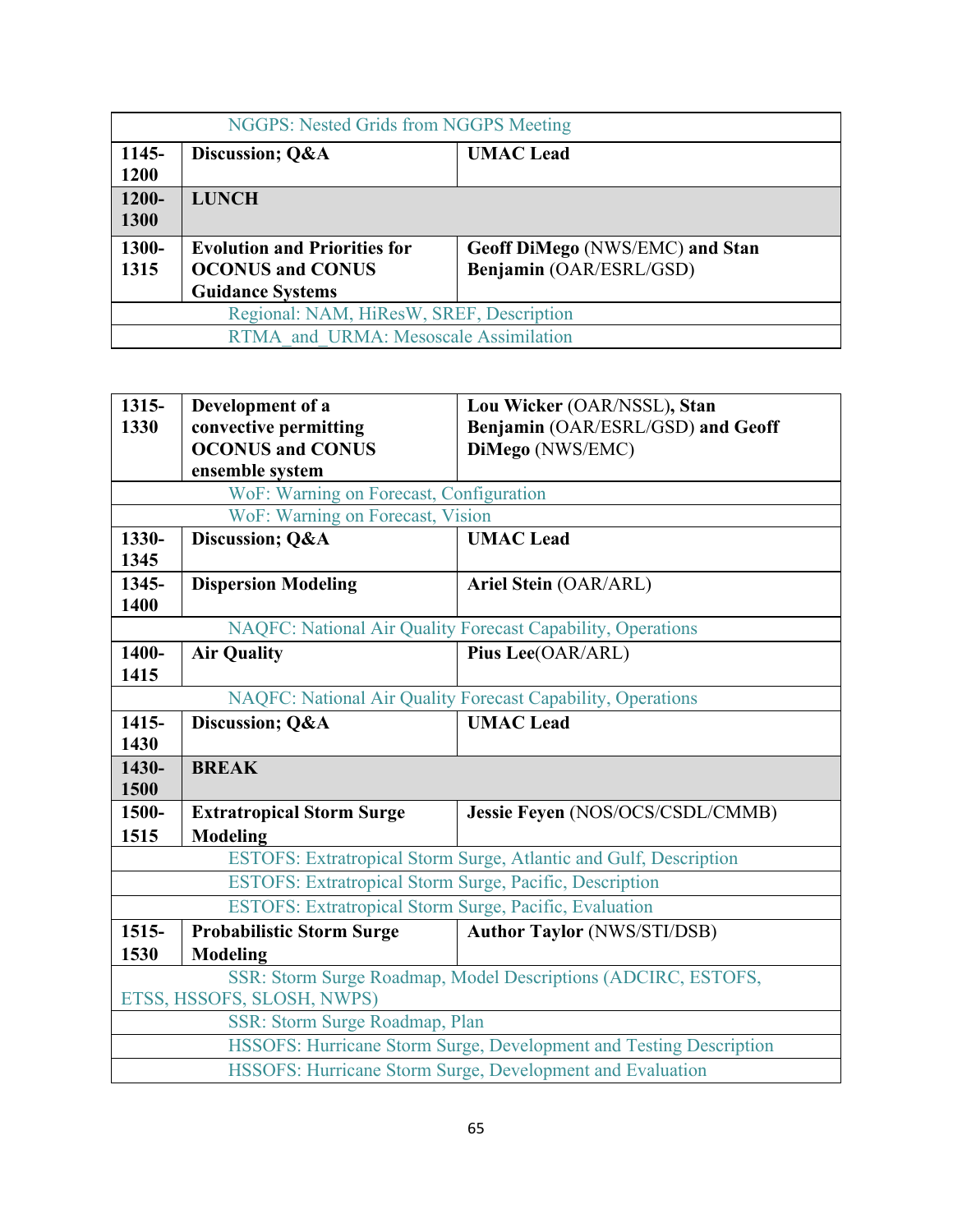| | | |
|---|---|---|
| | NGGPS: Nested Grids from NGGPS Meeting | |
| **1145-1200** | **Discussion; Q&A** | **UMAC Lead** |
| **1200-1300** | **LUNCH** | |
| **1300-1315** | **Evolution and Priorities for OCONUS and CONUS Guidance Systems** | **Geoff DiMego** (NWS/EMC) **and Stan Benjamin** (OAR/ESRL/GSD) |
| | Regional: NAM, HiResW, SREF, Description | |
| | RTMA_and_URMA: Mesoscale Assimilation | |

| | | |
|---|---|---|
| **1315-1330** | **Development of a convective permitting OCONUS and CONUS ensemble system** | **Lou Wicker** (OAR/NSSL)**, Stan Benjamin** (OAR/ESRL/GSD) **and Geoff DiMego** (NWS/EMC) |
| | WoF: Warning on Forecast, Configuration | |
| | WoF: Warning on Forecast, Vision | |
| **1330-1345** | **Discussion; Q&A** | **UMAC Lead** |
| **1345-1400** | **Dispersion Modeling** | **Ariel Stein** (OAR/ARL) |
| | NAQFC: National Air Quality Forecast Capability, Operations | |
| **1400-1415** | **Air Quality** | **Pius Lee**(OAR/ARL) |
| | NAQFC: National Air Quality Forecast Capability, Operations | |
| **1415-1430** | **Discussion; Q&A** | **UMAC Lead** |
| **1430-1500** | **BREAK** | |
| **1500-1515** | **Extratropical Storm Surge Modeling** | **Jessie Feyen** (NOS/OCS/CSDL/CMMB) |
| | ESTOFS: Extratropical Storm Surge, Atlantic and Gulf, Description | |
| | ESTOFS: Extratropical Storm Surge, Pacific, Description | |
| | ESTOFS: Extratropical Storm Surge, Pacific, Evaluation | |
| **1515-1530** | **Probabilistic Storm Surge Modeling** | **Author Taylor** (NWS/STI/DSB) |
| | SSR: Storm Surge Roadmap, Model Descriptions (ADCIRC, ESTOFS, ETSS, HSSOFS, SLOSH, NWPS) | |
| | SSR: Storm Surge Roadmap, Plan | |
| | HSSOFS: Hurricane Storm Surge, Development and Testing Description | |
| | HSSOFS: Hurricane Storm Surge, Development and Evaluation | |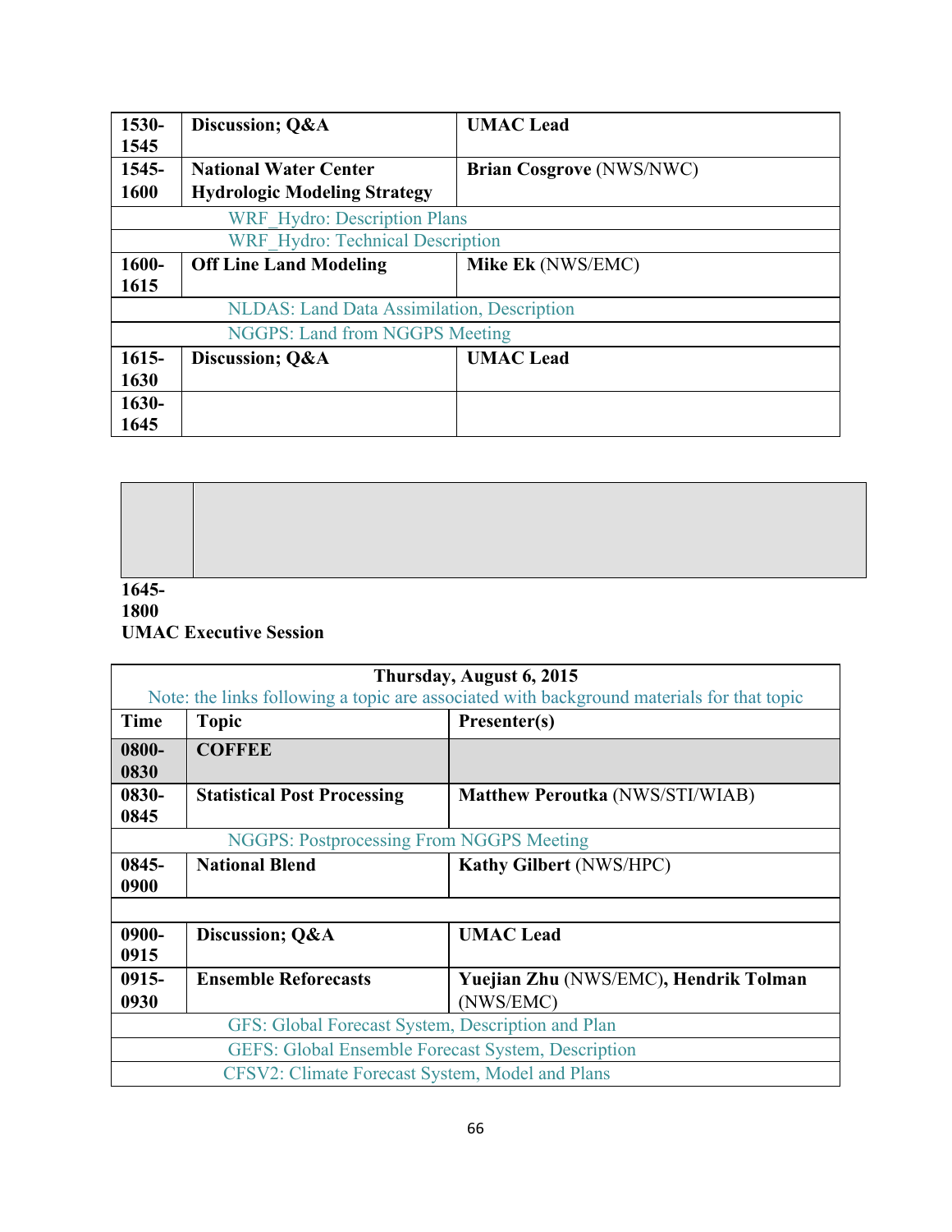| | | |
|---|---|---|
| **1530-1545** | **Discussion; Q&A** | **UMAC Lead** |
| **1545-1600** | **National Water Center Hydrologic Modeling Strategy** | **Brian Cosgrove** (NWS/NWC) |
| | WRF_Hydro: Description Plans | |
| | WRF_Hydro: Technical Description | |
| **1600-1615** | **Off Line Land Modeling** | **Mike Ek** (NWS/EMC) |
| | NLDAS: Land Data Assimilation, Description | |
| | NGGPS: Land from NGGPS Meeting | |
| **1615-1630** | **Discussion; Q&A** | **UMAC Lead** |
| **1630-1645** | | |

| | |
|---|---|
| | |

**1645-**
**1800**
**UMAC Executive Session**

| **Thursday, August 6, 2015** | | |
|---|---|---|
| Note: the links following a topic are associated with background materials for that topic | | |
| **Time** | **Topic** | **Presenter(s)** |
| **0800-0830** | **COFFEE** | |
| **0830-0845** | **Statistical Post Processing** | **Matthew Peroutka** (NWS/STI/WIAB) |
| | NGGPS: Postprocessing From NGGPS Meeting | |
| **0845-0900** | **National Blend** | **Kathy Gilbert** (NWS/HPC) |
| | | |
| **0900-0915** | **Discussion; Q&A** | **UMAC Lead** |
| **0915-0930** | **Ensemble Reforecasts** | **Yuejian Zhu** (NWS/EMC), **Hendrik Tolman** (NWS/EMC) |
| | GFS: Global Forecast System, Description and Plan | |
| | GEFS: Global Ensemble Forecast System, Description | |
| | CFSV2: Climate Forecast System, Model and Plans | |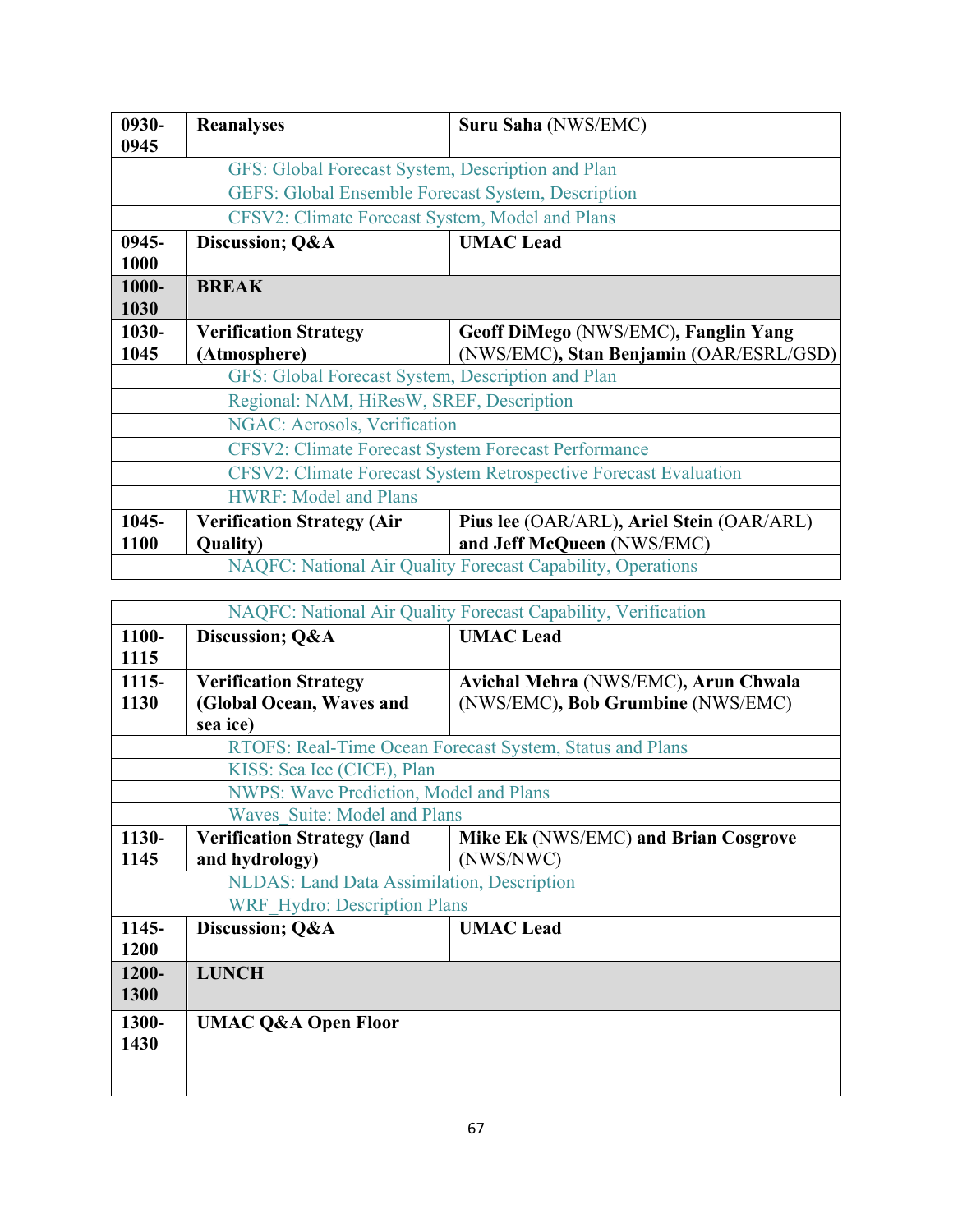| | | |
|---|---|---|
| **0930-0945** | **Reanalyses** | **Suru Saha** (NWS/EMC) |
| | GFS: Global Forecast System, Description and Plan | |
| | GEFS: Global Ensemble Forecast System, Description | |
| | CFSV2: Climate Forecast System, Model and Plans | |
| **0945-1000** | **Discussion; Q&A** | **UMAC Lead** |
| **1000-1030** | **BREAK** | |
| **1030-1045** | **Verification Strategy (Atmosphere)** | **Geoff DiMego** (NWS/EMC)**, Fanglin Yang** (NWS/EMC)**, Stan Benjamin** (OAR/ESRL/GSD) |
| | GFS: Global Forecast System, Description and Plan | |
| | Regional: NAM, HiResW, SREF, Description | |
| | NGAC: Aerosols, Verification | |
| | CFSV2: Climate Forecast System Forecast Performance | |
| | CFSV2: Climate Forecast System Retrospective Forecast Evaluation | |
| | HWRF: Model and Plans | |
| **1045-1100** | **Verification Strategy (Air Quality)** | **Pius lee** (OAR/ARL)**, Ariel Stein** (OAR/ARL) **and Jeff McQueen** (NWS/EMC) |
| | NAQFC: National Air Quality Forecast Capability, Operations | |
| | NAQFC: National Air Quality Forecast Capability, Verification | |
| **1100-1115** | **Discussion; Q&A** | **UMAC Lead** |
| **1115-1130** | **Verification Strategy (Global Ocean, Waves and sea ice)** | **Avichal Mehra** (NWS/EMC)**, Arun Chwala** (NWS/EMC)**, Bob Grumbine** (NWS/EMC) |
| | RTOFS: Real-Time Ocean Forecast System, Status and Plans | |
| | KISS: Sea Ice (CICE), Plan | |
| | NWPS: Wave Prediction, Model and Plans | |
| | Waves_Suite: Model and Plans | |
| **1130-1145** | **Verification Strategy (land and hydrology)** | **Mike Ek** (NWS/EMC) **and Brian Cosgrove** (NWS/NWC) |
| | NLDAS: Land Data Assimilation, Description | |
| | WRF_Hydro: Description Plans | |
| **1145-1200** | **Discussion; Q&A** | **UMAC Lead** |
| **1200-1300** | **LUNCH** | |
| **1300-1430** | **UMAC Q&A Open Floor** | |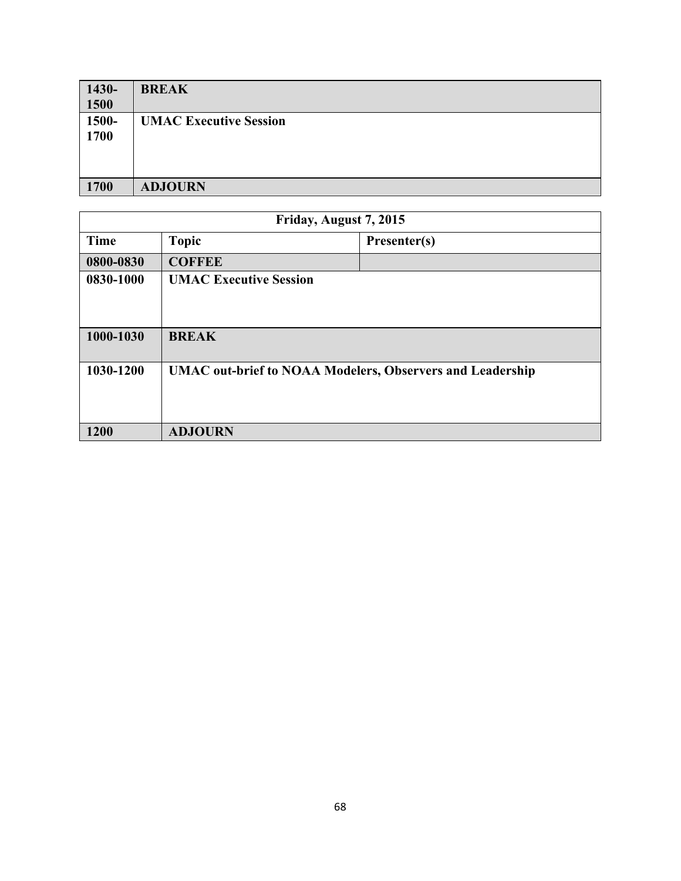| | |
|---|---|
| **1430-1500** | **BREAK** |
| **1500-1700** | **UMAC Executive Session** |
| **1700** | **ADJOURN** |

| **Friday, August 7, 2015** | | |
|---|---|---|
| **Time** | **Topic** | **Presenter(s)** |
| **0800-0830** | **COFFEE** | |
| **0830-1000** | **UMAC Executive Session** | |
| **1000-1030** | **BREAK** | |
| **1030-1200** | **UMAC out-brief to NOAA Modelers, Observers and Leadership** | |
| **1200** | **ADJOURN** | |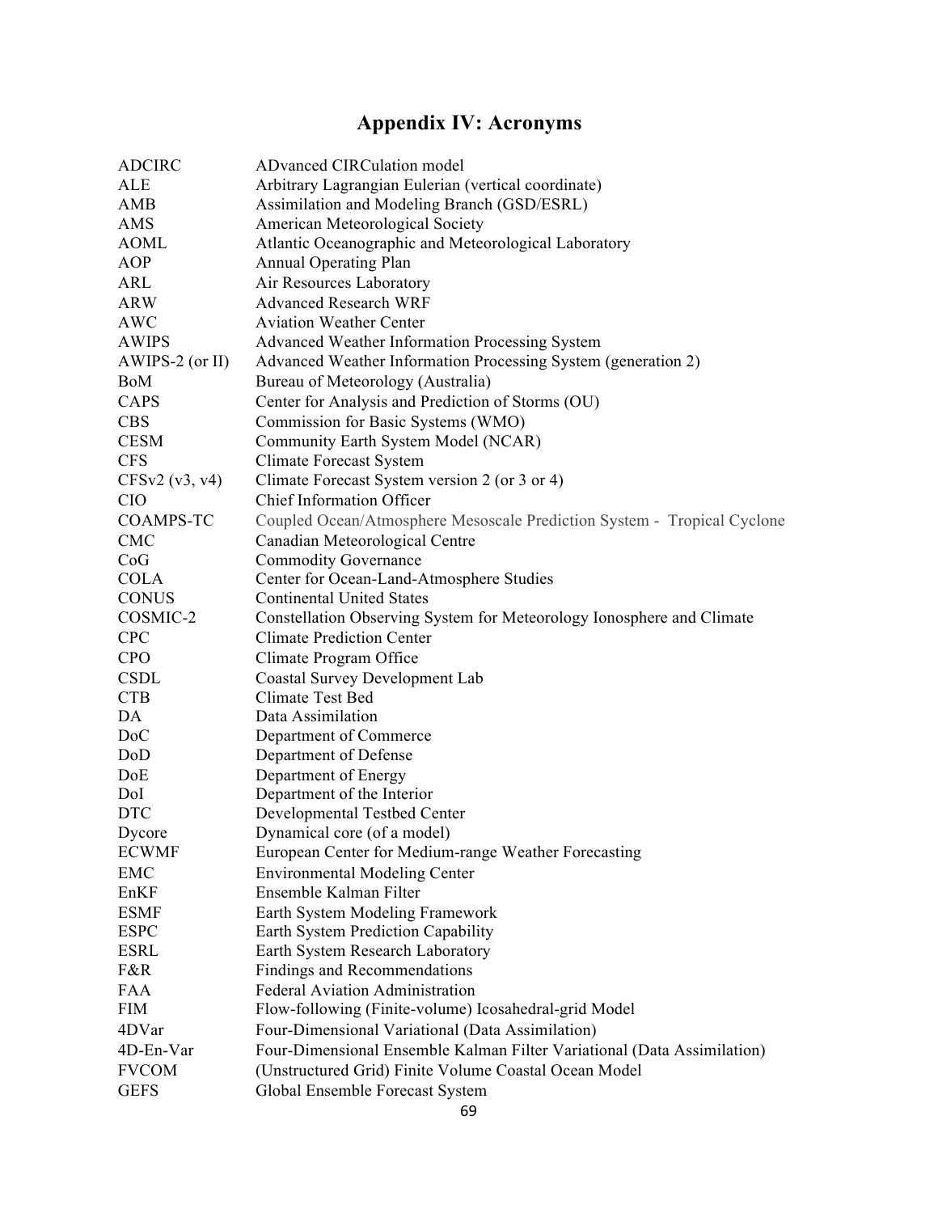# Appendix IV: Acronyms

| | |
|---|---|
| ADCIRC | ADvanced CIRCulation model |
| ALE | Arbitrary Lagrangian Eulerian (vertical coordinate) |
| AMB | Assimilation and Modeling Branch (GSD/ESRL) |
| AMS | American Meteorological Society |
| AOML | Atlantic Oceanographic and Meteorological Laboratory |
| AOP | Annual Operating Plan |
| ARL | Air Resources Laboratory |
| ARW | Advanced Research WRF |
| AWC | Aviation Weather Center |
| AWIPS | Advanced Weather Information Processing System |
| AWIPS-2 (or II) | Advanced Weather Information Processing System (generation 2) |
| BoM | Bureau of Meteorology (Australia) |
| CAPS | Center for Analysis and Prediction of Storms (OU) |
| CBS | Commission for Basic Systems (WMO) |
| CESM | Community Earth System Model (NCAR) |
| CFS | Climate Forecast System |
| CFSv2 (v3, v4) | Climate Forecast System version 2 (or 3 or 4) |
| CIO | Chief Information Officer |
| COAMPS-TC | Coupled Ocean/Atmosphere Mesoscale Prediction System - Tropical Cyclone |
| CMC | Canadian Meteorological Centre |
| CoG | Commodity Governance |
| COLA | Center for Ocean-Land-Atmosphere Studies |
| CONUS | Continental United States |
| COSMIC-2 | Constellation Observing System for Meteorology Ionosphere and Climate |
| CPC | Climate Prediction Center |
| CPO | Climate Program Office |
| CSDL | Coastal Survey Development Lab |
| CTB | Climate Test Bed |
| DA | Data Assimilation |
| DoC | Department of Commerce |
| DoD | Department of Defense |
| DoE | Department of Energy |
| DoI | Department of the Interior |
| DTC | Developmental Testbed Center |
| Dycore | Dynamical core (of a model) |
| ECWMF | European Center for Medium-range Weather Forecasting |
| EMC | Environmental Modeling Center |
| EnKF | Ensemble Kalman Filter |
| ESMF | Earth System Modeling Framework |
| ESPC | Earth System Prediction Capability |
| ESRL | Earth System Research Laboratory |
| F&R | Findings and Recommendations |
| FAA | Federal Aviation Administration |
| FIM | Flow-following (Finite-volume) Icosahedral-grid Model |
| 4DVar | Four-Dimensional Variational (Data Assimilation) |
| 4D-En-Var | Four-Dimensional Ensemble Kalman Filter Variational (Data Assimilation) |
| FVCOM | (Unstructured Grid) Finite Volume Coastal Ocean Model |
| GEFS | Global Ensemble Forecast System |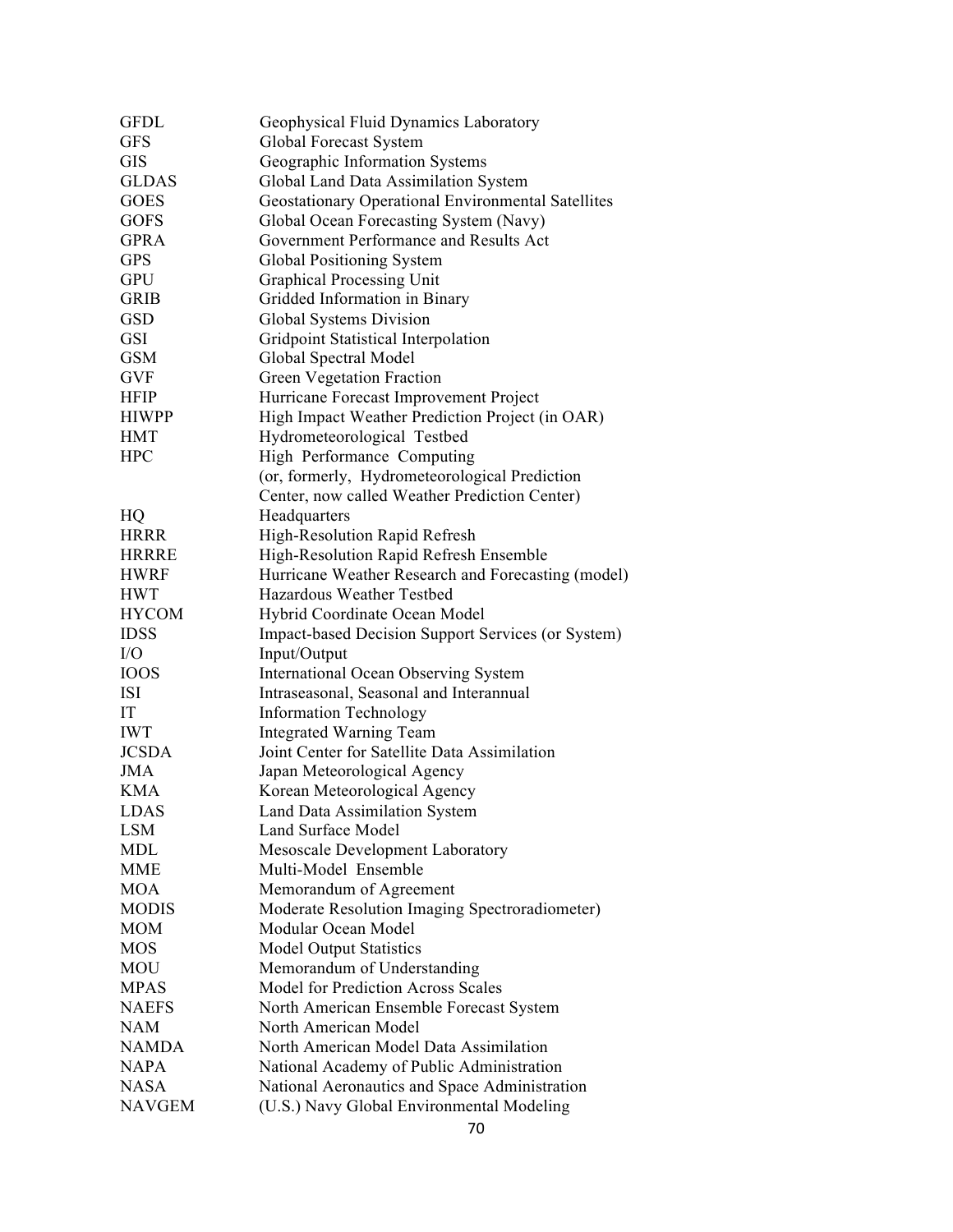| | |
|---|---|
| GFDL | Geophysical Fluid Dynamics Laboratory |
| GFS | Global Forecast System |
| GIS | Geographic Information Systems |
| GLDAS | Global Land Data Assimilation System |
| GOES | Geostationary Operational Environmental Satellites |
| GOFS | Global Ocean Forecasting System (Navy) |
| GPRA | Government Performance and Results Act |
| GPS | Global Positioning System |
| GPU | Graphical Processing Unit |
| GRIB | Gridded Information in Binary |
| GSD | Global Systems Division |
| GSI | Gridpoint Statistical Interpolation |
| GSM | Global Spectral Model |
| GVF | Green Vegetation Fraction |
| HFIP | Hurricane Forecast Improvement Project |
| HIWPP | High Impact Weather Prediction Project (in OAR) |
| HMT | Hydrometeorological Testbed |
| HPC | High Performance Computing (or, formerly, Hydrometeorological Prediction Center, now called Weather Prediction Center) |
| HQ | Headquarters |
| HRRR | High-Resolution Rapid Refresh |
| HRRRE | High-Resolution Rapid Refresh Ensemble |
| HWRF | Hurricane Weather Research and Forecasting (model) |
| HWT | Hazardous Weather Testbed |
| HYCOM | Hybrid Coordinate Ocean Model |
| IDSS | Impact-based Decision Support Services (or System) |
| I/O | Input/Output |
| IOOS | International Ocean Observing System |
| ISI | Intraseasonal, Seasonal and Interannual |
| IT | Information Technology |
| IWT | Integrated Warning Team |
| JCSDA | Joint Center for Satellite Data Assimilation |
| JMA | Japan Meteorological Agency |
| KMA | Korean Meteorological Agency |
| LDAS | Land Data Assimilation System |
| LSM | Land Surface Model |
| MDL | Mesoscale Development Laboratory |
| MME | Multi-Model Ensemble |
| MOA | Memorandum of Agreement |
| MODIS | Moderate Resolution Imaging Spectroradiometer) |
| MOM | Modular Ocean Model |
| MOS | Model Output Statistics |
| MOU | Memorandum of Understanding |
| MPAS | Model for Prediction Across Scales |
| NAEFS | North American Ensemble Forecast System |
| NAM | North American Model |
| NAMDA | North American Model Data Assimilation |
| NAPA | National Academy of Public Administration |
| NASA | National Aeronautics and Space Administration |
| NAVGEM | (U.S.) Navy Global Environmental Modeling |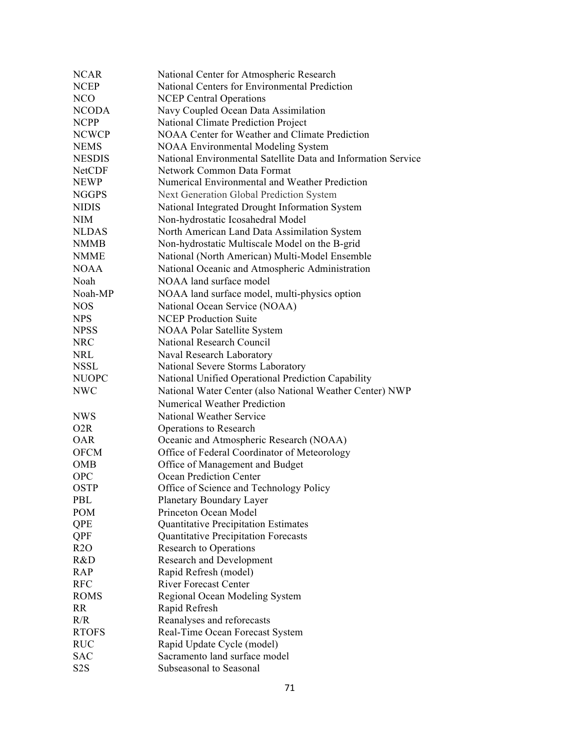| | |
|---|---|
| NCAR | National Center for Atmospheric Research |
| NCEP | National Centers for Environmental Prediction |
| NCO | NCEP Central Operations |
| NCODA | Navy Coupled Ocean Data Assimilation |
| NCPP | National Climate Prediction Project |
| NCWCP | NOAA Center for Weather and Climate Prediction |
| NEMS | NOAA Environmental Modeling System |
| NESDIS | National Environmental Satellite Data and Information Service |
| NetCDF | Network Common Data Format |
| NEWP | Numerical Environmental and Weather Prediction |
| NGGPS | Next Generation Global Prediction System |
| NIDIS | National Integrated Drought Information System |
| NIM | Non-hydrostatic Icosahedral Model |
| NLDAS | North American Land Data Assimilation System |
| NMMB | Non-hydrostatic Multiscale Model on the B-grid |
| NMME | National (North American) Multi-Model Ensemble |
| NOAA | National Oceanic and Atmospheric Administration |
| Noah | NOAA land surface model |
| Noah-MP | NOAA land surface model, multi-physics option |
| NOS | National Ocean Service (NOAA) |
| NPS | NCEP Production Suite |
| NPSS | NOAA Polar Satellite System |
| NRC | National Research Council |
| NRL | Naval Research Laboratory |
| NSSL | National Severe Storms Laboratory |
| NUOPC | National Unified Operational Prediction Capability |
| NWC | National Water Center (also National Weather Center) NWP |
| | Numerical Weather Prediction |
| NWS | National Weather Service |
| O2R | Operations to Research |
| OAR | Oceanic and Atmospheric Research (NOAA) |
| OFCM | Office of Federal Coordinator of Meteorology |
| OMB | Office of Management and Budget |
| OPC | Ocean Prediction Center |
| OSTP | Office of Science and Technology Policy |
| PBL | Planetary Boundary Layer |
| POM | Princeton Ocean Model |
| QPE | Quantitative Precipitation Estimates |
| QPF | Quantitative Precipitation Forecasts |
| R2O | Research to Operations |
| R&D | Research and Development |
| RAP | Rapid Refresh (model) |
| RFC | River Forecast Center |
| ROMS | Regional Ocean Modeling System |
| RR | Rapid Refresh |
| R/R | Reanalyses and reforecasts |
| RTOFS | Real-Time Ocean Forecast System |
| RUC | Rapid Update Cycle (model) |
| SAC | Sacramento land surface model |
| S2S | Subseasonal to Seasonal |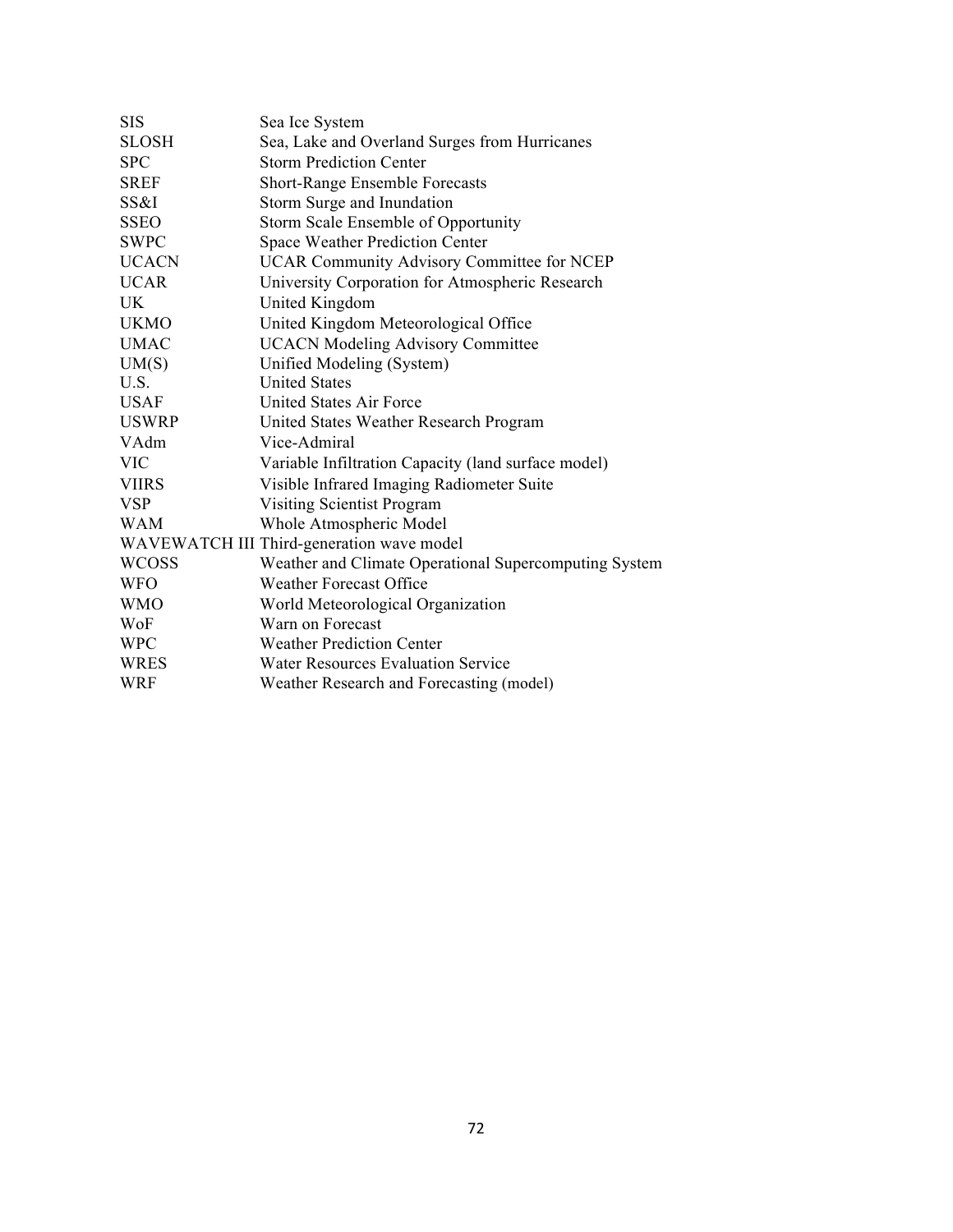| | |
|---|---|
| SIS | Sea Ice System |
| SLOSH | Sea, Lake and Overland Surges from Hurricanes |
| SPC | Storm Prediction Center |
| SREF | Short-Range Ensemble Forecasts |
| SS&I | Storm Surge and Inundation |
| SSEO | Storm Scale Ensemble of Opportunity |
| SWPC | Space Weather Prediction Center |
| UCACN | UCAR Community Advisory Committee for NCEP |
| UCAR | University Corporation for Atmospheric Research |
| UK | United Kingdom |
| UKMO | United Kingdom Meteorological Office |
| UMAC | UCACN Modeling Advisory Committee |
| UM(S) | Unified Modeling (System) |
| U.S. | United States |
| USAF | United States Air Force |
| USWRP | United States Weather Research Program |
| VAdm | Vice-Admiral |
| VIC | Variable Infiltration Capacity (land surface model) |
| VIIRS | Visible Infrared Imaging Radiometer Suite |
| VSP | Visiting Scientist Program |
| WAM | Whole Atmospheric Model |
| WAVEWATCH III | Third-generation wave model |
| WCOSS | Weather and Climate Operational Supercomputing System |
| WFO | Weather Forecast Office |
| WMO | World Meteorological Organization |
| WoF | Warn on Forecast |
| WPC | Weather Prediction Center |
| WRES | Water Resources Evaluation Service |
| WRF | Weather Research and Forecasting (model) |